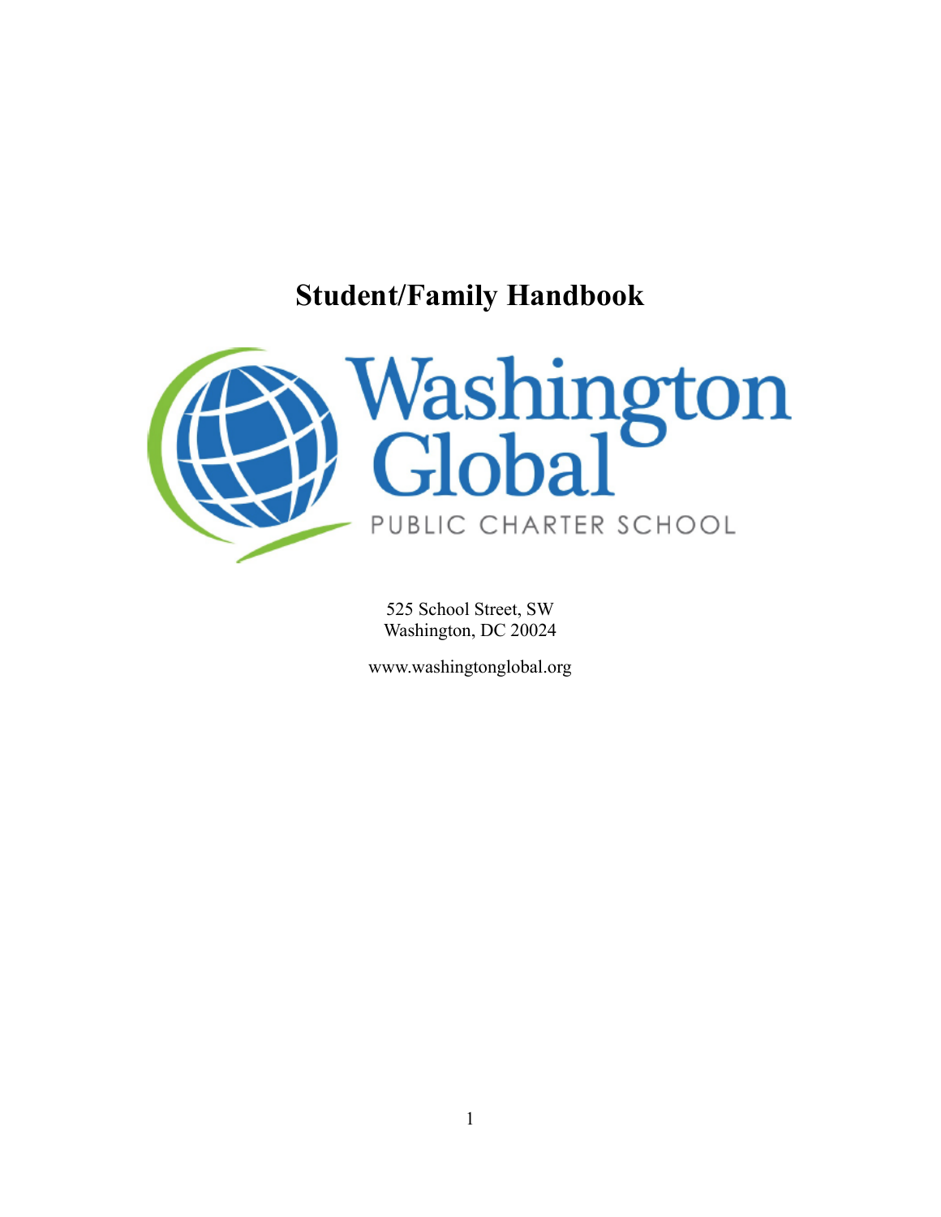# Student/Family Handbook

Washington Global

PUBLIC CHARTER SCHOOL

525 School Street, SW
Washington, DC 20024

www.washingtonglobal.org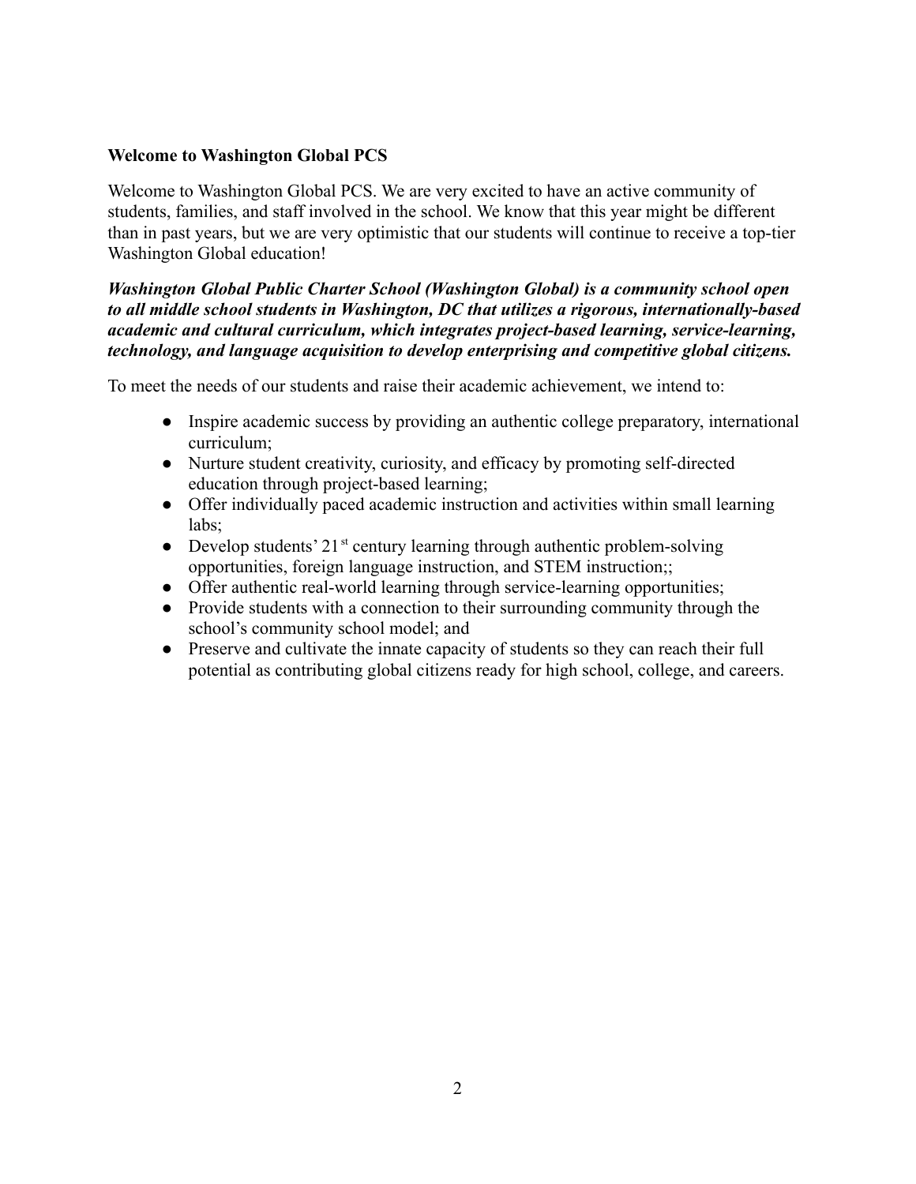## Welcome to Washington Global PCS

Welcome to Washington Global PCS. We are very excited to have an active community of students, families, and staff involved in the school. We know that this year might be different than in past years, but we are very optimistic that our students will continue to receive a top-tier Washington Global education!

***Washington Global Public Charter School (Washington Global) is a community school open to all middle school students in Washington, DC that utilizes a rigorous, internationally-based academic and cultural curriculum, which integrates project-based learning, service-learning, technology, and language acquisition to develop enterprising and competitive global citizens.***

To meet the needs of our students and raise their academic achievement, we intend to:

- Inspire academic success by providing an authentic college preparatory, international curriculum;
- Nurture student creativity, curiosity, and efficacy by promoting self-directed education through project-based learning;
- Offer individually paced academic instruction and activities within small learning labs;
- Develop students' 21st century learning through authentic problem-solving opportunities, foreign language instruction, and STEM instruction;;
- Offer authentic real-world learning through service-learning opportunities;
- Provide students with a connection to their surrounding community through the school's community school model; and
- Preserve and cultivate the innate capacity of students so they can reach their full potential as contributing global citizens ready for high school, college, and careers.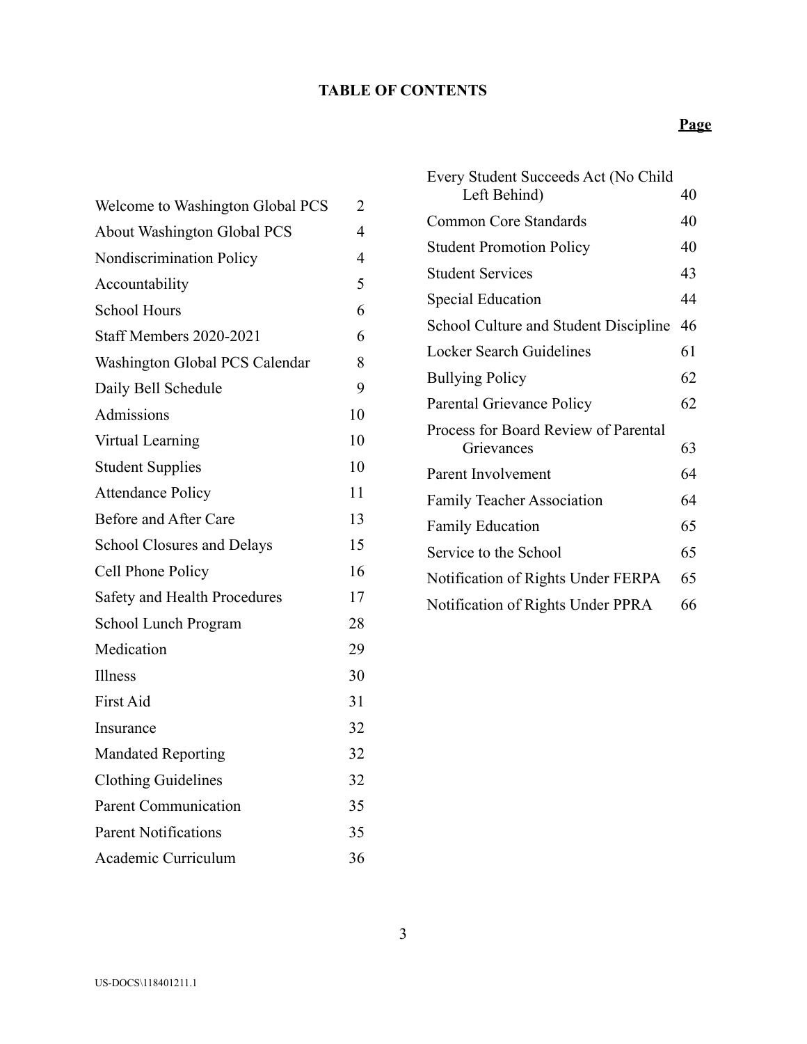# TABLE OF CONTENTS

| | Page |
|---|---|
| Welcome to Washington Global PCS | 2 |
| About Washington Global PCS | 4 |
| Nondiscrimination Policy | 4 |
| Accountability | 5 |
| School Hours | 6 |
| Staff Members 2020-2021 | 6 |
| Washington Global PCS Calendar | 8 |
| Daily Bell Schedule | 9 |
| Admissions | 10 |
| Virtual Learning | 10 |
| Student Supplies | 10 |
| Attendance Policy | 11 |
| Before and After Care | 13 |
| School Closures and Delays | 15 |
| Cell Phone Policy | 16 |
| Safety and Health Procedures | 17 |
| School Lunch Program | 28 |
| Medication | 29 |
| Illness | 30 |
| First Aid | 31 |
| Insurance | 32 |
| Mandated Reporting | 32 |
| Clothing Guidelines | 32 |
| Parent Communication | 35 |
| Parent Notifications | 35 |
| Academic Curriculum | 36 |
| Every Student Succeeds Act (No Child Left Behind) | 40 |
| Common Core Standards | 40 |
| Student Promotion Policy | 40 |
| Student Services | 43 |
| Special Education | 44 |
| School Culture and Student Discipline | 46 |
| Locker Search Guidelines | 61 |
| Bullying Policy | 62 |
| Parental Grievance Policy | 62 |
| Process for Board Review of Parental Grievances | 63 |
| Parent Involvement | 64 |
| Family Teacher Association | 64 |
| Family Education | 65 |
| Service to the School | 65 |
| Notification of Rights Under FERPA | 65 |
| Notification of Rights Under PPRA | 66 |

US-DOCS\118401211.1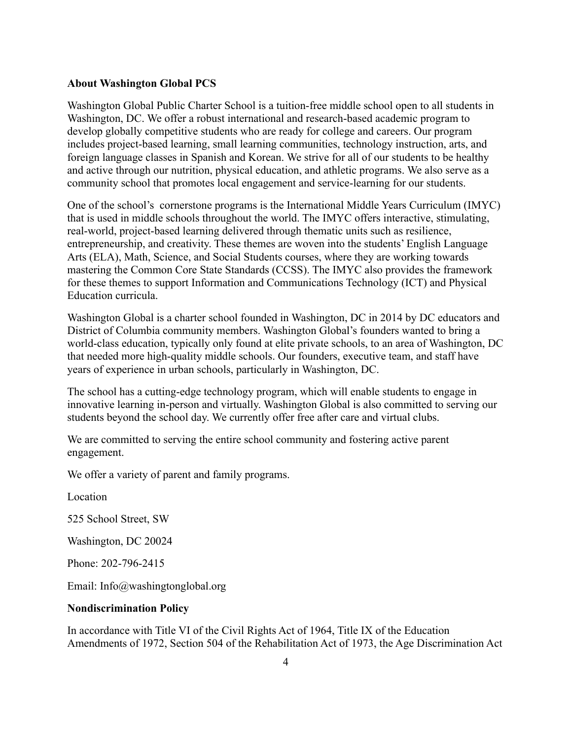**About Washington Global PCS**

Washington Global Public Charter School is a tuition-free middle school open to all students in Washington, DC. We offer a robust international and research-based academic program to develop globally competitive students who are ready for college and careers. Our program includes project-based learning, small learning communities, technology instruction, arts, and foreign language classes in Spanish and Korean. We strive for all of our students to be healthy and active through our nutrition, physical education, and athletic programs. We also serve as a community school that promotes local engagement and service-learning for our students.

One of the school's cornerstone programs is the International Middle Years Curriculum (IMYC) that is used in middle schools throughout the world. The IMYC offers interactive, stimulating, real-world, project-based learning delivered through thematic units such as resilience, entrepreneurship, and creativity. These themes are woven into the students' English Language Arts (ELA), Math, Science, and Social Students courses, where they are working towards mastering the Common Core State Standards (CCSS). The IMYC also provides the framework for these themes to support Information and Communications Technology (ICT) and Physical Education curricula.

Washington Global is a charter school founded in Washington, DC in 2014 by DC educators and District of Columbia community members. Washington Global's founders wanted to bring a world-class education, typically only found at elite private schools, to an area of Washington, DC that needed more high-quality middle schools. Our founders, executive team, and staff have years of experience in urban schools, particularly in Washington, DC.

The school has a cutting-edge technology program, which will enable students to engage in innovative learning in-person and virtually. Washington Global is also committed to serving our students beyond the school day. We currently offer free after care and virtual clubs.

We are committed to serving the entire school community and fostering active parent engagement.

We offer a variety of parent and family programs.

Location

525 School Street, SW

Washington, DC 20024

Phone: 202-796-2415

Email: Info@washingtonglobal.org

**Nondiscrimination Policy**

In accordance with Title VI of the Civil Rights Act of 1964, Title IX of the Education Amendments of 1972, Section 504 of the Rehabilitation Act of 1973, the Age Discrimination Act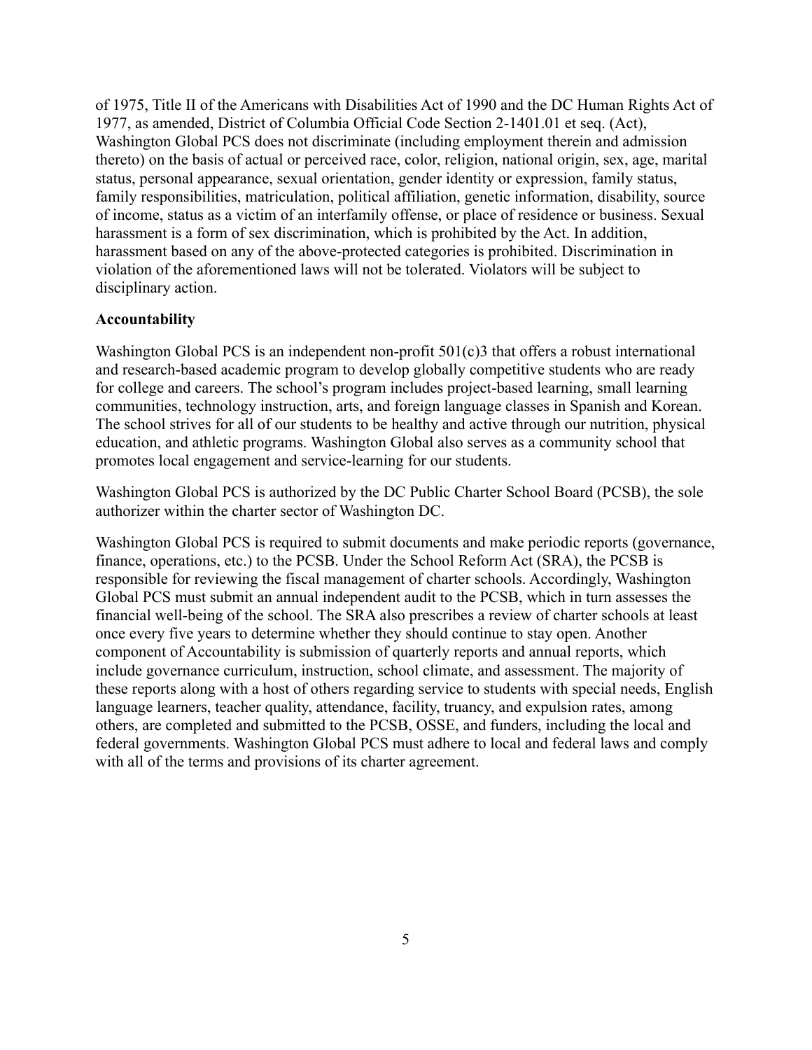of 1975, Title II of the Americans with Disabilities Act of 1990 and the DC Human Rights Act of 1977, as amended, District of Columbia Official Code Section 2-1401.01 et seq. (Act), Washington Global PCS does not discriminate (including employment therein and admission thereto) on the basis of actual or perceived race, color, religion, national origin, sex, age, marital status, personal appearance, sexual orientation, gender identity or expression, family status, family responsibilities, matriculation, political affiliation, genetic information, disability, source of income, status as a victim of an interfamily offense, or place of residence or business. Sexual harassment is a form of sex discrimination, which is prohibited by the Act. In addition, harassment based on any of the above-protected categories is prohibited. Discrimination in violation of the aforementioned laws will not be tolerated. Violators will be subject to disciplinary action.

**Accountability**

Washington Global PCS is an independent non-profit 501(c)3 that offers a robust international and research-based academic program to develop globally competitive students who are ready for college and careers. The school's program includes project-based learning, small learning communities, technology instruction, arts, and foreign language classes in Spanish and Korean. The school strives for all of our students to be healthy and active through our nutrition, physical education, and athletic programs. Washington Global also serves as a community school that promotes local engagement and service-learning for our students.

Washington Global PCS is authorized by the DC Public Charter School Board (PCSB), the sole authorizer within the charter sector of Washington DC.

Washington Global PCS is required to submit documents and make periodic reports (governance, finance, operations, etc.) to the PCSB. Under the School Reform Act (SRA), the PCSB is responsible for reviewing the fiscal management of charter schools. Accordingly, Washington Global PCS must submit an annual independent audit to the PCSB, which in turn assesses the financial well-being of the school. The SRA also prescribes a review of charter schools at least once every five years to determine whether they should continue to stay open. Another component of Accountability is submission of quarterly reports and annual reports, which include governance curriculum, instruction, school climate, and assessment. The majority of these reports along with a host of others regarding service to students with special needs, English language learners, teacher quality, attendance, facility, truancy, and expulsion rates, among others, are completed and submitted to the PCSB, OSSE, and funders, including the local and federal governments. Washington Global PCS must adhere to local and federal laws and comply with all of the terms and provisions of its charter agreement.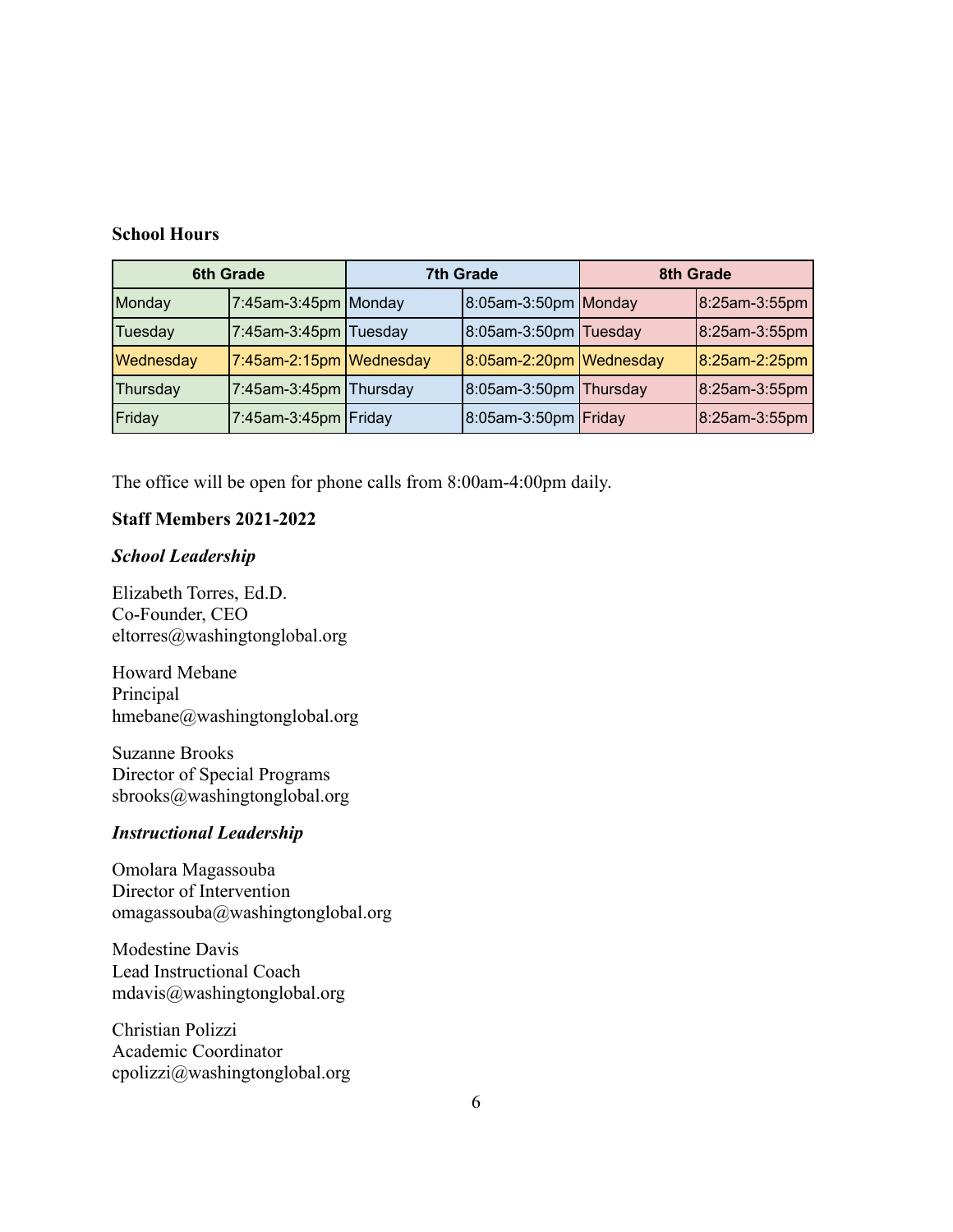**School Hours**

| 6th Grade | | 7th Grade | | 8th Grade | |
|---|---|---|---|---|---|
| Monday | 7:45am-3:45pm | Monday | 8:05am-3:50pm | Monday | 8:25am-3:55pm |
| Tuesday | 7:45am-3:45pm | Tuesday | 8:05am-3:50pm | Tuesday | 8:25am-3:55pm |
| Wednesday | 7:45am-2:15pm | Wednesday | 8:05am-2:20pm | Wednesday | 8:25am-2:25pm |
| Thursday | 7:45am-3:45pm | Thursday | 8:05am-3:50pm | Thursday | 8:25am-3:55pm |
| Friday | 7:45am-3:45pm | Friday | 8:05am-3:50pm | Friday | 8:25am-3:55pm |

The office will be open for phone calls from 8:00am-4:00pm daily.

**Staff Members 2021-2022**

***School Leadership***

Elizabeth Torres, Ed.D.
Co-Founder, CEO
eltorres@washingtonglobal.org

Howard Mebane
Principal
hmebane@washingtonglobal.org

Suzanne Brooks
Director of Special Programs
sbrooks@washingtonglobal.org

***Instructional Leadership***

Omolara Magassouba
Director of Intervention
omagassouba@washingtonglobal.org

Modestine Davis
Lead Instructional Coach
mdavis@washingtonglobal.org

Christian Polizzi
Academic Coordinator
cpolizzi@washingtonglobal.org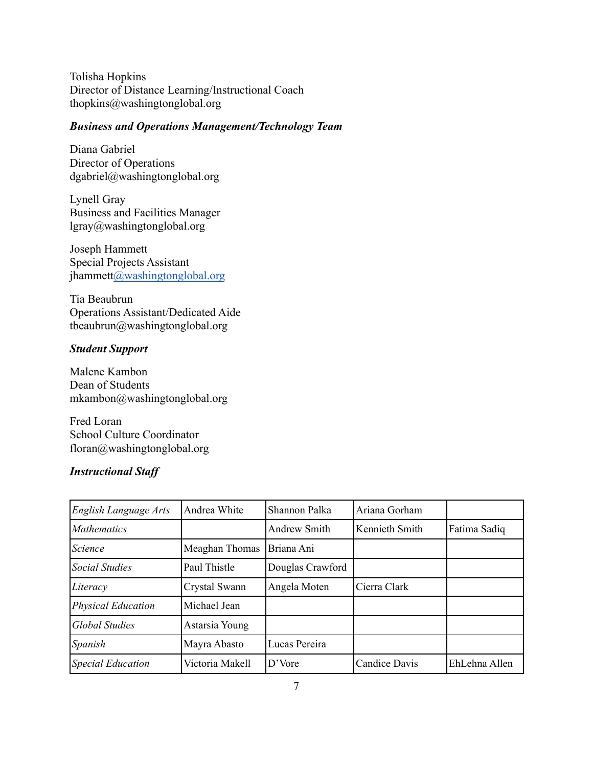Tolisha Hopkins
Director of Distance Learning/Instructional Coach
thopkins@washingtonglobal.org

***Business and Operations Management/Technology Team***

Diana Gabriel
Director of Operations
dgabriel@washingtonglobal.org

Lynell Gray
Business and Facilities Manager
lgray@washingtonglobal.org

Joseph Hammett
Special Projects Assistant
jhammett@washingtonglobal.org

Tia Beaubrun
Operations Assistant/Dedicated Aide
tbeaubrun@washingtonglobal.org

***Student Support***

Malene Kambon
Dean of Students
mkambon@washingtonglobal.org

Fred Loran
School Culture Coordinator
floran@washingtonglobal.org

***Instructional Staff***

| | | | | |
|---|---|---|---|---|
| *English Language Arts* | Andrea White | Shannon Palka | Ariana Gorham | |
| *Mathematics* | | Andrew Smith | Kennieth Smith | Fatima Sadiq |
| *Science* | Meaghan Thomas | Briana Ani | | |
| *Social Studies* | Paul Thistle | Douglas Crawford | | |
| *Literacy* | Crystal Swann | Angela Moten | Cierra Clark | |
| *Physical Education* | Michael Jean | | | |
| *Global Studies* | Astarsia Young | | | |
| *Spanish* | Mayra Abasto | Lucas Pereira | | |
| *Special Education* | Victoria Makell | D'Vore | Candice Davis | EhLehna Allen |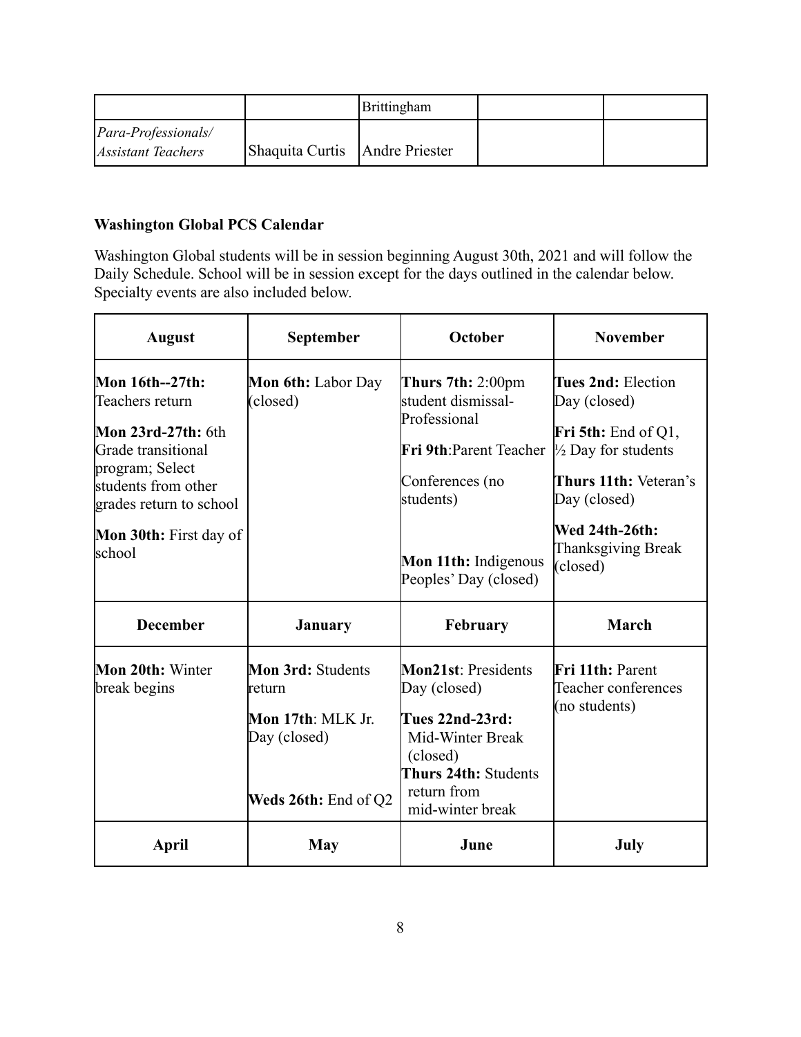| | | Brittingham | | |
|---|---|---|---|---|
| *Para-Professionals/ Assistant Teachers* | Shaquita Curtis | Andre Priester | | |

**Washington Global PCS Calendar**

Washington Global students will be in session beginning August 30th, 2021 and will follow the Daily Schedule. School will be in session except for the days outlined in the calendar below. Specialty events are also included below.

| August | September | October | November |
|---|---|---|---|
| **Mon 16th--27th:** Teachers return<br><br>**Mon 23rd-27th:** 6th Grade transitional program; Select students from other grades return to school<br><br>**Mon 30th:** First day of school | **Mon 6th:** Labor Day (closed) | **Thurs 7th:** 2:00pm student dismissal- Professional<br><br>**Fri 9th**:Parent Teacher Conferences (no students)<br><br>**Mon 11th:** Indigenous Peoples' Day (closed) | **Tues 2nd:** Election Day (closed)<br><br>**Fri 5th:** End of Q1, ½ Day for students<br><br>**Thurs 11th:** Veteran's Day (closed)<br><br>**Wed 24th-26th:** Thanksgiving Break (closed) |
| **December** | **January** | **February** | **March** |
| **Mon 20th:** Winter break begins | **Mon 3rd:** Students return<br><br>**Mon 17th**: MLK Jr. Day (closed)<br><br>**Weds 26th:** End of Q2 | **Mon21st**: Presidents Day (closed)<br><br>**Tues 22nd-23rd:** Mid-Winter Break (closed)<br>**Thurs 24th:** Students return from mid-winter break | **Fri 11th:** Parent Teacher conferences (no students) |
| **April** | **May** | **June** | **July** |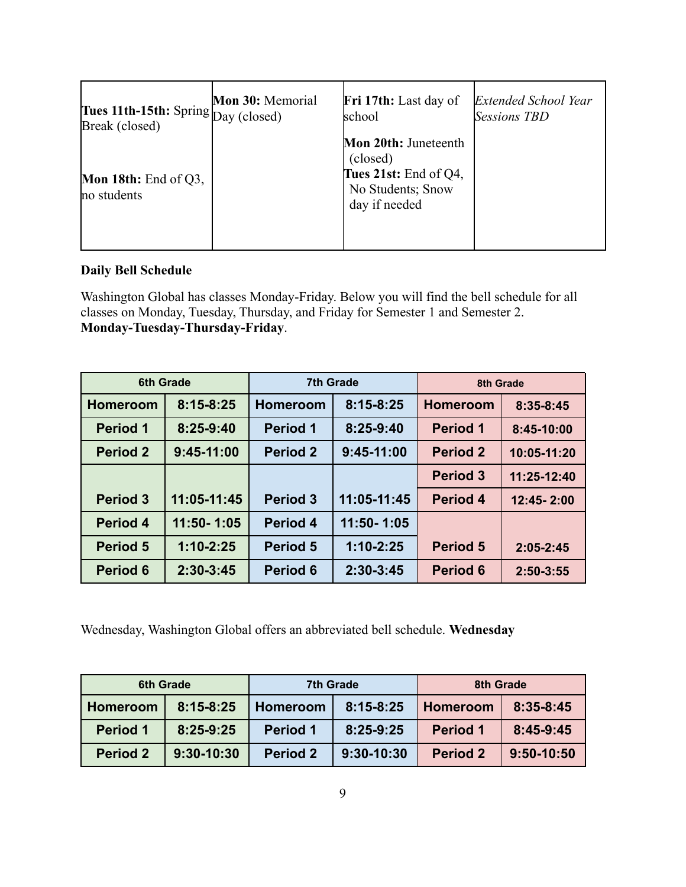| | | | |
|---|---|---|---|
| **Tues 11th-15th:** Spring Break (closed)<br><br>**Mon 18th:** End of Q3, no students | **Mon 30:** Memorial Day (closed) | **Fri 17th:** Last day of school<br><br>**Mon 20th:** Juneteenth (closed)<br>**Tues 21st:** End of Q4, No Students; Snow day if needed | *Extended School Year Sessions TBD* |

**Daily Bell Schedule**

Washington Global has classes Monday-Friday. Below you will find the bell schedule for all classes on Monday, Tuesday, Thursday, and Friday for Semester 1 and Semester 2. **Monday-Tuesday-Thursday-Friday**.

| 6th Grade | | 7th Grade | | 8th Grade | |
|---|---|---|---|---|---|
| **Homeroom** | **8:15-8:25** | **Homeroom** | **8:15-8:25** | **Homeroom** | **8:35-8:45** |
| **Period 1** | **8:25-9:40** | **Period 1** | **8:25-9:40** | **Period 1** | **8:45-10:00** |
| **Period 2** | **9:45-11:00** | **Period 2** | **9:45-11:00** | **Period 2** | **10:05-11:20** |
| **Period 3** | **11:05-11:45** | **Period 3** | **11:05-11:45** | **Period 3** | **11:25-12:40** |
| | | | | **Period 4** | **12:45- 2:00** |
| **Period 4** | **11:50- 1:05** | **Period 4** | **11:50- 1:05** | **Period 5** | **2:05-2:45** |
| **Period 5** | **1:10-2:25** | **Period 5** | **1:10-2:25** | | |
| **Period 6** | **2:30-3:45** | **Period 6** | **2:30-3:45** | **Period 6** | **2:50-3:55** |

Wednesday, Washington Global offers an abbreviated bell schedule. **Wednesday**

| 6th Grade | | 7th Grade | | 8th Grade | |
|---|---|---|---|---|---|
| **Homeroom** | **8:15-8:25** | **Homeroom** | **8:15-8:25** | **Homeroom** | **8:35-8:45** |
| **Period 1** | **8:25-9:25** | **Period 1** | **8:25-9:25** | **Period 1** | **8:45-9:45** |
| **Period 2** | **9:30-10:30** | **Period 2** | **9:30-10:30** | **Period 2** | **9:50-10:50** |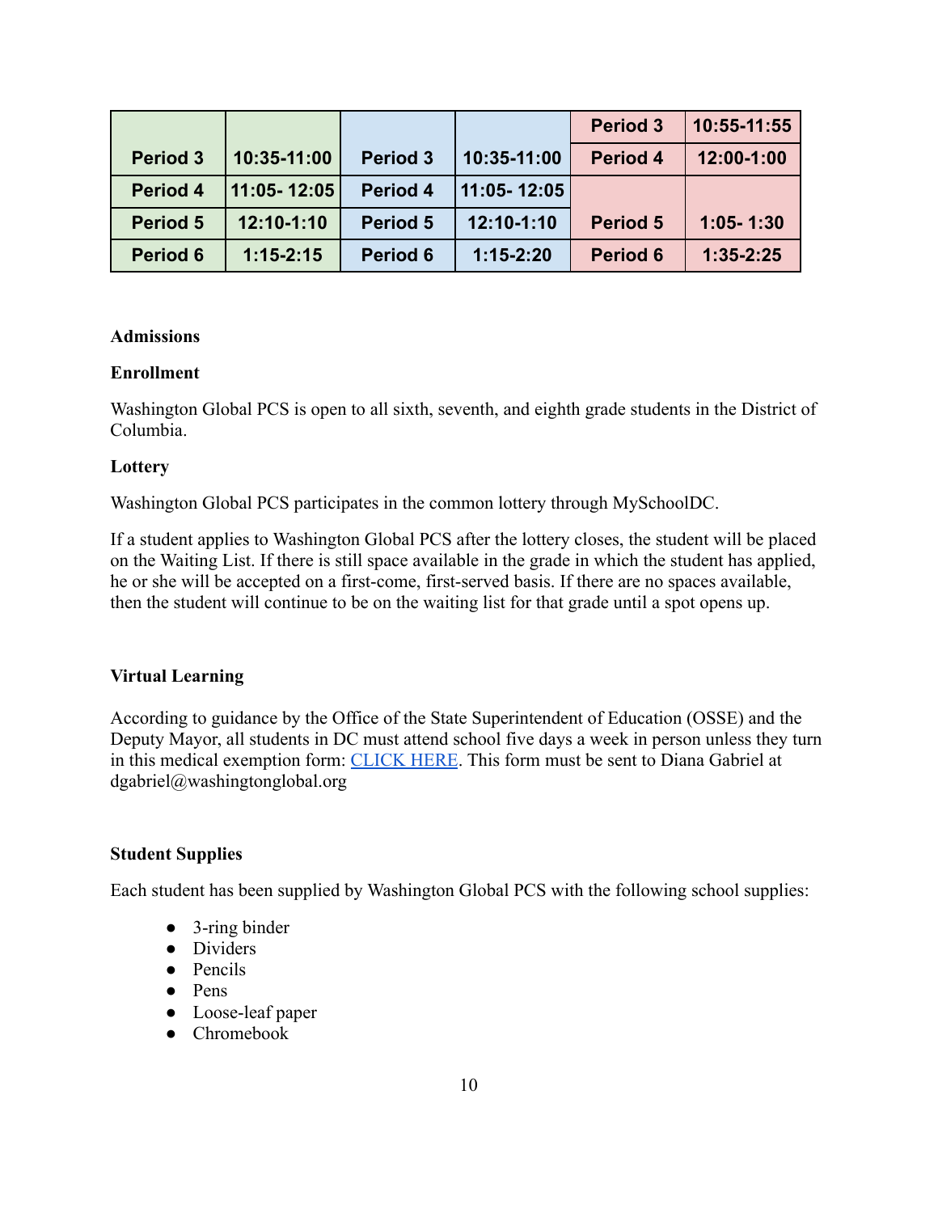| | | | | Period 3 | 10:55-11:55 |
|---|---|---|---|---|---|
| Period 3 | 10:35-11:00 | Period 3 | 10:35-11:00 | Period 4 | 12:00-1:00 |
| Period 4 | 11:05- 12:05 | Period 4 | 11:05- 12:05 | | |
| Period 5 | 12:10-1:10 | Period 5 | 12:10-1:10 | Period 5 | 1:05- 1:30 |
| Period 6 | 1:15-2:15 | Period 6 | 1:15-2:20 | Period 6 | 1:35-2:25 |

## Admissions

### Enrollment

Washington Global PCS is open to all sixth, seventh, and eighth grade students in the District of Columbia.

### Lottery

Washington Global PCS participates in the common lottery through MySchoolDC.

If a student applies to Washington Global PCS after the lottery closes, the student will be placed on the Waiting List. If there is still space available in the grade in which the student has applied, he or she will be accepted on a first-come, first-served basis. If there are no spaces available, then the student will continue to be on the waiting list for that grade until a spot opens up.

## Virtual Learning

According to guidance by the Office of the State Superintendent of Education (OSSE) and the Deputy Mayor, all students in DC must attend school five days a week in person unless they turn in this medical exemption form: CLICK HERE. This form must be sent to Diana Gabriel at dgabriel@washingtonglobal.org

## Student Supplies

Each student has been supplied by Washington Global PCS with the following school supplies:

- 3-ring binder
- Dividers
- Pencils
- Pens
- Loose-leaf paper
- Chromebook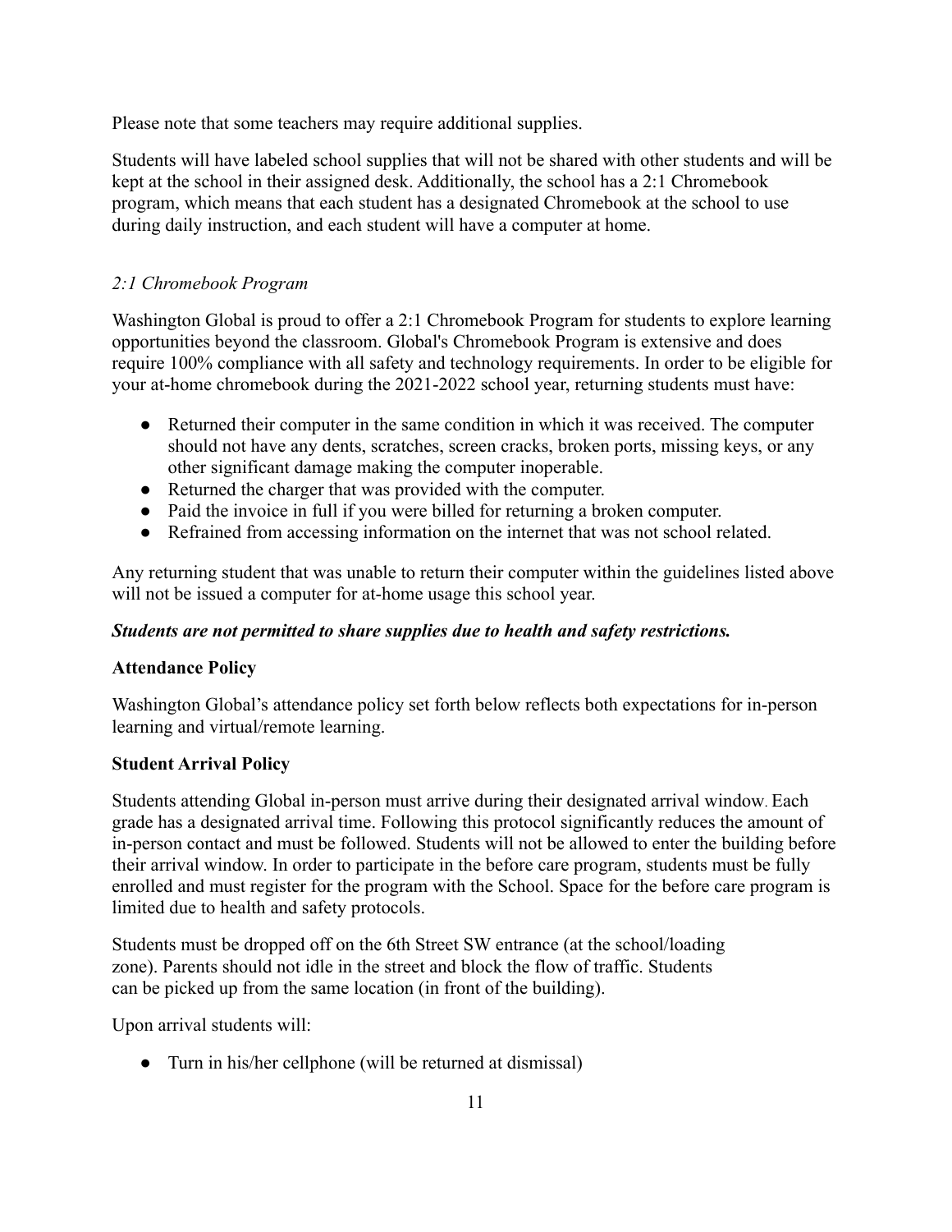Please note that some teachers may require additional supplies.

Students will have labeled school supplies that will not be shared with other students and will be kept at the school in their assigned desk. Additionally, the school has a 2:1 Chromebook program, which means that each student has a designated Chromebook at the school to use during daily instruction, and each student will have a computer at home.

*2:1 Chromebook Program*

Washington Global is proud to offer a 2:1 Chromebook Program for students to explore learning opportunities beyond the classroom. Global's Chromebook Program is extensive and does require 100% compliance with all safety and technology requirements. In order to be eligible for your at-home chromebook during the 2021-2022 school year, returning students must have:

- Returned their computer in the same condition in which it was received. The computer should not have any dents, scratches, screen cracks, broken ports, missing keys, or any other significant damage making the computer inoperable.
- Returned the charger that was provided with the computer.
- Paid the invoice in full if you were billed for returning a broken computer.
- Refrained from accessing information on the internet that was not school related.

Any returning student that was unable to return their computer within the guidelines listed above will not be issued a computer for at-home usage this school year.

***Students are not permitted to share supplies due to health and safety restrictions.***

**Attendance Policy**

Washington Global's attendance policy set forth below reflects both expectations for in-person learning and virtual/remote learning.

**Student Arrival Policy**

Students attending Global in-person must arrive during their designated arrival window. Each grade has a designated arrival time. Following this protocol significantly reduces the amount of in-person contact and must be followed. Students will not be allowed to enter the building before their arrival window. In order to participate in the before care program, students must be fully enrolled and must register for the program with the School. Space for the before care program is limited due to health and safety protocols.

Students must be dropped off on the 6th Street SW entrance (at the school/loading zone). Parents should not idle in the street and block the flow of traffic. Students can be picked up from the same location (in front of the building).

Upon arrival students will:

- Turn in his/her cellphone (will be returned at dismissal)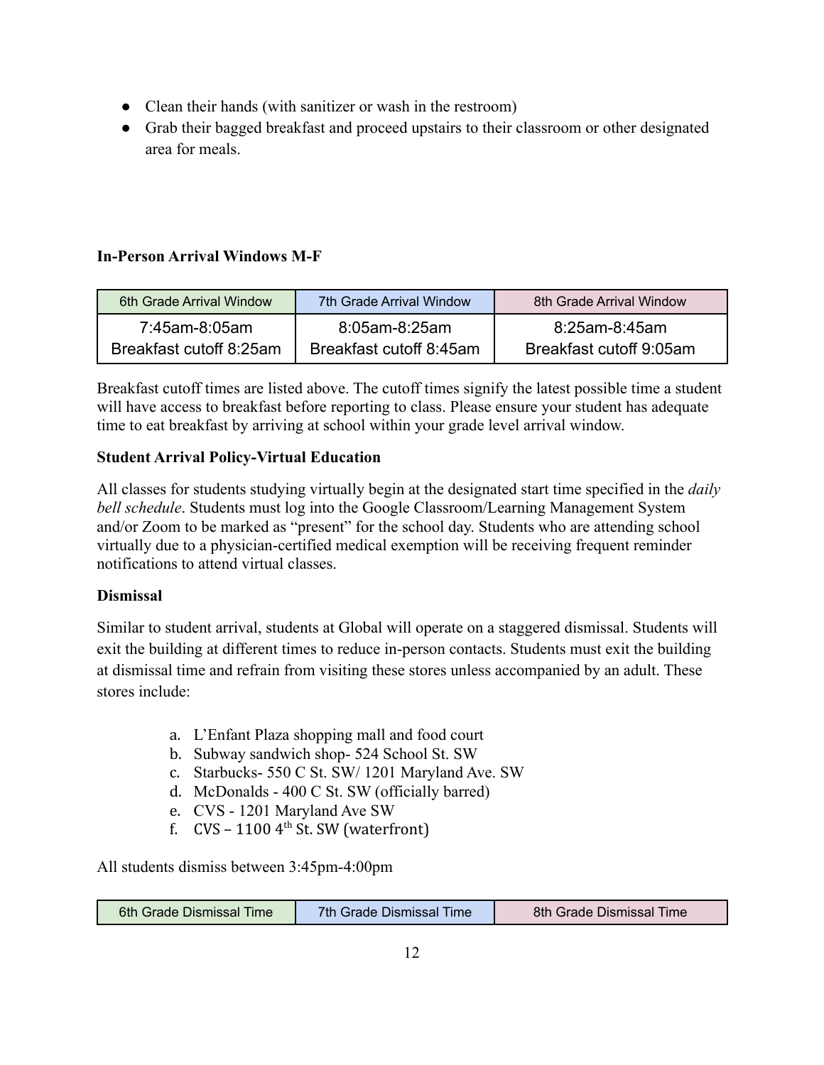- Clean their hands (with sanitizer or wash in the restroom)
- Grab their bagged breakfast and proceed upstairs to their classroom or other designated area for meals.

**In-Person Arrival Windows M-F**

| 6th Grade Arrival Window | 7th Grade Arrival Window | 8th Grade Arrival Window |
|---|---|---|
| 7:45am-8:05am<br>Breakfast cutoff 8:25am | 8:05am-8:25am<br>Breakfast cutoff 8:45am | 8:25am-8:45am<br>Breakfast cutoff 9:05am |

Breakfast cutoff times are listed above. The cutoff times signify the latest possible time a student will have access to breakfast before reporting to class. Please ensure your student has adequate time to eat breakfast by arriving at school within your grade level arrival window.

**Student Arrival Policy-Virtual Education**

All classes for students studying virtually begin at the designated start time specified in the *daily bell schedule*. Students must log into the Google Classroom/Learning Management System and/or Zoom to be marked as "present" for the school day. Students who are attending school virtually due to a physician-certified medical exemption will be receiving frequent reminder notifications to attend virtual classes.

**Dismissal**

Similar to student arrival, students at Global will operate on a staggered dismissal. Students will exit the building at different times to reduce in-person contacts. Students must exit the building at dismissal time and refrain from visiting these stores unless accompanied by an adult. These stores include:

a. L'Enfant Plaza shopping mall and food court
b. Subway sandwich shop- 524 School St. SW
c. Starbucks- 550 C St. SW/ 1201 Maryland Ave. SW
d. McDonalds - 400 C St. SW (officially barred)
e. CVS - 1201 Maryland Ave SW
f. CVS – 1100 4th St. SW (waterfront)

All students dismiss between 3:45pm-4:00pm

| 6th Grade Dismissal Time | 7th Grade Dismissal Time | 8th Grade Dismissal Time |
|---|---|---|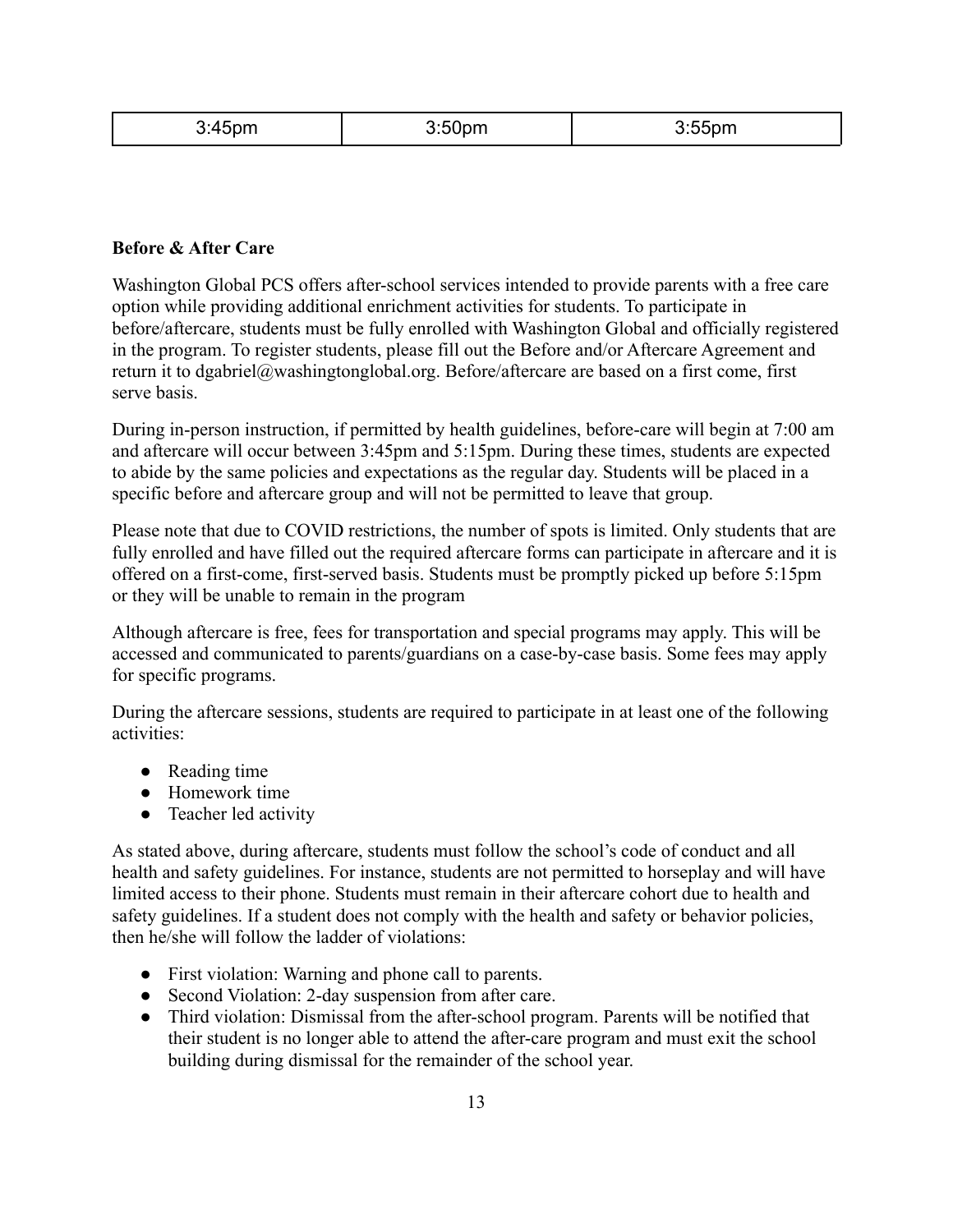| 3:45pm | 3:50pm | 3:55pm |
| --- | --- | --- |

**Before & After Care**

Washington Global PCS offers after-school services intended to provide parents with a free care option while providing additional enrichment activities for students. To participate in before/aftercare, students must be fully enrolled with Washington Global and officially registered in the program. To register students, please fill out the Before and/or Aftercare Agreement and return it to dgabriel@washingtonglobal.org. Before/aftercare are based on a first come, first serve basis.

During in-person instruction, if permitted by health guidelines, before-care will begin at 7:00 am and aftercare will occur between 3:45pm and 5:15pm. During these times, students are expected to abide by the same policies and expectations as the regular day. Students will be placed in a specific before and aftercare group and will not be permitted to leave that group.

Please note that due to COVID restrictions, the number of spots is limited. Only students that are fully enrolled and have filled out the required aftercare forms can participate in aftercare and it is offered on a first-come, first-served basis. Students must be promptly picked up before 5:15pm or they will be unable to remain in the program

Although aftercare is free, fees for transportation and special programs may apply. This will be accessed and communicated to parents/guardians on a case-by-case basis. Some fees may apply for specific programs.

During the aftercare sessions, students are required to participate in at least one of the following activities:

- Reading time
- Homework time
- Teacher led activity

As stated above, during aftercare, students must follow the school's code of conduct and all health and safety guidelines. For instance, students are not permitted to horseplay and will have limited access to their phone. Students must remain in their aftercare cohort due to health and safety guidelines. If a student does not comply with the health and safety or behavior policies, then he/she will follow the ladder of violations:

- First violation: Warning and phone call to parents.
- Second Violation: 2-day suspension from after care.
- Third violation: Dismissal from the after-school program. Parents will be notified that their student is no longer able to attend the after-care program and must exit the school building during dismissal for the remainder of the school year.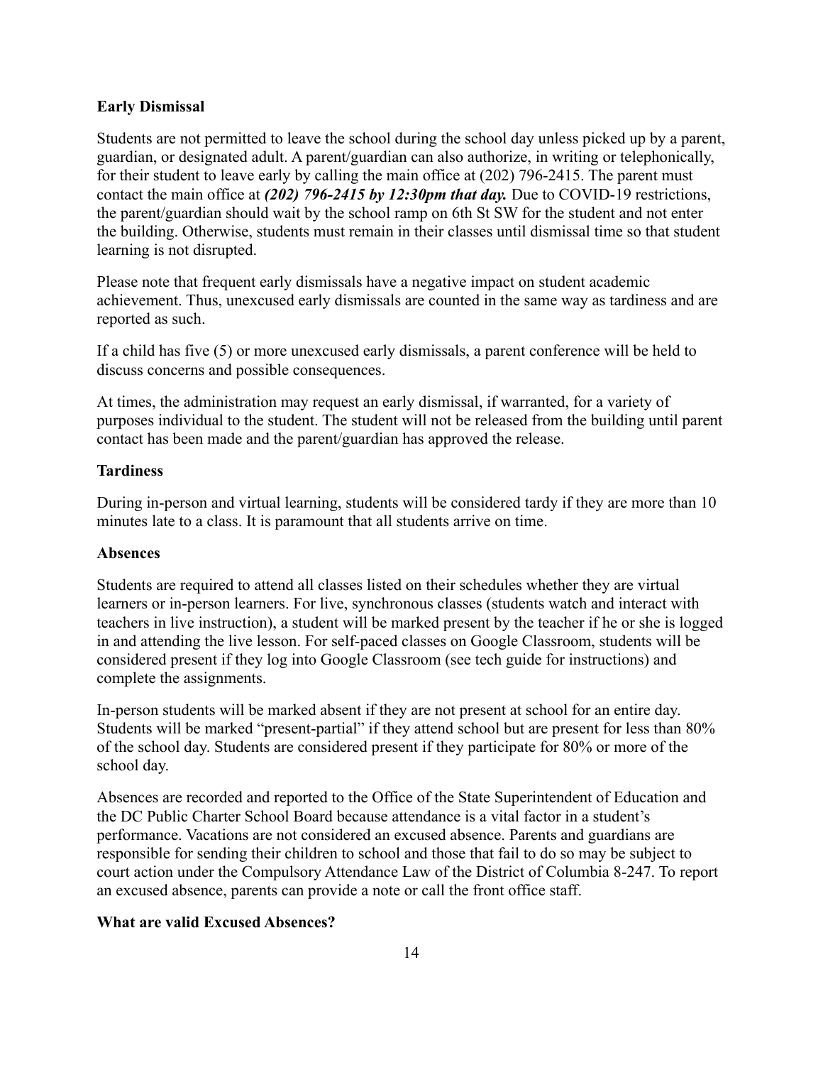**Early Dismissal**

Students are not permitted to leave the school during the school day unless picked up by a parent, guardian, or designated adult. A parent/guardian can also authorize, in writing or telephonically, for their student to leave early by calling the main office at (202) 796-2415. The parent must contact the main office at ***(202) 796-2415 by 12:30pm that day.*** Due to COVID-19 restrictions, the parent/guardian should wait by the school ramp on 6th St SW for the student and not enter the building. Otherwise, students must remain in their classes until dismissal time so that student learning is not disrupted.

Please note that frequent early dismissals have a negative impact on student academic achievement. Thus, unexcused early dismissals are counted in the same way as tardiness and are reported as such.

If a child has five (5) or more unexcused early dismissals, a parent conference will be held to discuss concerns and possible consequences.

At times, the administration may request an early dismissal, if warranted, for a variety of purposes individual to the student. The student will not be released from the building until parent contact has been made and the parent/guardian has approved the release.

**Tardiness**

During in-person and virtual learning, students will be considered tardy if they are more than 10 minutes late to a class. It is paramount that all students arrive on time.

**Absences**

Students are required to attend all classes listed on their schedules whether they are virtual learners or in-person learners. For live, synchronous classes (students watch and interact with teachers in live instruction), a student will be marked present by the teacher if he or she is logged in and attending the live lesson. For self-paced classes on Google Classroom, students will be considered present if they log into Google Classroom (see tech guide for instructions) and complete the assignments.

In-person students will be marked absent if they are not present at school for an entire day. Students will be marked "present-partial" if they attend school but are present for less than 80% of the school day. Students are considered present if they participate for 80% or more of the school day.

Absences are recorded and reported to the Office of the State Superintendent of Education and the DC Public Charter School Board because attendance is a vital factor in a student's performance. Vacations are not considered an excused absence. Parents and guardians are responsible for sending their children to school and those that fail to do so may be subject to court action under the Compulsory Attendance Law of the District of Columbia 8-247. To report an excused absence, parents can provide a note or call the front office staff.

**What are valid Excused Absences?**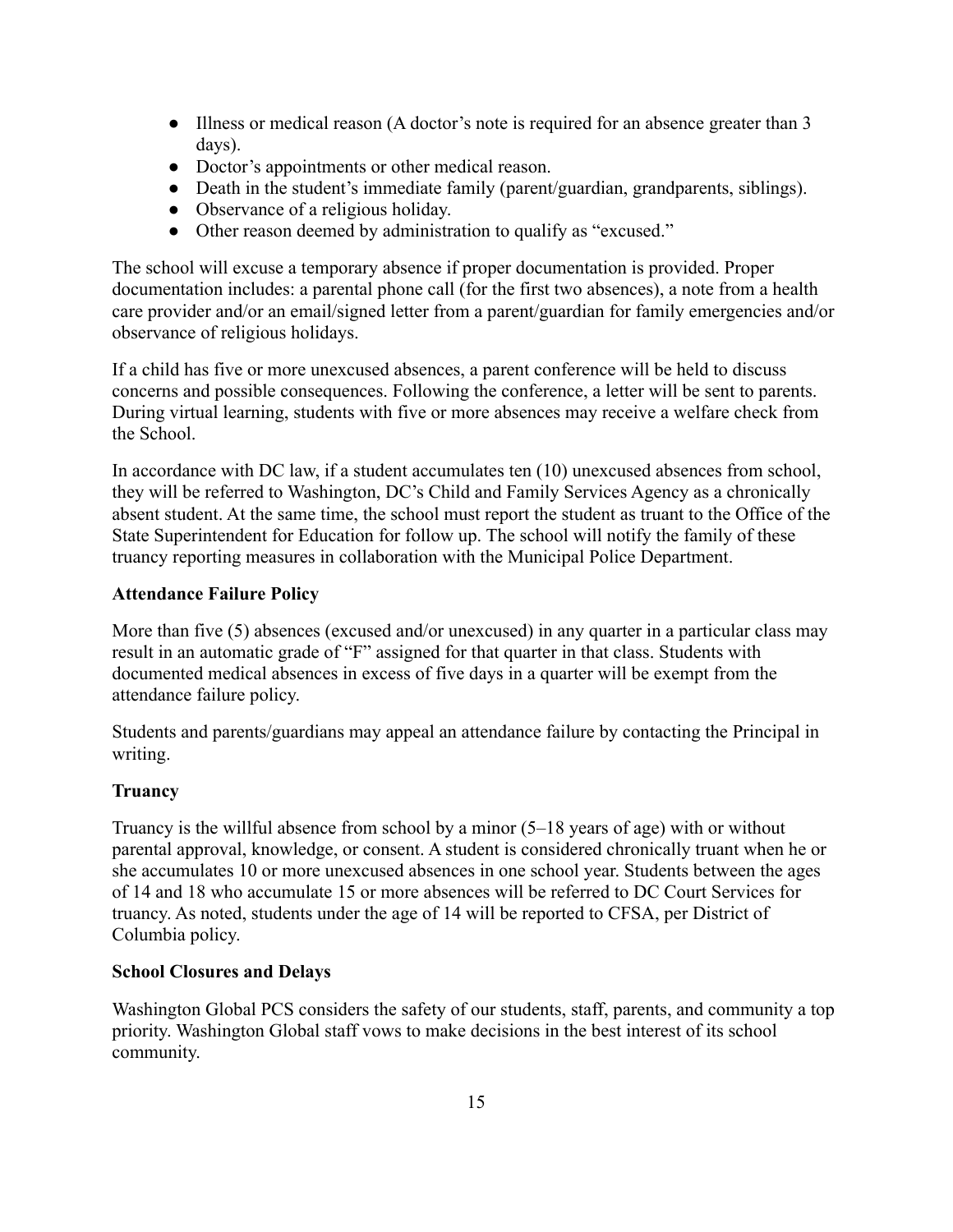- Illness or medical reason (A doctor's note is required for an absence greater than 3 days).
- Doctor's appointments or other medical reason.
- Death in the student's immediate family (parent/guardian, grandparents, siblings).
- Observance of a religious holiday.
- Other reason deemed by administration to qualify as "excused."

The school will excuse a temporary absence if proper documentation is provided. Proper documentation includes: a parental phone call (for the first two absences), a note from a health care provider and/or an email/signed letter from a parent/guardian for family emergencies and/or observance of religious holidays.

If a child has five or more unexcused absences, a parent conference will be held to discuss concerns and possible consequences. Following the conference, a letter will be sent to parents. During virtual learning, students with five or more absences may receive a welfare check from the School.

In accordance with DC law, if a student accumulates ten (10) unexcused absences from school, they will be referred to Washington, DC's Child and Family Services Agency as a chronically absent student. At the same time, the school must report the student as truant to the Office of the State Superintendent for Education for follow up. The school will notify the family of these truancy reporting measures in collaboration with the Municipal Police Department.

**Attendance Failure Policy**

More than five (5) absences (excused and/or unexcused) in any quarter in a particular class may result in an automatic grade of "F" assigned for that quarter in that class. Students with documented medical absences in excess of five days in a quarter will be exempt from the attendance failure policy.

Students and parents/guardians may appeal an attendance failure by contacting the Principal in writing.

**Truancy**

Truancy is the willful absence from school by a minor (5–18 years of age) with or without parental approval, knowledge, or consent. A student is considered chronically truant when he or she accumulates 10 or more unexcused absences in one school year. Students between the ages of 14 and 18 who accumulate 15 or more absences will be referred to DC Court Services for truancy. As noted, students under the age of 14 will be reported to CFSA, per District of Columbia policy.

**School Closures and Delays**

Washington Global PCS considers the safety of our students, staff, parents, and community a top priority. Washington Global staff vows to make decisions in the best interest of its school community.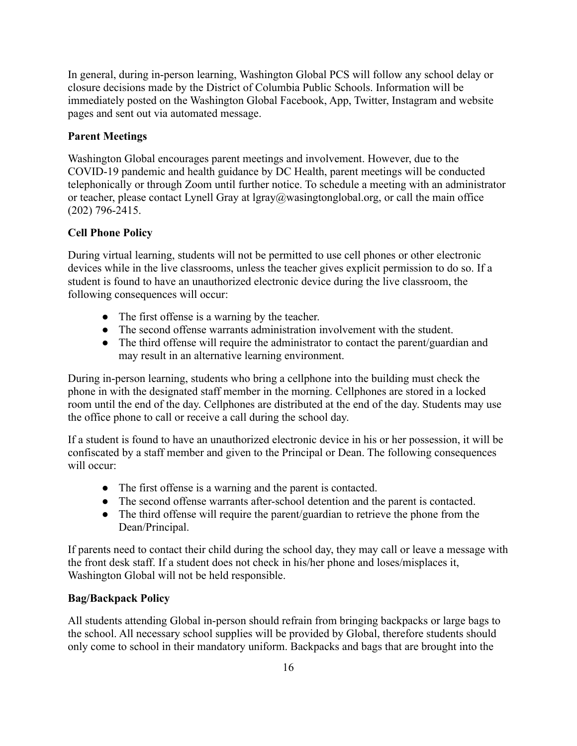In general, during in-person learning, Washington Global PCS will follow any school delay or closure decisions made by the District of Columbia Public Schools. Information will be immediately posted on the Washington Global Facebook, App, Twitter, Instagram and website pages and sent out via automated message.

**Parent Meetings**

Washington Global encourages parent meetings and involvement. However, due to the COVID-19 pandemic and health guidance by DC Health, parent meetings will be conducted telephonically or through Zoom until further notice. To schedule a meeting with an administrator or teacher, please contact Lynell Gray at lgray@wasingtonglobal.org, or call the main office (202) 796-2415.

**Cell Phone Policy**

During virtual learning, students will not be permitted to use cell phones or other electronic devices while in the live classrooms, unless the teacher gives explicit permission to do so. If a student is found to have an unauthorized electronic device during the live classroom, the following consequences will occur:

- The first offense is a warning by the teacher.
- The second offense warrants administration involvement with the student.
- The third offense will require the administrator to contact the parent/guardian and may result in an alternative learning environment.

During in-person learning, students who bring a cellphone into the building must check the phone in with the designated staff member in the morning. Cellphones are stored in a locked room until the end of the day. Cellphones are distributed at the end of the day. Students may use the office phone to call or receive a call during the school day.

If a student is found to have an unauthorized electronic device in his or her possession, it will be confiscated by a staff member and given to the Principal or Dean. The following consequences will occur:

- The first offense is a warning and the parent is contacted.
- The second offense warrants after-school detention and the parent is contacted.
- The third offense will require the parent/guardian to retrieve the phone from the Dean/Principal.

If parents need to contact their child during the school day, they may call or leave a message with the front desk staff. If a student does not check in his/her phone and loses/misplaces it, Washington Global will not be held responsible.

**Bag/Backpack Policy**

All students attending Global in-person should refrain from bringing backpacks or large bags to the school. All necessary school supplies will be provided by Global, therefore students should only come to school in their mandatory uniform. Backpacks and bags that are brought into the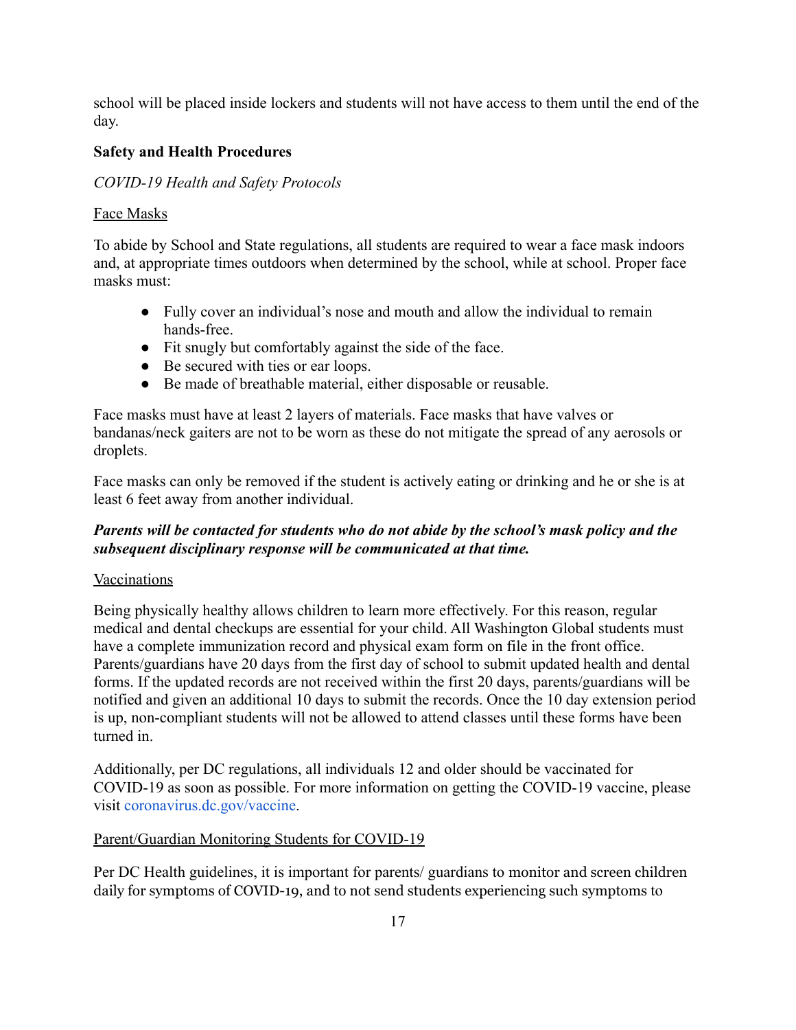school will be placed inside lockers and students will not have access to them until the end of the day.

**Safety and Health Procedures**

*COVID-19 Health and Safety Protocols*

Face Masks

To abide by School and State regulations, all students are required to wear a face mask indoors and, at appropriate times outdoors when determined by the school, while at school. Proper face masks must:

- Fully cover an individual's nose and mouth and allow the individual to remain hands-free.
- Fit snugly but comfortably against the side of the face.
- Be secured with ties or ear loops.
- Be made of breathable material, either disposable or reusable.

Face masks must have at least 2 layers of materials. Face masks that have valves or bandanas/neck gaiters are not to be worn as these do not mitigate the spread of any aerosols or droplets.

Face masks can only be removed if the student is actively eating or drinking and he or she is at least 6 feet away from another individual.

***Parents will be contacted for students who do not abide by the school's mask policy and the subsequent disciplinary response will be communicated at that time.***

Vaccinations

Being physically healthy allows children to learn more effectively. For this reason, regular medical and dental checkups are essential for your child. All Washington Global students must have a complete immunization record and physical exam form on file in the front office. Parents/guardians have 20 days from the first day of school to submit updated health and dental forms. If the updated records are not received within the first 20 days, parents/guardians will be notified and given an additional 10 days to submit the records. Once the 10 day extension period is up, non-compliant students will not be allowed to attend classes until these forms have been turned in.

Additionally, per DC regulations, all individuals 12 and older should be vaccinated for COVID-19 as soon as possible. For more information on getting the COVID-19 vaccine, please visit coronavirus.dc.gov/vaccine.

Parent/Guardian Monitoring Students for COVID-19

Per DC Health guidelines, it is important for parents/ guardians to monitor and screen children daily for symptoms of COVID-19, and to not send students experiencing such symptoms to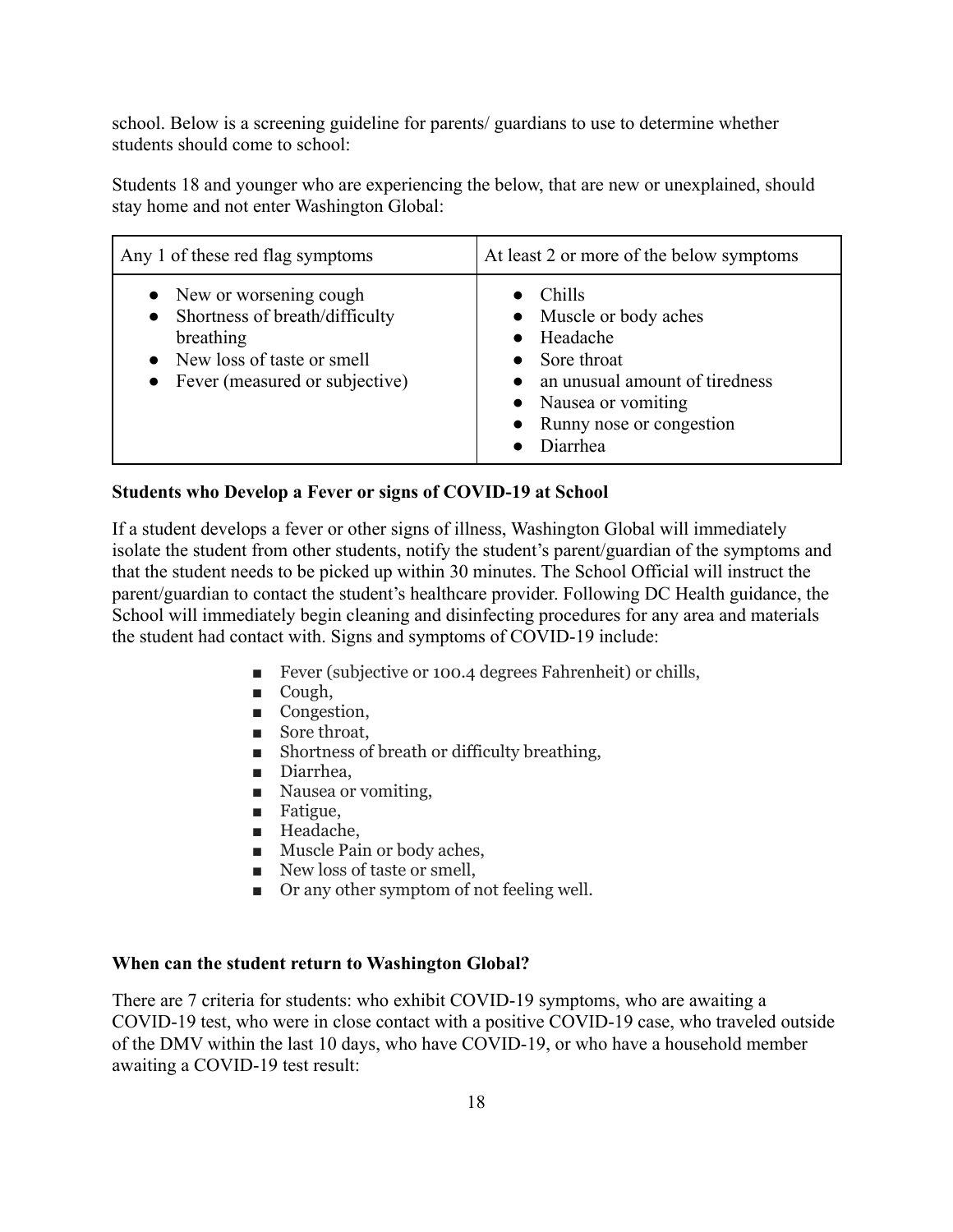school. Below is a screening guideline for parents/ guardians to use to determine whether students should come to school:

Students 18 and younger who are experiencing the below, that are new or unexplained, should stay home and not enter Washington Global:

| Any 1 of these red flag symptoms | At least 2 or more of the below symptoms |
|---|---|
| • New or worsening cough<br>• Shortness of breath/difficulty breathing<br>• New loss of taste or smell<br>• Fever (measured or subjective) | • Chills<br>• Muscle or body aches<br>• Headache<br>• Sore throat<br>• an unusual amount of tiredness<br>• Nausea or vomiting<br>• Runny nose or congestion<br>• Diarrhea |

**Students who Develop a Fever or signs of COVID-19 at School**

If a student develops a fever or other signs of illness, Washington Global will immediately isolate the student from other students, notify the student's parent/guardian of the symptoms and that the student needs to be picked up within 30 minutes. The School Official will instruct the parent/guardian to contact the student's healthcare provider. Following DC Health guidance, the School will immediately begin cleaning and disinfecting procedures for any area and materials the student had contact with. Signs and symptoms of COVID-19 include:

- Fever (subjective or 100.4 degrees Fahrenheit) or chills,
- Cough,
- Congestion,
- Sore throat,
- Shortness of breath or difficulty breathing,
- Diarrhea,
- Nausea or vomiting,
- Fatigue,
- Headache,
- Muscle Pain or body aches,
- New loss of taste or smell,
- Or any other symptom of not feeling well.

**When can the student return to Washington Global?**

There are 7 criteria for students: who exhibit COVID-19 symptoms, who are awaiting a COVID-19 test, who were in close contact with a positive COVID-19 case, who traveled outside of the DMV within the last 10 days, who have COVID-19, or who have a household member awaiting a COVID-19 test result: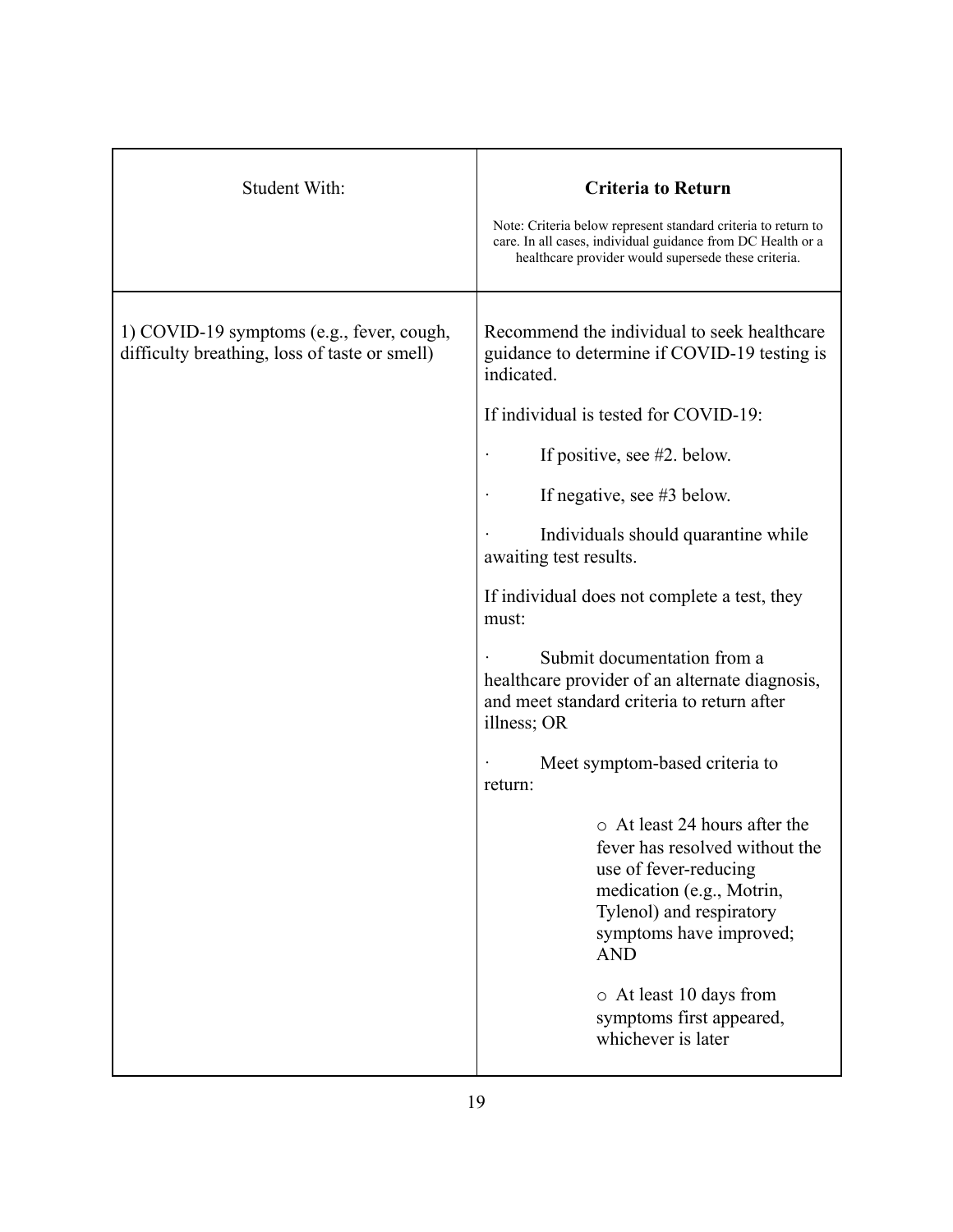| Student With: | **Criteria to Return**<br><br>Note: Criteria below represent standard criteria to return to care. In all cases, individual guidance from DC Health or a healthcare provider would supersede these criteria. |
|---|---|
| 1) COVID-19 symptoms (e.g., fever, cough, difficulty breathing, loss of taste or smell) | Recommend the individual to seek healthcare guidance to determine if COVID-19 testing is indicated.<br><br>If individual is tested for COVID-19:<br><br>· If positive, see #2. below.<br><br>· If negative, see #3 below.<br><br>· Individuals should quarantine while awaiting test results.<br><br>If individual does not complete a test, they must:<br><br>· Submit documentation from a healthcare provider of an alternate diagnosis, and meet standard criteria to return after illness; OR<br><br>· Meet symptom-based criteria to return:<br><br>o At least 24 hours after the fever has resolved without the use of fever-reducing medication (e.g., Motrin, Tylenol) and respiratory symptoms have improved; AND<br><br>o At least 10 days from symptoms first appeared, whichever is later |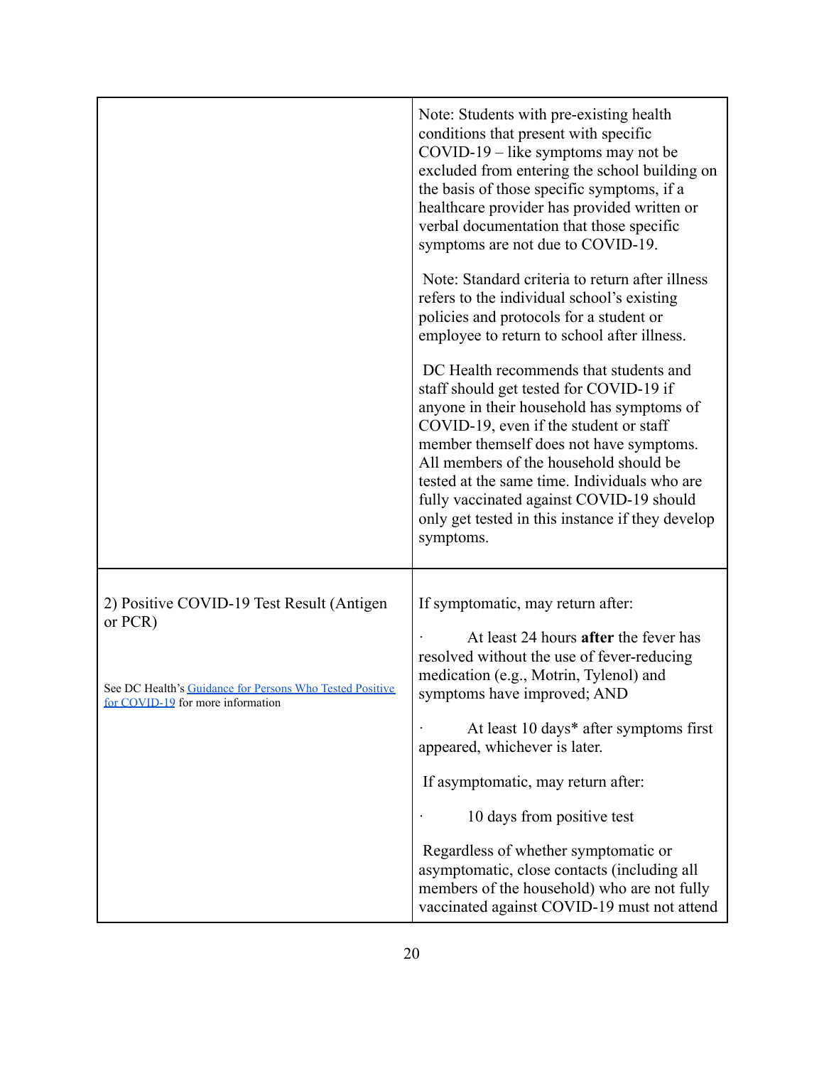| | |
|---|---|
| | Note: Students with pre-existing health conditions that present with specific COVID-19 – like symptoms may not be excluded from entering the school building on the basis of those specific symptoms, if a healthcare provider has provided written or verbal documentation that those specific symptoms are not due to COVID-19.<br><br>Note: Standard criteria to return after illness refers to the individual school's existing policies and protocols for a student or employee to return to school after illness.<br><br>DC Health recommends that students and staff should get tested for COVID-19 if anyone in their household has symptoms of COVID-19, even if the student or staff member themself does not have symptoms. All members of the household should be tested at the same time. Individuals who are fully vaccinated against COVID-19 should only get tested in this instance if they develop symptoms. |
| 2) Positive COVID-19 Test Result (Antigen or PCR)<br><br>See DC Health's [Guidance for Persons Who Tested Positive for COVID-19]() for more information | If symptomatic, may return after:<br><br>· At least 24 hours **after** the fever has resolved without the use of fever-reducing medication (e.g., Motrin, Tylenol) and symptoms have improved; AND<br><br>· At least 10 days* after symptoms first appeared, whichever is later.<br><br>If asymptomatic, may return after:<br><br>· 10 days from positive test<br><br>Regardless of whether symptomatic or asymptomatic, close contacts (including all members of the household) who are not fully vaccinated against COVID-19 must not attend |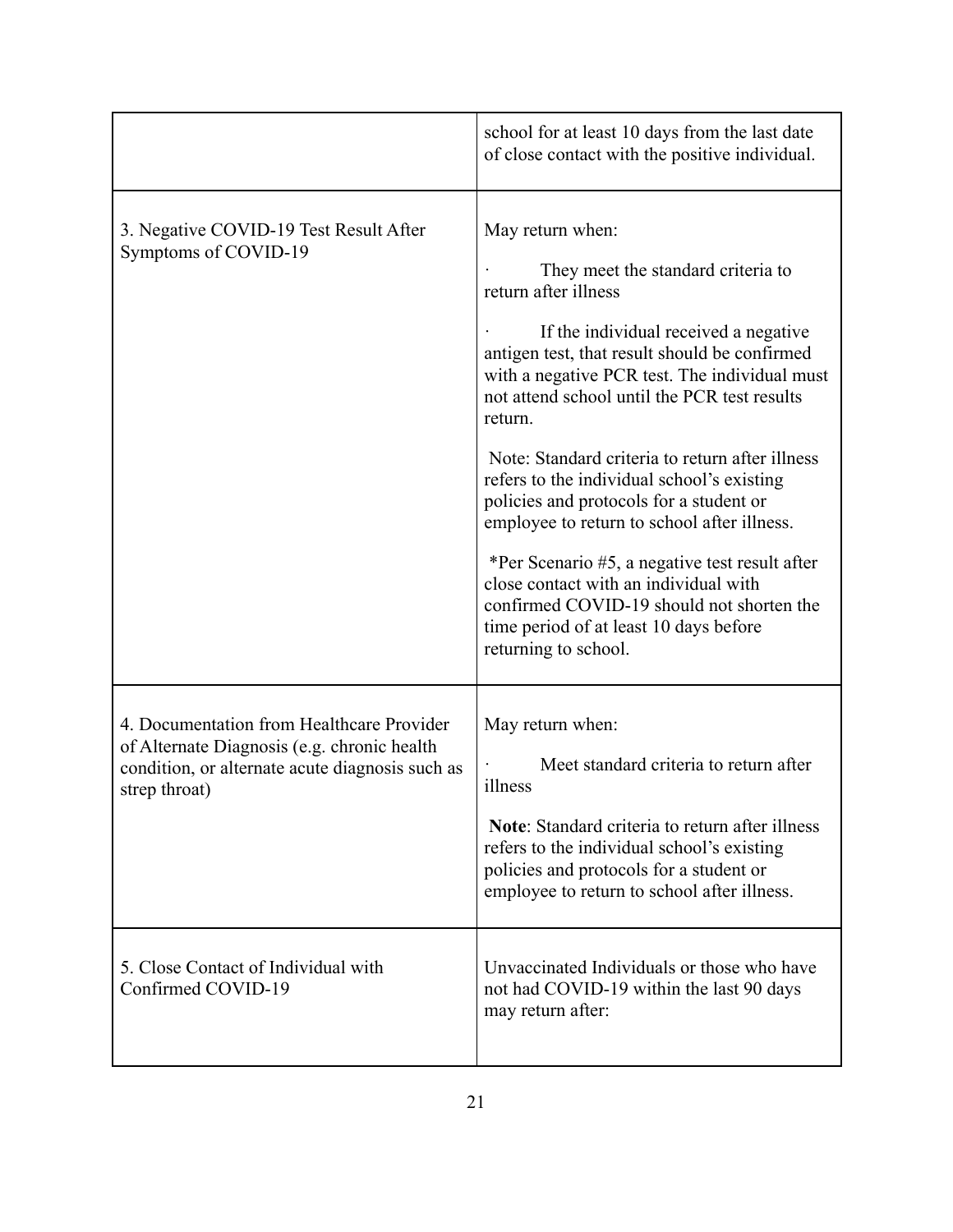| | |
|---|---|
| | school for at least 10 days from the last date of close contact with the positive individual. |
| 3. Negative COVID-19 Test Result After Symptoms of COVID-19 | May return when:<br><br>· They meet the standard criteria to return after illness<br><br>· If the individual received a negative antigen test, that result should be confirmed with a negative PCR test. The individual must not attend school until the PCR test results return.<br><br>Note: Standard criteria to return after illness refers to the individual school's existing policies and protocols for a student or employee to return to school after illness.<br><br>*Per Scenario #5, a negative test result after close contact with an individual with confirmed COVID-19 should not shorten the time period of at least 10 days before returning to school. |
| 4. Documentation from Healthcare Provider of Alternate Diagnosis (e.g. chronic health condition, or alternate acute diagnosis such as strep throat) | May return when:<br><br>· Meet standard criteria to return after illness<br><br>**Note**: Standard criteria to return after illness refers to the individual school's existing policies and protocols for a student or employee to return to school after illness. |
| 5. Close Contact of Individual with Confirmed COVID-19 | Unvaccinated Individuals or those who have not had COVID-19 within the last 90 days may return after: |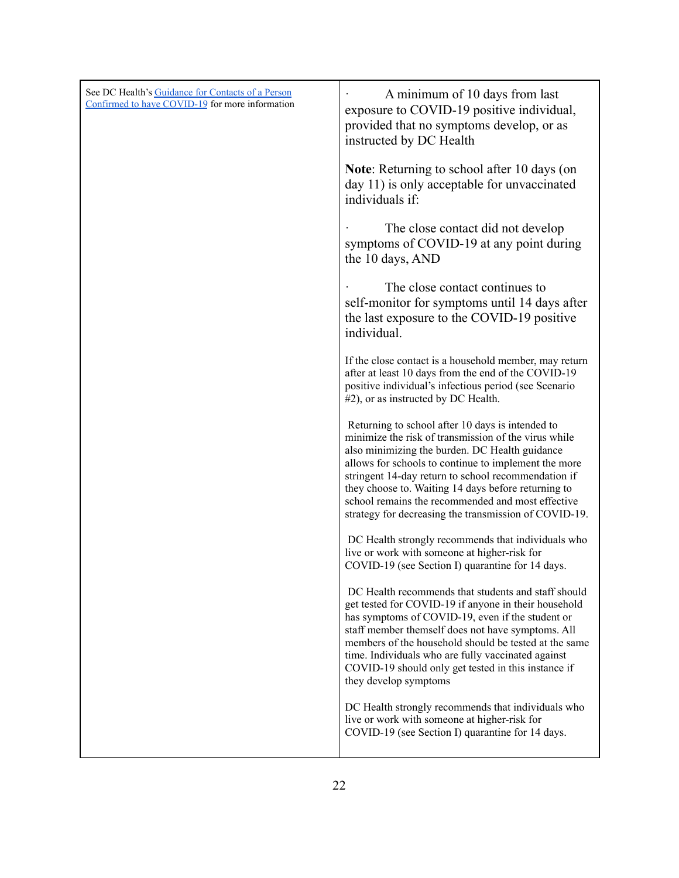| See DC Health's [Guidance for Contacts of a Person Confirmed to have COVID-19]() for more information | · A minimum of 10 days from last exposure to COVID-19 positive individual, provided that no symptoms develop, or as instructed by DC Health<br><br>**Note**: Returning to school after 10 days (on day 11) is only acceptable for unvaccinated individuals if:<br><br>· The close contact did not develop symptoms of COVID-19 at any point during the 10 days, AND<br><br>· The close contact continues to self-monitor for symptoms until 14 days after the last exposure to the COVID-19 positive individual.<br><br>If the close contact is a household member, may return after at least 10 days from the end of the COVID-19 positive individual's infectious period (see Scenario #2), or as instructed by DC Health.<br><br>Returning to school after 10 days is intended to minimize the risk of transmission of the virus while also minimizing the burden. DC Health guidance allows for schools to continue to implement the more stringent 14-day return to school recommendation if they choose to. Waiting 14 days before returning to school remains the recommended and most effective strategy for decreasing the transmission of COVID-19.<br><br>DC Health strongly recommends that individuals who live or work with someone at higher-risk for COVID-19 (see Section I) quarantine for 14 days.<br><br>DC Health recommends that students and staff should get tested for COVID-19 if anyone in their household has symptoms of COVID-19, even if the student or staff member themself does not have symptoms. All members of the household should be tested at the same time. Individuals who are fully vaccinated against COVID-19 should only get tested in this instance if they develop symptoms<br><br>DC Health strongly recommends that individuals who live or work with someone at higher-risk for COVID-19 (see Section I) quarantine for 14 days. |
|---|---|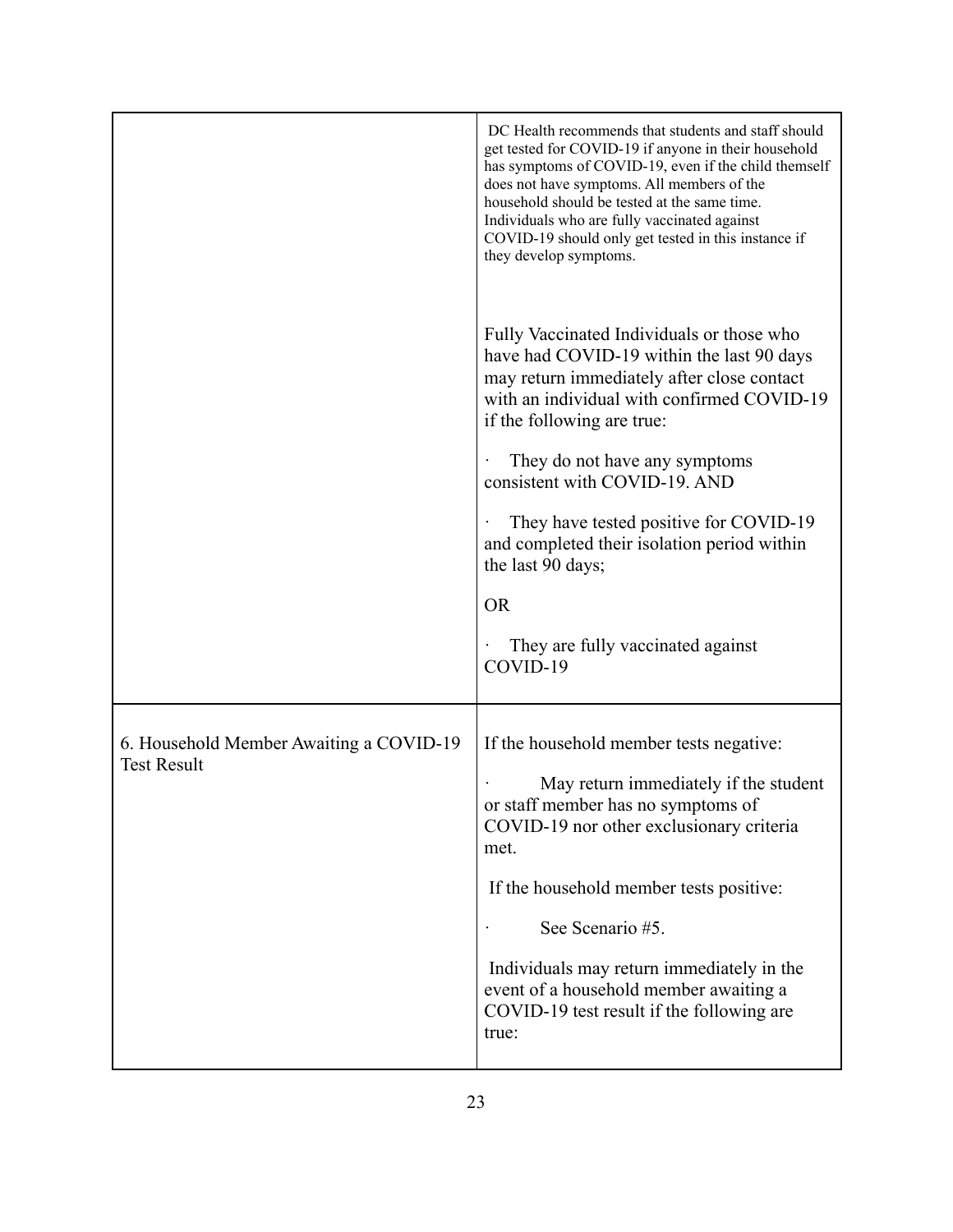| | |
|---|---|
| | DC Health recommends that students and staff should get tested for COVID-19 if anyone in their household has symptoms of COVID-19, even if the child themself does not have symptoms. All members of the household should be tested at the same time. Individuals who are fully vaccinated against COVID-19 should only get tested in this instance if they develop symptoms.<br><br>Fully Vaccinated Individuals or those who have had COVID-19 within the last 90 days may return immediately after close contact with an individual with confirmed COVID-19 if the following are true:<br><br>· They do not have any symptoms consistent with COVID-19. AND<br><br>· They have tested positive for COVID-19 and completed their isolation period within the last 90 days;<br><br>OR<br><br>· They are fully vaccinated against COVID-19 |
| 6. Household Member Awaiting a COVID-19 Test Result | If the household member tests negative:<br><br>· May return immediately if the student or staff member has no symptoms of COVID-19 nor other exclusionary criteria met.<br><br>If the household member tests positive:<br><br>· See Scenario #5.<br><br>Individuals may return immediately in the event of a household member awaiting a COVID-19 test result if the following are true: |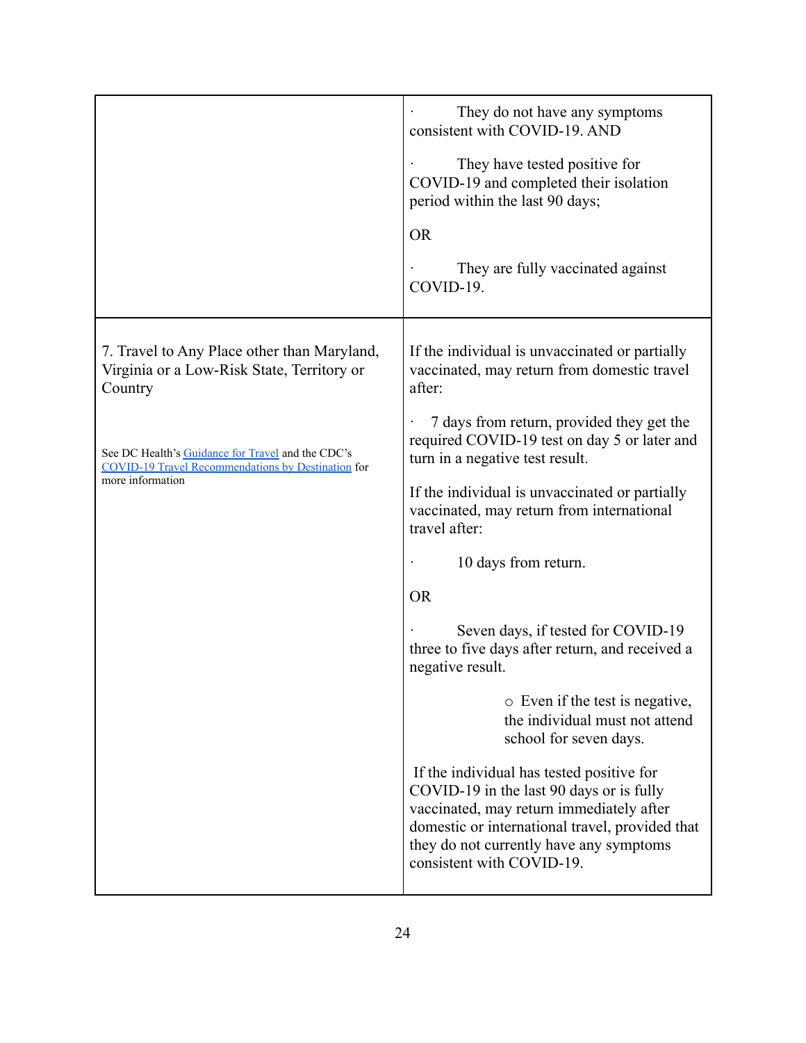| | |
|---|---|
| | · They do not have any symptoms consistent with COVID-19. AND<br><br>· They have tested positive for COVID-19 and completed their isolation period within the last 90 days;<br><br>OR<br><br>· They are fully vaccinated against COVID-19. |
| 7. Travel to Any Place other than Maryland, Virginia or a Low-Risk State, Territory or Country<br><br>See DC Health's Guidance for Travel and the CDC's COVID-19 Travel Recommendations by Destination for more information | If the individual is unvaccinated or partially vaccinated, may return from domestic travel after:<br><br>· 7 days from return, provided they get the required COVID-19 test on day 5 or later and turn in a negative test result.<br><br>If the individual is unvaccinated or partially vaccinated, may return from international travel after:<br><br>· 10 days from return.<br><br>OR<br><br>· Seven days, if tested for COVID-19 three to five days after return, and received a negative result.<br><br>○ Even if the test is negative, the individual must not attend school for seven days.<br><br>If the individual has tested positive for COVID-19 in the last 90 days or is fully vaccinated, may return immediately after domestic or international travel, provided that they do not currently have any symptoms consistent with COVID-19. |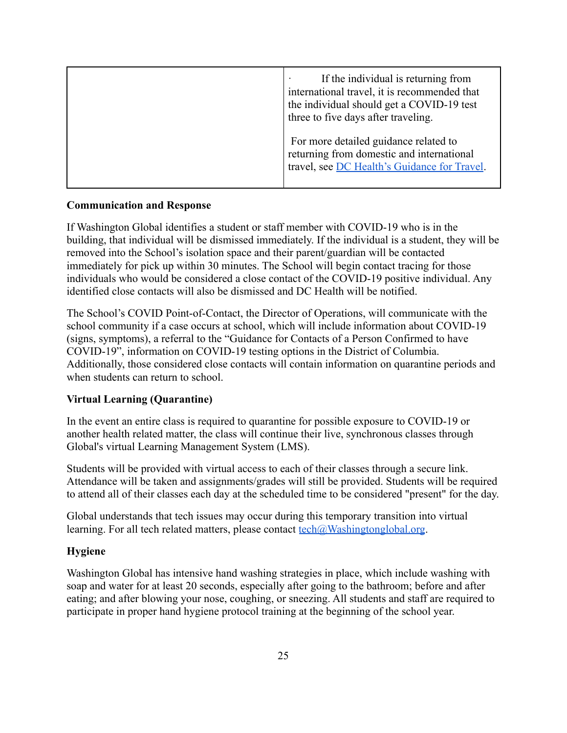| | |
|---|---|
| | · If the individual is returning from international travel, it is recommended that the individual should get a COVID-19 test three to five days after traveling.<br><br>For more detailed guidance related to returning from domestic and international travel, see DC Health's Guidance for Travel. |

**Communication and Response**

If Washington Global identifies a student or staff member with COVID-19 who is in the building, that individual will be dismissed immediately. If the individual is a student, they will be removed into the School's isolation space and their parent/guardian will be contacted immediately for pick up within 30 minutes. The School will begin contact tracing for those individuals who would be considered a close contact of the COVID-19 positive individual. Any identified close contacts will also be dismissed and DC Health will be notified.

The School's COVID Point-of-Contact, the Director of Operations, will communicate with the school community if a case occurs at school, which will include information about COVID-19 (signs, symptoms), a referral to the "Guidance for Contacts of a Person Confirmed to have COVID-19", information on COVID-19 testing options in the District of Columbia. Additionally, those considered close contacts will contain information on quarantine periods and when students can return to school.

**Virtual Learning (Quarantine)**

In the event an entire class is required to quarantine for possible exposure to COVID-19 or another health related matter, the class will continue their live, synchronous classes through Global's virtual Learning Management System (LMS).

Students will be provided with virtual access to each of their classes through a secure link. Attendance will be taken and assignments/grades will still be provided. Students will be required to attend all of their classes each day at the scheduled time to be considered "present" for the day.

Global understands that tech issues may occur during this temporary transition into virtual learning. For all tech related matters, please contact tech@Washingtonglobal.org.

**Hygiene**

Washington Global has intensive hand washing strategies in place, which include washing with soap and water for at least 20 seconds, especially after going to the bathroom; before and after eating; and after blowing your nose, coughing, or sneezing. All students and staff are required to participate in proper hand hygiene protocol training at the beginning of the school year.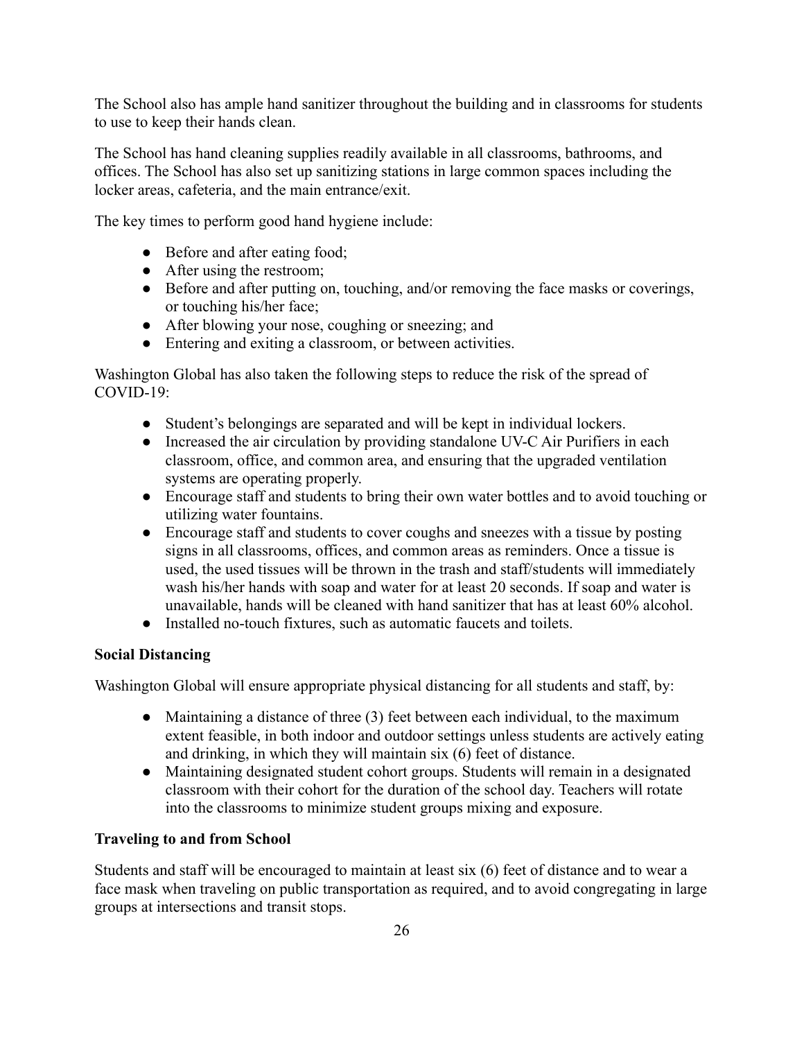The School also has ample hand sanitizer throughout the building and in classrooms for students to use to keep their hands clean.

The School has hand cleaning supplies readily available in all classrooms, bathrooms, and offices. The School has also set up sanitizing stations in large common spaces including the locker areas, cafeteria, and the main entrance/exit.

The key times to perform good hand hygiene include:

- Before and after eating food;
- After using the restroom;
- Before and after putting on, touching, and/or removing the face masks or coverings, or touching his/her face;
- After blowing your nose, coughing or sneezing; and
- Entering and exiting a classroom, or between activities.

Washington Global has also taken the following steps to reduce the risk of the spread of COVID-19:

- Student's belongings are separated and will be kept in individual lockers.
- Increased the air circulation by providing standalone UV-C Air Purifiers in each classroom, office, and common area, and ensuring that the upgraded ventilation systems are operating properly.
- Encourage staff and students to bring their own water bottles and to avoid touching or utilizing water fountains.
- Encourage staff and students to cover coughs and sneezes with a tissue by posting signs in all classrooms, offices, and common areas as reminders. Once a tissue is used, the used tissues will be thrown in the trash and staff/students will immediately wash his/her hands with soap and water for at least 20 seconds. If soap and water is unavailable, hands will be cleaned with hand sanitizer that has at least 60% alcohol.
- Installed no-touch fixtures, such as automatic faucets and toilets.

**Social Distancing**

Washington Global will ensure appropriate physical distancing for all students and staff, by:

- Maintaining a distance of three (3) feet between each individual, to the maximum extent feasible, in both indoor and outdoor settings unless students are actively eating and drinking, in which they will maintain six (6) feet of distance.
- Maintaining designated student cohort groups. Students will remain in a designated classroom with their cohort for the duration of the school day. Teachers will rotate into the classrooms to minimize student groups mixing and exposure.

**Traveling to and from School**

Students and staff will be encouraged to maintain at least six (6) feet of distance and to wear a face mask when traveling on public transportation as required, and to avoid congregating in large groups at intersections and transit stops.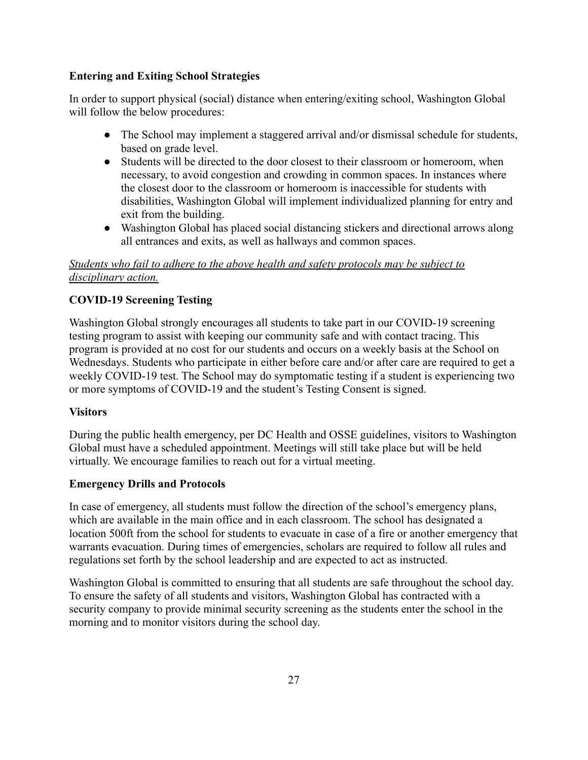### Entering and Exiting School Strategies

In order to support physical (social) distance when entering/exiting school, Washington Global will follow the below procedures:

- The School may implement a staggered arrival and/or dismissal schedule for students, based on grade level.
- Students will be directed to the door closest to their classroom or homeroom, when necessary, to avoid congestion and crowding in common spaces. In instances where the closest door to the classroom or homeroom is inaccessible for students with disabilities, Washington Global will implement individualized planning for entry and exit from the building.
- Washington Global has placed social distancing stickers and directional arrows along all entrances and exits, as well as hallways and common spaces.

*Students who fail to adhere to the above health and safety protocols may be subject to disciplinary action.*

### COVID-19 Screening Testing

Washington Global strongly encourages all students to take part in our COVID-19 screening testing program to assist with keeping our community safe and with contact tracing. This program is provided at no cost for our students and occurs on a weekly basis at the School on Wednesdays. Students who participate in either before care and/or after care are required to get a weekly COVID-19 test. The School may do symptomatic testing if a student is experiencing two or more symptoms of COVID-19 and the student's Testing Consent is signed.

### Visitors

During the public health emergency, per DC Health and OSSE guidelines, visitors to Washington Global must have a scheduled appointment. Meetings will still take place but will be held virtually. We encourage families to reach out for a virtual meeting.

### Emergency Drills and Protocols

In case of emergency, all students must follow the direction of the school's emergency plans, which are available in the main office and in each classroom. The school has designated a location 500ft from the school for students to evacuate in case of a fire or another emergency that warrants evacuation. During times of emergencies, scholars are required to follow all rules and regulations set forth by the school leadership and are expected to act as instructed.

Washington Global is committed to ensuring that all students are safe throughout the school day. To ensure the safety of all students and visitors, Washington Global has contracted with a security company to provide minimal security screening as the students enter the school in the morning and to monitor visitors during the school day.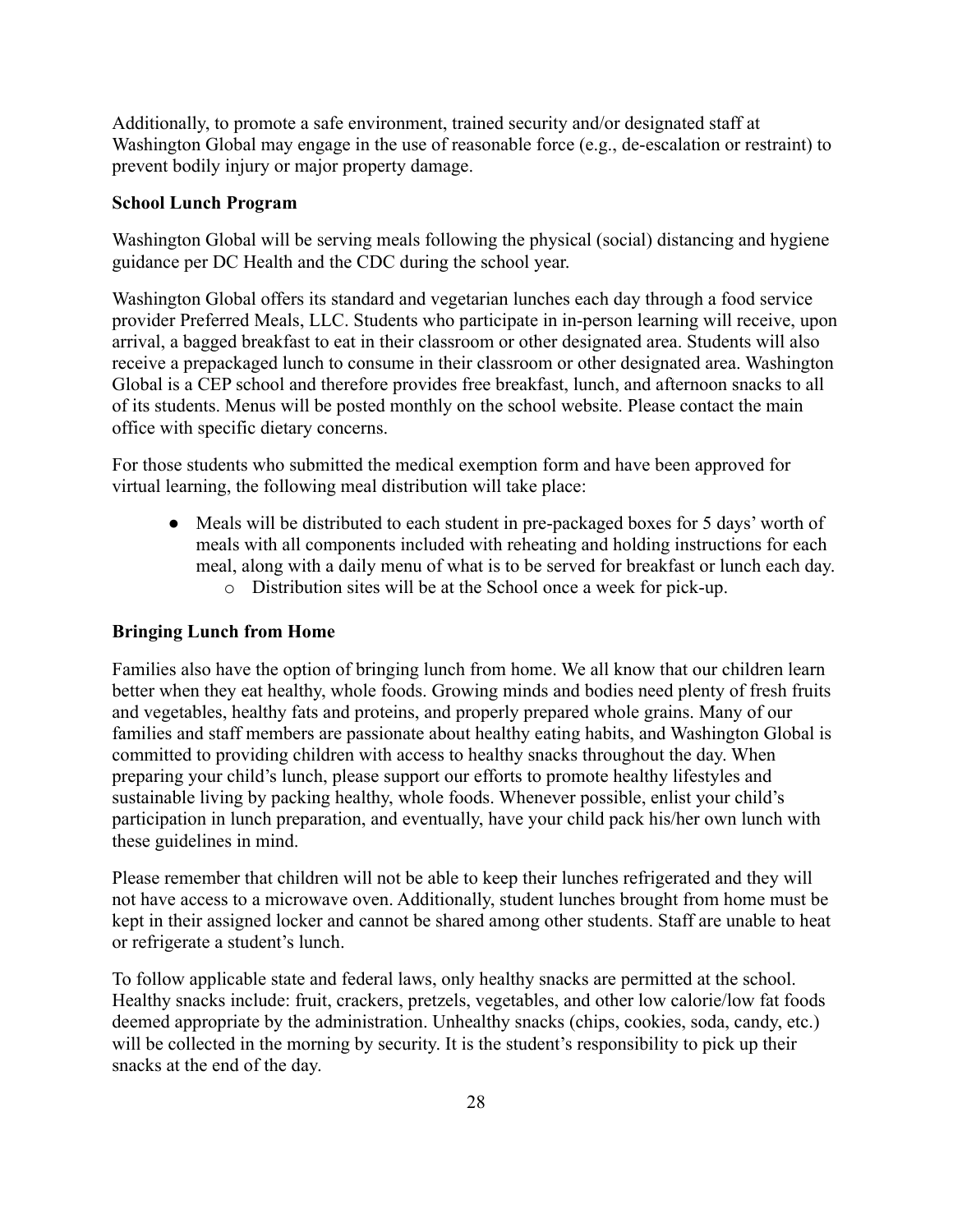Additionally, to promote a safe environment, trained security and/or designated staff at Washington Global may engage in the use of reasonable force (e.g., de-escalation or restraint) to prevent bodily injury or major property damage.

**School Lunch Program**

Washington Global will be serving meals following the physical (social) distancing and hygiene guidance per DC Health and the CDC during the school year.

Washington Global offers its standard and vegetarian lunches each day through a food service provider Preferred Meals, LLC. Students who participate in in-person learning will receive, upon arrival, a bagged breakfast to eat in their classroom or other designated area. Students will also receive a prepackaged lunch to consume in their classroom or other designated area. Washington Global is a CEP school and therefore provides free breakfast, lunch, and afternoon snacks to all of its students. Menus will be posted monthly on the school website. Please contact the main office with specific dietary concerns.

For those students who submitted the medical exemption form and have been approved for virtual learning, the following meal distribution will take place:

- Meals will be distributed to each student in pre-packaged boxes for 5 days' worth of meals with all components included with reheating and holding instructions for each meal, along with a daily menu of what is to be served for breakfast or lunch each day.
  - Distribution sites will be at the School once a week for pick-up.

**Bringing Lunch from Home**

Families also have the option of bringing lunch from home. We all know that our children learn better when they eat healthy, whole foods. Growing minds and bodies need plenty of fresh fruits and vegetables, healthy fats and proteins, and properly prepared whole grains. Many of our families and staff members are passionate about healthy eating habits, and Washington Global is committed to providing children with access to healthy snacks throughout the day. When preparing your child's lunch, please support our efforts to promote healthy lifestyles and sustainable living by packing healthy, whole foods. Whenever possible, enlist your child's participation in lunch preparation, and eventually, have your child pack his/her own lunch with these guidelines in mind.

Please remember that children will not be able to keep their lunches refrigerated and they will not have access to a microwave oven. Additionally, student lunches brought from home must be kept in their assigned locker and cannot be shared among other students. Staff are unable to heat or refrigerate a student's lunch.

To follow applicable state and federal laws, only healthy snacks are permitted at the school. Healthy snacks include: fruit, crackers, pretzels, vegetables, and other low calorie/low fat foods deemed appropriate by the administration. Unhealthy snacks (chips, cookies, soda, candy, etc.) will be collected in the morning by security. It is the student's responsibility to pick up their snacks at the end of the day.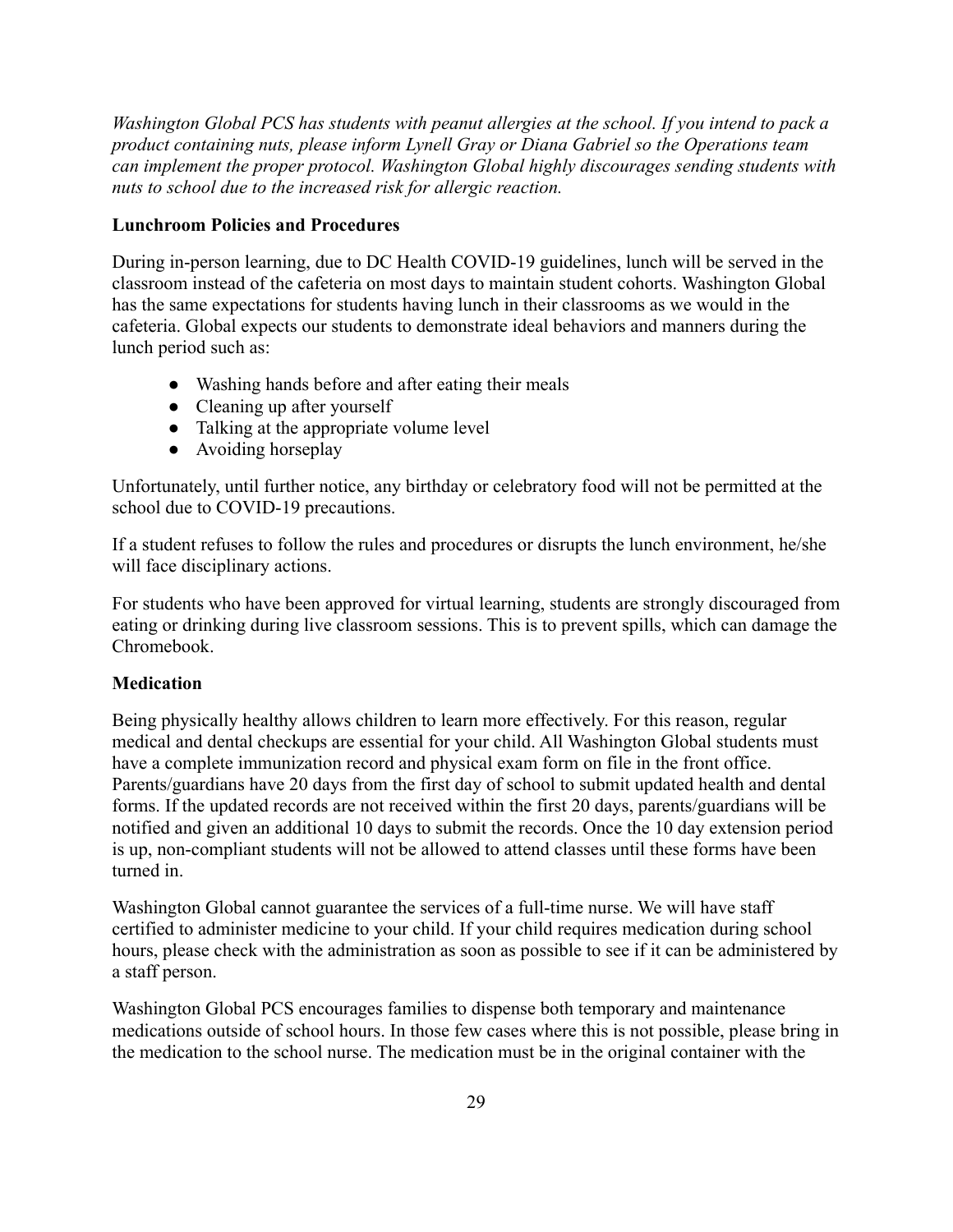*Washington Global PCS has students with peanut allergies at the school. If you intend to pack a product containing nuts, please inform Lynell Gray or Diana Gabriel so the Operations team can implement the proper protocol. Washington Global highly discourages sending students with nuts to school due to the increased risk for allergic reaction.*

**Lunchroom Policies and Procedures**

During in-person learning, due to DC Health COVID-19 guidelines, lunch will be served in the classroom instead of the cafeteria on most days to maintain student cohorts. Washington Global has the same expectations for students having lunch in their classrooms as we would in the cafeteria. Global expects our students to demonstrate ideal behaviors and manners during the lunch period such as:

- Washing hands before and after eating their meals
- Cleaning up after yourself
- Talking at the appropriate volume level
- Avoiding horseplay

Unfortunately, until further notice, any birthday or celebratory food will not be permitted at the school due to COVID-19 precautions.

If a student refuses to follow the rules and procedures or disrupts the lunch environment, he/she will face disciplinary actions.

For students who have been approved for virtual learning, students are strongly discouraged from eating or drinking during live classroom sessions. This is to prevent spills, which can damage the Chromebook.

**Medication**

Being physically healthy allows children to learn more effectively. For this reason, regular medical and dental checkups are essential for your child. All Washington Global students must have a complete immunization record and physical exam form on file in the front office. Parents/guardians have 20 days from the first day of school to submit updated health and dental forms. If the updated records are not received within the first 20 days, parents/guardians will be notified and given an additional 10 days to submit the records. Once the 10 day extension period is up, non-compliant students will not be allowed to attend classes until these forms have been turned in.

Washington Global cannot guarantee the services of a full-time nurse. We will have staff certified to administer medicine to your child. If your child requires medication during school hours, please check with the administration as soon as possible to see if it can be administered by a staff person.

Washington Global PCS encourages families to dispense both temporary and maintenance medications outside of school hours. In those few cases where this is not possible, please bring in the medication to the school nurse. The medication must be in the original container with the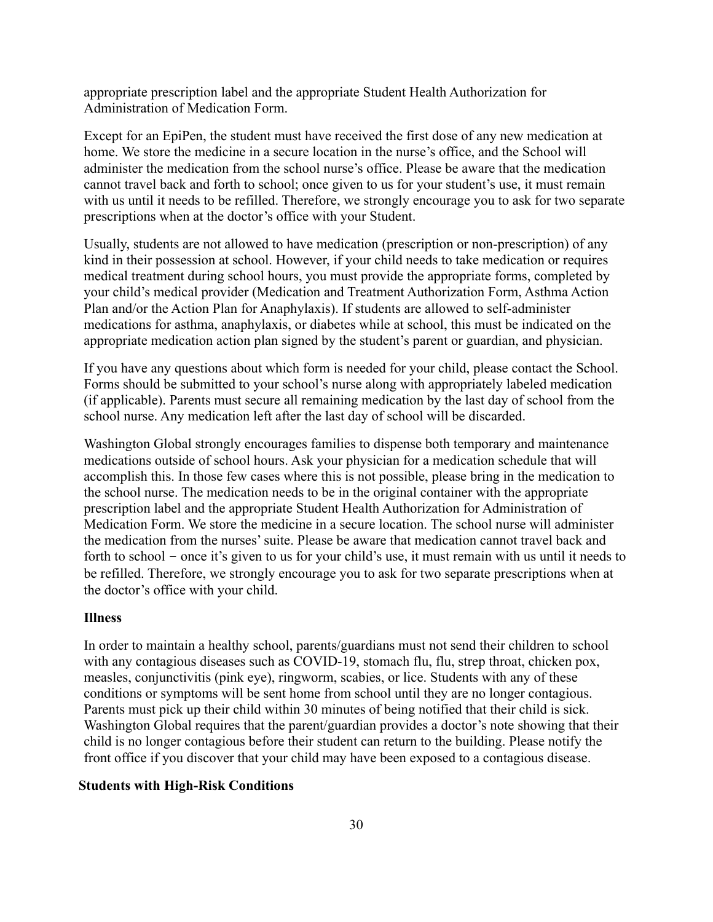appropriate prescription label and the appropriate Student Health Authorization for Administration of Medication Form.

Except for an EpiPen, the student must have received the first dose of any new medication at home. We store the medicine in a secure location in the nurse's office, and the School will administer the medication from the school nurse's office. Please be aware that the medication cannot travel back and forth to school; once given to us for your student's use, it must remain with us until it needs to be refilled. Therefore, we strongly encourage you to ask for two separate prescriptions when at the doctor's office with your Student.

Usually, students are not allowed to have medication (prescription or non-prescription) of any kind in their possession at school. However, if your child needs to take medication or requires medical treatment during school hours, you must provide the appropriate forms, completed by your child's medical provider (Medication and Treatment Authorization Form, Asthma Action Plan and/or the Action Plan for Anaphylaxis). If students are allowed to self-administer medications for asthma, anaphylaxis, or diabetes while at school, this must be indicated on the appropriate medication action plan signed by the student's parent or guardian, and physician.

If you have any questions about which form is needed for your child, please contact the School. Forms should be submitted to your school's nurse along with appropriately labeled medication (if applicable). Parents must secure all remaining medication by the last day of school from the school nurse. Any medication left after the last day of school will be discarded.

Washington Global strongly encourages families to dispense both temporary and maintenance medications outside of school hours. Ask your physician for a medication schedule that will accomplish this. In those few cases where this is not possible, please bring in the medication to the school nurse. The medication needs to be in the original container with the appropriate prescription label and the appropriate Student Health Authorization for Administration of Medication Form. We store the medicine in a secure location. The school nurse will administer the medication from the nurses' suite. Please be aware that medication cannot travel back and forth to school − once it's given to us for your child's use, it must remain with us until it needs to be refilled. Therefore, we strongly encourage you to ask for two separate prescriptions when at the doctor's office with your child.

**Illness**

In order to maintain a healthy school, parents/guardians must not send their children to school with any contagious diseases such as COVID-19, stomach flu, flu, strep throat, chicken pox, measles, conjunctivitis (pink eye), ringworm, scabies, or lice. Students with any of these conditions or symptoms will be sent home from school until they are no longer contagious. Parents must pick up their child within 30 minutes of being notified that their child is sick. Washington Global requires that the parent/guardian provides a doctor's note showing that their child is no longer contagious before their student can return to the building. Please notify the front office if you discover that your child may have been exposed to a contagious disease.

**Students with High-Risk Conditions**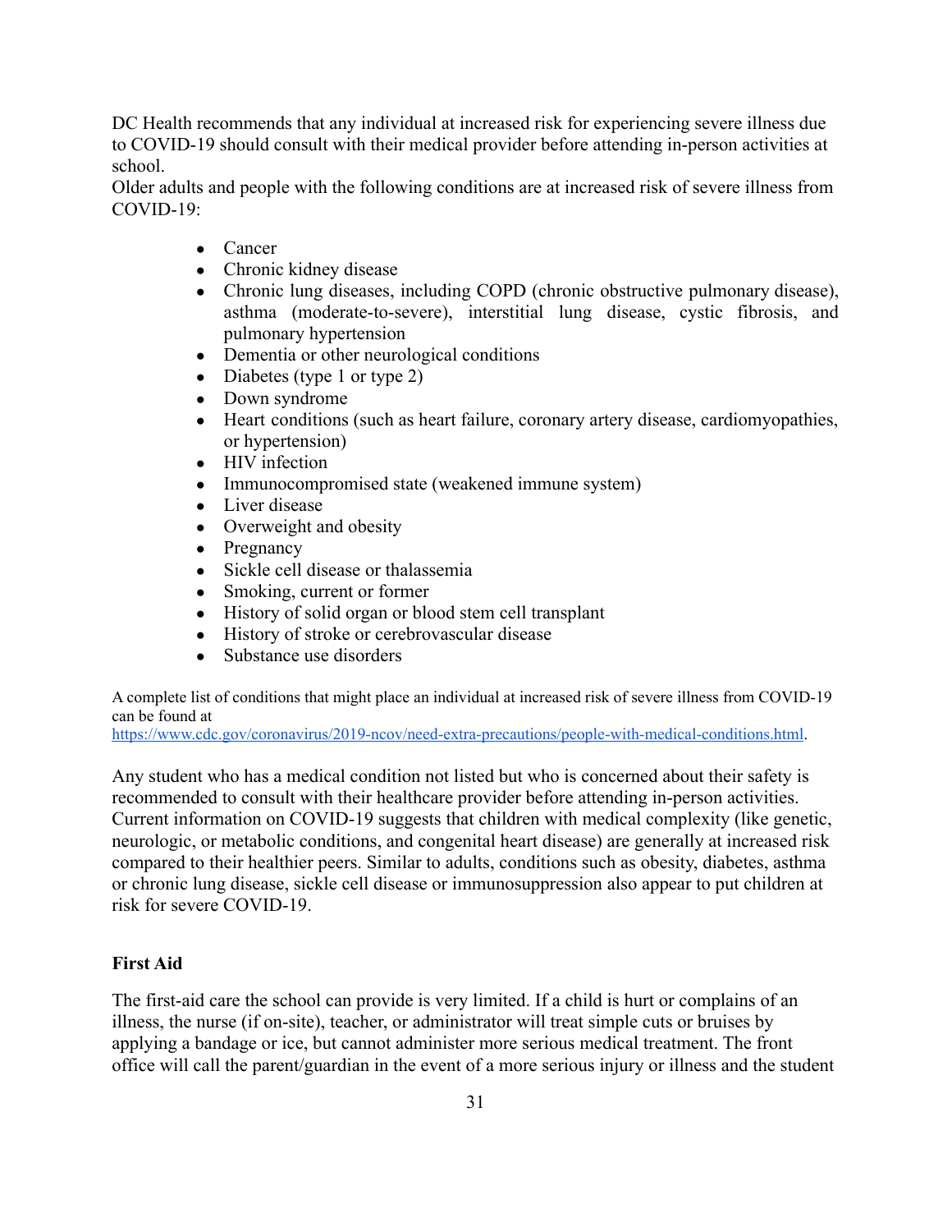DC Health recommends that any individual at increased risk for experiencing severe illness due to COVID-19 should consult with their medical provider before attending in-person activities at school.
Older adults and people with the following conditions are at increased risk of severe illness from COVID-19:

- Cancer
- Chronic kidney disease
- Chronic lung diseases, including COPD (chronic obstructive pulmonary disease), asthma (moderate-to-severe), interstitial lung disease, cystic fibrosis, and pulmonary hypertension
- Dementia or other neurological conditions
- Diabetes (type 1 or type 2)
- Down syndrome
- Heart conditions (such as heart failure, coronary artery disease, cardiomyopathies, or hypertension)
- HIV infection
- Immunocompromised state (weakened immune system)
- Liver disease
- Overweight and obesity
- Pregnancy
- Sickle cell disease or thalassemia
- Smoking, current or former
- History of solid organ or blood stem cell transplant
- History of stroke or cerebrovascular disease
- Substance use disorders

A complete list of conditions that might place an individual at increased risk of severe illness from COVID-19 can be found at [https://www.cdc.gov/coronavirus/2019-ncov/need-extra-precautions/people-with-medical-conditions.html](https://www.cdc.gov/coronavirus/2019-ncov/need-extra-precautions/people-with-medical-conditions.html).

Any student who has a medical condition not listed but who is concerned about their safety is recommended to consult with their healthcare provider before attending in-person activities. Current information on COVID-19 suggests that children with medical complexity (like genetic, neurologic, or metabolic conditions, and congenital heart disease) are generally at increased risk compared to their healthier peers. Similar to adults, conditions such as obesity, diabetes, asthma or chronic lung disease, sickle cell disease or immunosuppression also appear to put children at risk for severe COVID-19.

**First Aid**

The first-aid care the school can provide is very limited. If a child is hurt or complains of an illness, the nurse (if on-site), teacher, or administrator will treat simple cuts or bruises by applying a bandage or ice, but cannot administer more serious medical treatment. The front office will call the parent/guardian in the event of a more serious injury or illness and the student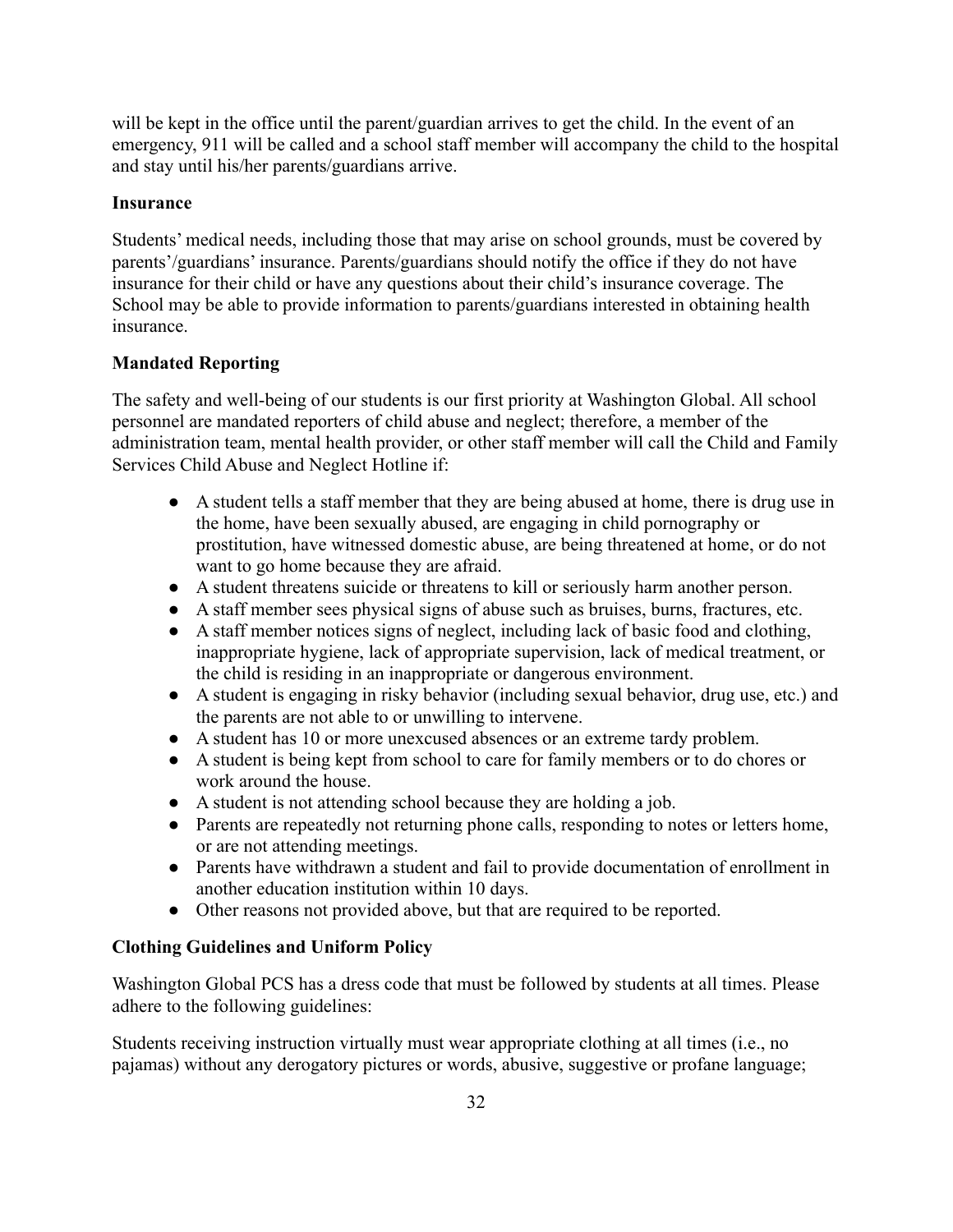will be kept in the office until the parent/guardian arrives to get the child. In the event of an emergency, 911 will be called and a school staff member will accompany the child to the hospital and stay until his/her parents/guardians arrive.

**Insurance**

Students' medical needs, including those that may arise on school grounds, must be covered by parents'/guardians' insurance. Parents/guardians should notify the office if they do not have insurance for their child or have any questions about their child's insurance coverage. The School may be able to provide information to parents/guardians interested in obtaining health insurance.

**Mandated Reporting**

The safety and well-being of our students is our first priority at Washington Global. All school personnel are mandated reporters of child abuse and neglect; therefore, a member of the administration team, mental health provider, or other staff member will call the Child and Family Services Child Abuse and Neglect Hotline if:

- A student tells a staff member that they are being abused at home, there is drug use in the home, have been sexually abused, are engaging in child pornography or prostitution, have witnessed domestic abuse, are being threatened at home, or do not want to go home because they are afraid.
- A student threatens suicide or threatens to kill or seriously harm another person.
- A staff member sees physical signs of abuse such as bruises, burns, fractures, etc.
- A staff member notices signs of neglect, including lack of basic food and clothing, inappropriate hygiene, lack of appropriate supervision, lack of medical treatment, or the child is residing in an inappropriate or dangerous environment.
- A student is engaging in risky behavior (including sexual behavior, drug use, etc.) and the parents are not able to or unwilling to intervene.
- A student has 10 or more unexcused absences or an extreme tardy problem.
- A student is being kept from school to care for family members or to do chores or work around the house.
- A student is not attending school because they are holding a job.
- Parents are repeatedly not returning phone calls, responding to notes or letters home, or are not attending meetings.
- Parents have withdrawn a student and fail to provide documentation of enrollment in another education institution within 10 days.
- Other reasons not provided above, but that are required to be reported.

**Clothing Guidelines and Uniform Policy**

Washington Global PCS has a dress code that must be followed by students at all times. Please adhere to the following guidelines:

Students receiving instruction virtually must wear appropriate clothing at all times (i.e., no pajamas) without any derogatory pictures or words, abusive, suggestive or profane language;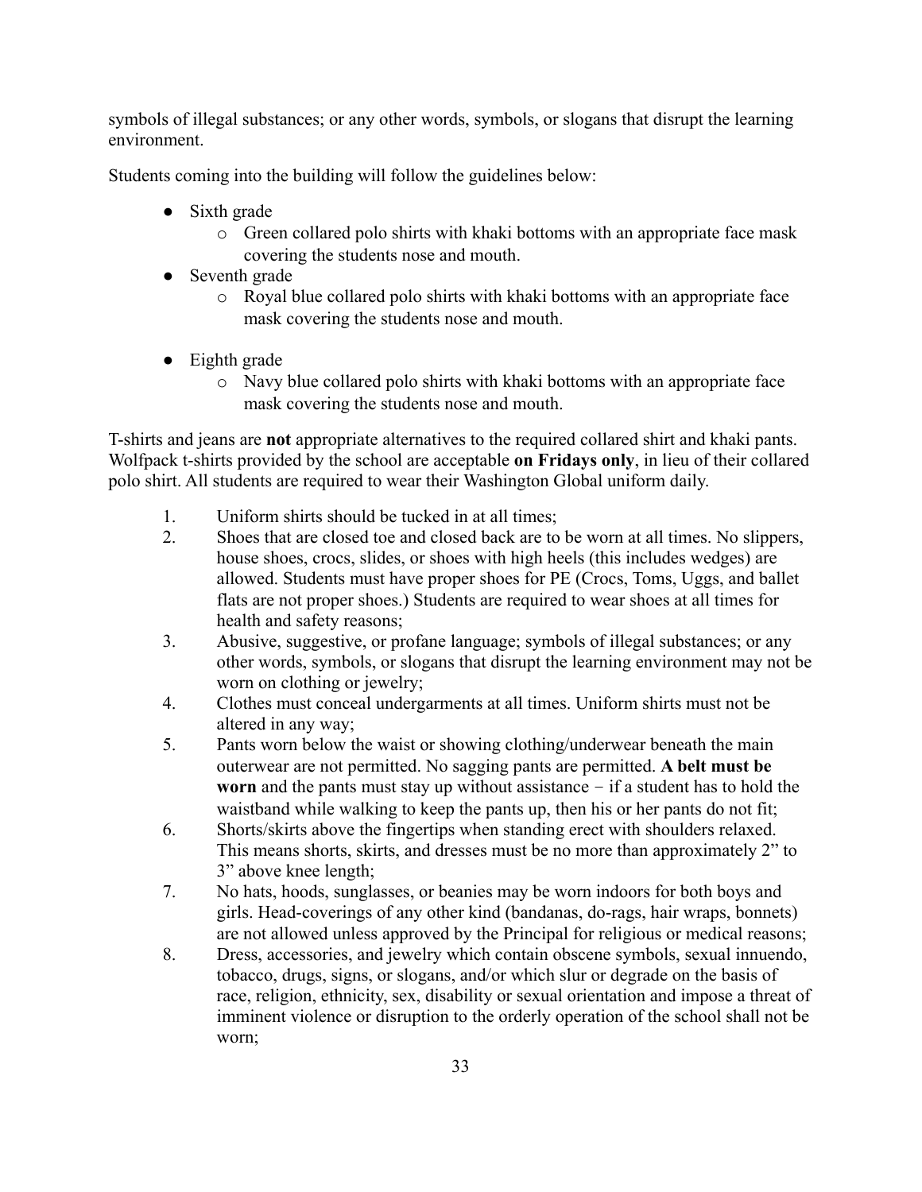symbols of illegal substances; or any other words, symbols, or slogans that disrupt the learning environment.

Students coming into the building will follow the guidelines below:

- Sixth grade
  - Green collared polo shirts with khaki bottoms with an appropriate face mask covering the students nose and mouth.
- Seventh grade
  - Royal blue collared polo shirts with khaki bottoms with an appropriate face mask covering the students nose and mouth.
- Eighth grade
  - Navy blue collared polo shirts with khaki bottoms with an appropriate face mask covering the students nose and mouth.

T-shirts and jeans are **not** appropriate alternatives to the required collared shirt and khaki pants. Wolfpack t-shirts provided by the school are acceptable **on Fridays only**, in lieu of their collared polo shirt. All students are required to wear their Washington Global uniform daily.

1. Uniform shirts should be tucked in at all times;
2. Shoes that are closed toe and closed back are to be worn at all times. No slippers, house shoes, crocs, slides, or shoes with high heels (this includes wedges) are allowed. Students must have proper shoes for PE (Crocs, Toms, Uggs, and ballet flats are not proper shoes.) Students are required to wear shoes at all times for health and safety reasons;
3. Abusive, suggestive, or profane language; symbols of illegal substances; or any other words, symbols, or slogans that disrupt the learning environment may not be worn on clothing or jewelry;
4. Clothes must conceal undergarments at all times. Uniform shirts must not be altered in any way;
5. Pants worn below the waist or showing clothing/underwear beneath the main outerwear are not permitted. No sagging pants are permitted. **A belt must be worn** and the pants must stay up without assistance − if a student has to hold the waistband while walking to keep the pants up, then his or her pants do not fit;
6. Shorts/skirts above the fingertips when standing erect with shoulders relaxed. This means shorts, skirts, and dresses must be no more than approximately 2" to 3" above knee length;
7. No hats, hoods, sunglasses, or beanies may be worn indoors for both boys and girls. Head-coverings of any other kind (bandanas, do-rags, hair wraps, bonnets) are not allowed unless approved by the Principal for religious or medical reasons;
8. Dress, accessories, and jewelry which contain obscene symbols, sexual innuendo, tobacco, drugs, signs, or slogans, and/or which slur or degrade on the basis of race, religion, ethnicity, sex, disability or sexual orientation and impose a threat of imminent violence or disruption to the orderly operation of the school shall not be worn;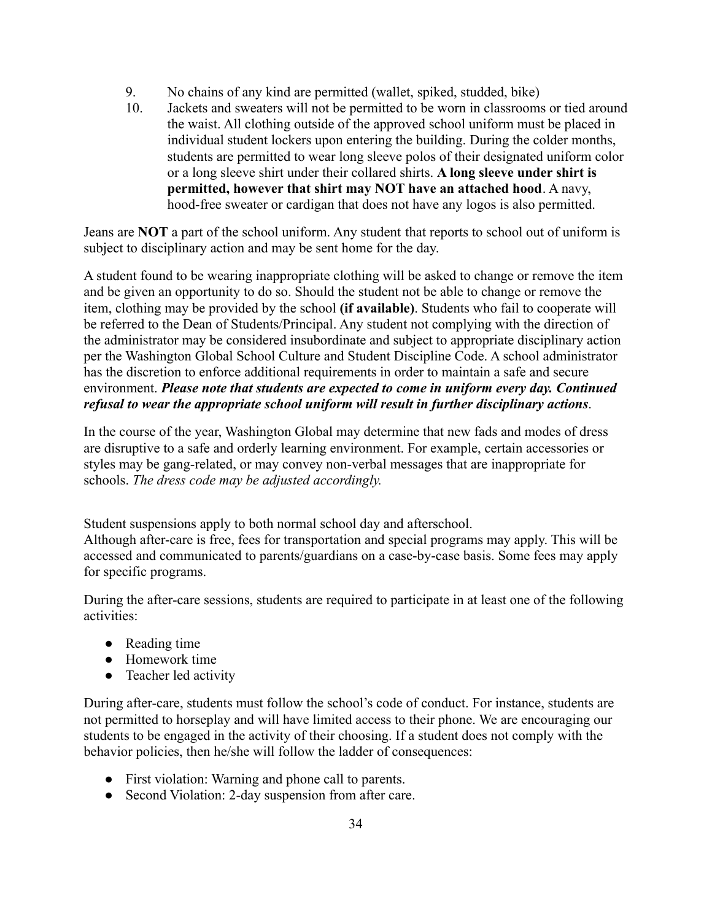9. No chains of any kind are permitted (wallet, spiked, studded, bike)
10. Jackets and sweaters will not be permitted to be worn in classrooms or tied around the waist. All clothing outside of the approved school uniform must be placed in individual student lockers upon entering the building. During the colder months, students are permitted to wear long sleeve polos of their designated uniform color or a long sleeve shirt under their collared shirts. **A long sleeve under shirt is permitted, however that shirt may NOT have an attached hood**. A navy, hood-free sweater or cardigan that does not have any logos is also permitted.

Jeans are **NOT** a part of the school uniform. Any student that reports to school out of uniform is subject to disciplinary action and may be sent home for the day.

A student found to be wearing inappropriate clothing will be asked to change or remove the item and be given an opportunity to do so. Should the student not be able to change or remove the item, clothing may be provided by the school **(if available)**. Students who fail to cooperate will be referred to the Dean of Students/Principal. Any student not complying with the direction of the administrator may be considered insubordinate and subject to appropriate disciplinary action per the Washington Global School Culture and Student Discipline Code. A school administrator has the discretion to enforce additional requirements in order to maintain a safe and secure environment. ***Please note that students are expected to come in uniform every day. Continued refusal to wear the appropriate school uniform will result in further disciplinary actions***.

In the course of the year, Washington Global may determine that new fads and modes of dress are disruptive to a safe and orderly learning environment. For example, certain accessories or styles may be gang-related, or may convey non-verbal messages that are inappropriate for schools. *The dress code may be adjusted accordingly.*

Student suspensions apply to both normal school day and afterschool.
Although after-care is free, fees for transportation and special programs may apply. This will be accessed and communicated to parents/guardians on a case-by-case basis. Some fees may apply for specific programs.

During the after-care sessions, students are required to participate in at least one of the following activities:

- Reading time
- Homework time
- Teacher led activity

During after-care, students must follow the school's code of conduct. For instance, students are not permitted to horseplay and will have limited access to their phone. We are encouraging our students to be engaged in the activity of their choosing. If a student does not comply with the behavior policies, then he/she will follow the ladder of consequences:

- First violation: Warning and phone call to parents.
- Second Violation: 2-day suspension from after care.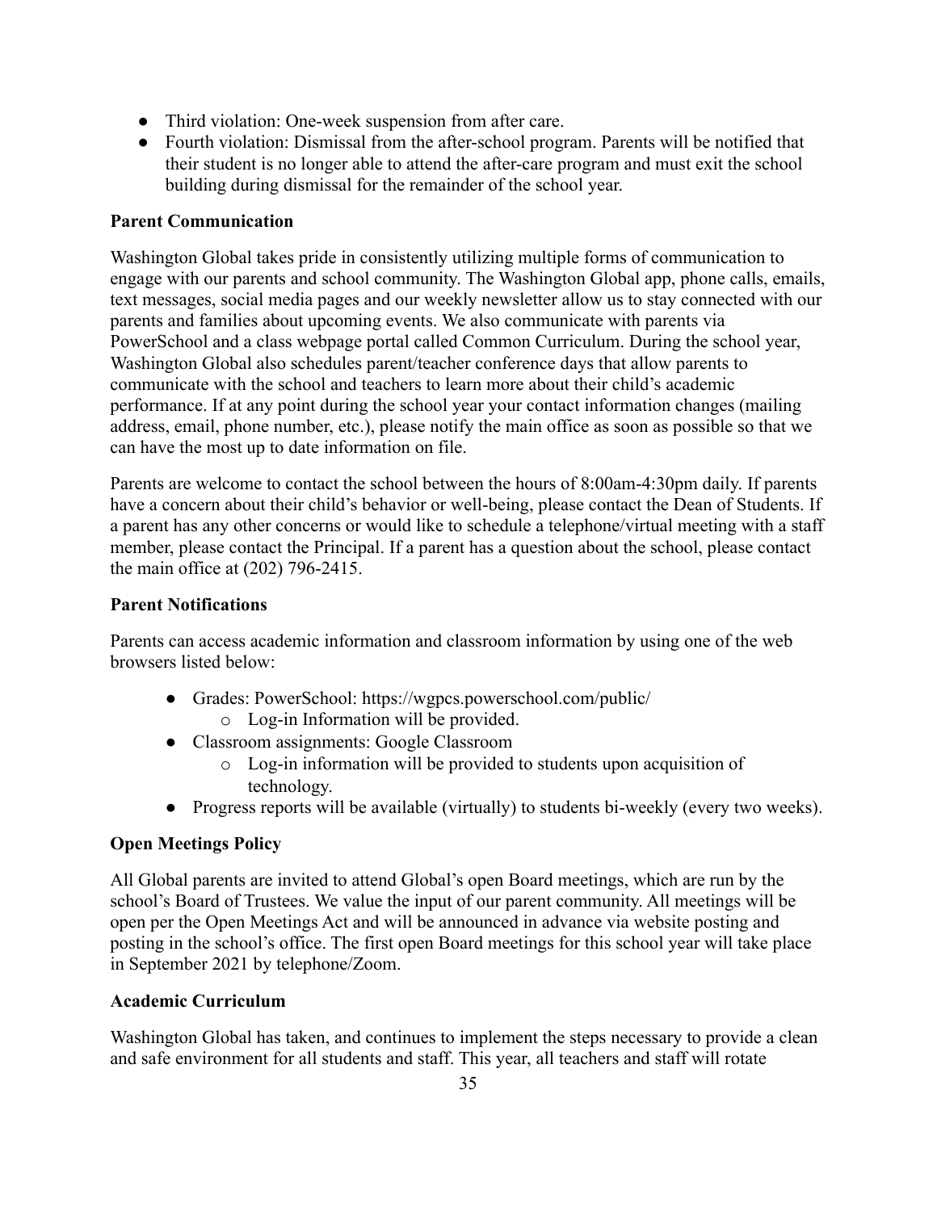- Third violation: One-week suspension from after care.
- Fourth violation: Dismissal from the after-school program. Parents will be notified that their student is no longer able to attend the after-care program and must exit the school building during dismissal for the remainder of the school year.

**Parent Communication**

Washington Global takes pride in consistently utilizing multiple forms of communication to engage with our parents and school community. The Washington Global app, phone calls, emails, text messages, social media pages and our weekly newsletter allow us to stay connected with our parents and families about upcoming events. We also communicate with parents via PowerSchool and a class webpage portal called Common Curriculum. During the school year, Washington Global also schedules parent/teacher conference days that allow parents to communicate with the school and teachers to learn more about their child's academic performance. If at any point during the school year your contact information changes (mailing address, email, phone number, etc.), please notify the main office as soon as possible so that we can have the most up to date information on file.

Parents are welcome to contact the school between the hours of 8:00am-4:30pm daily. If parents have a concern about their child's behavior or well-being, please contact the Dean of Students. If a parent has any other concerns or would like to schedule a telephone/virtual meeting with a staff member, please contact the Principal. If a parent has a question about the school, please contact the main office at (202) 796-2415.

**Parent Notifications**

Parents can access academic information and classroom information by using one of the web browsers listed below:

- Grades: PowerSchool: https://wgpcs.powerschool.com/public/
  - Log-in Information will be provided.
- Classroom assignments: Google Classroom
  - Log-in information will be provided to students upon acquisition of technology.
- Progress reports will be available (virtually) to students bi-weekly (every two weeks).

**Open Meetings Policy**

All Global parents are invited to attend Global's open Board meetings, which are run by the school's Board of Trustees. We value the input of our parent community. All meetings will be open per the Open Meetings Act and will be announced in advance via website posting and posting in the school's office. The first open Board meetings for this school year will take place in September 2021 by telephone/Zoom.

**Academic Curriculum**

Washington Global has taken, and continues to implement the steps necessary to provide a clean and safe environment for all students and staff. This year, all teachers and staff will rotate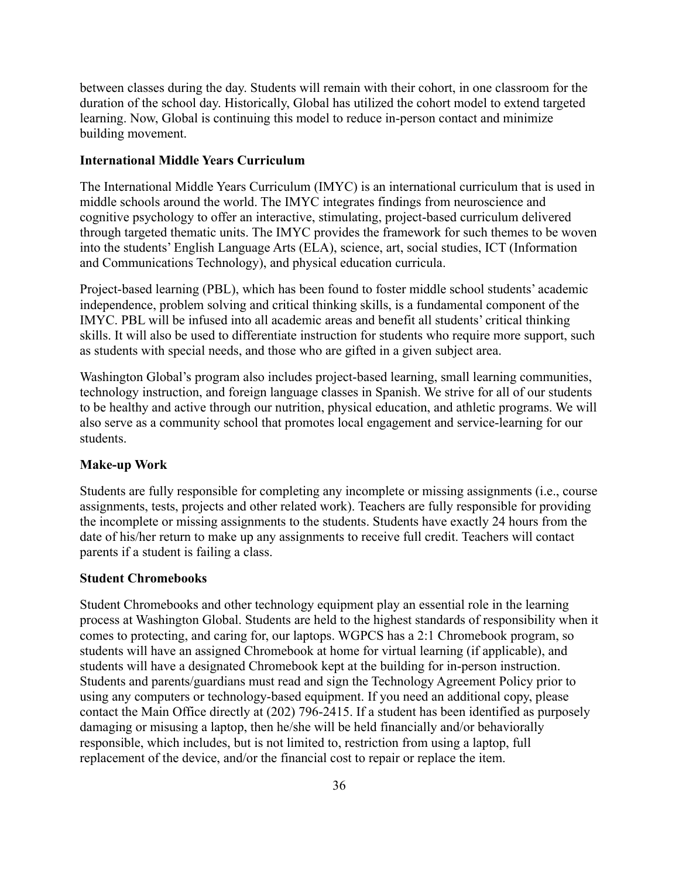between classes during the day. Students will remain with their cohort, in one classroom for the duration of the school day. Historically, Global has utilized the cohort model to extend targeted learning. Now, Global is continuing this model to reduce in-person contact and minimize building movement.

**International Middle Years Curriculum**

The International Middle Years Curriculum (IMYC) is an international curriculum that is used in middle schools around the world. The IMYC integrates findings from neuroscience and cognitive psychology to offer an interactive, stimulating, project-based curriculum delivered through targeted thematic units. The IMYC provides the framework for such themes to be woven into the students' English Language Arts (ELA), science, art, social studies, ICT (Information and Communications Technology), and physical education curricula.

Project-based learning (PBL), which has been found to foster middle school students' academic independence, problem solving and critical thinking skills, is a fundamental component of the IMYC. PBL will be infused into all academic areas and benefit all students' critical thinking skills. It will also be used to differentiate instruction for students who require more support, such as students with special needs, and those who are gifted in a given subject area.

Washington Global's program also includes project-based learning, small learning communities, technology instruction, and foreign language classes in Spanish. We strive for all of our students to be healthy and active through our nutrition, physical education, and athletic programs. We will also serve as a community school that promotes local engagement and service-learning for our students.

**Make-up Work**

Students are fully responsible for completing any incomplete or missing assignments (i.e., course assignments, tests, projects and other related work). Teachers are fully responsible for providing the incomplete or missing assignments to the students. Students have exactly 24 hours from the date of his/her return to make up any assignments to receive full credit. Teachers will contact parents if a student is failing a class.

**Student Chromebooks**

Student Chromebooks and other technology equipment play an essential role in the learning process at Washington Global. Students are held to the highest standards of responsibility when it comes to protecting, and caring for, our laptops. WGPCS has a 2:1 Chromebook program, so students will have an assigned Chromebook at home for virtual learning (if applicable), and students will have a designated Chromebook kept at the building for in-person instruction. Students and parents/guardians must read and sign the Technology Agreement Policy prior to using any computers or technology-based equipment. If you need an additional copy, please contact the Main Office directly at (202) 796-2415. If a student has been identified as purposely damaging or misusing a laptop, then he/she will be held financially and/or behaviorally responsible, which includes, but is not limited to, restriction from using a laptop, full replacement of the device, and/or the financial cost to repair or replace the item.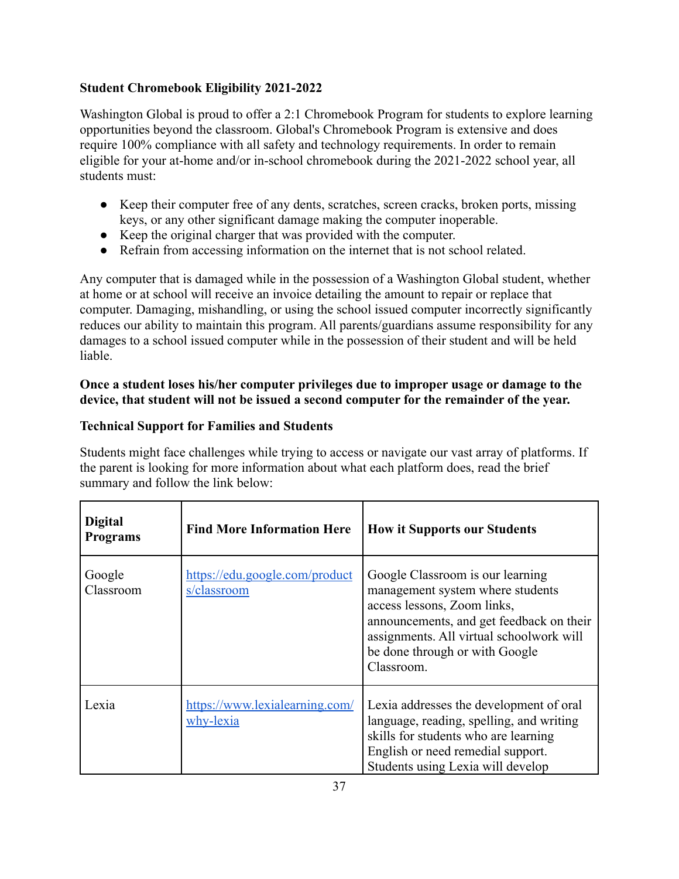**Student Chromebook Eligibility 2021-2022**

Washington Global is proud to offer a 2:1 Chromebook Program for students to explore learning opportunities beyond the classroom. Global's Chromebook Program is extensive and does require 100% compliance with all safety and technology requirements. In order to remain eligible for your at-home and/or in-school chromebook during the 2021-2022 school year, all students must:

- Keep their computer free of any dents, scratches, screen cracks, broken ports, missing keys, or any other significant damage making the computer inoperable.
- Keep the original charger that was provided with the computer.
- Refrain from accessing information on the internet that is not school related.

Any computer that is damaged while in the possession of a Washington Global student, whether at home or at school will receive an invoice detailing the amount to repair or replace that computer. Damaging, mishandling, or using the school issued computer incorrectly significantly reduces our ability to maintain this program. All parents/guardians assume responsibility for any damages to a school issued computer while in the possession of their student and will be held liable.

**Once a student loses his/her computer privileges due to improper usage or damage to the device, that student will not be issued a second computer for the remainder of the year.**

**Technical Support for Families and Students**

Students might face challenges while trying to access or navigate our vast array of platforms. If the parent is looking for more information about what each platform does, read the brief summary and follow the link below:

| Digital Programs | Find More Information Here | How it Supports our Students |
|---|---|---|
| Google Classroom | [https://edu.google.com/products/classroom](https://edu.google.com/products/classroom) | Google Classroom is our learning management system where students access lessons, Zoom links, announcements, and get feedback on their assignments. All virtual schoolwork will be done through or with Google Classroom. |
| Lexia | [https://www.lexialearning.com/why-lexia](https://www.lexialearning.com/why-lexia) | Lexia addresses the development of oral language, reading, spelling, and writing skills for students who are learning English or need remedial support. Students using Lexia will develop |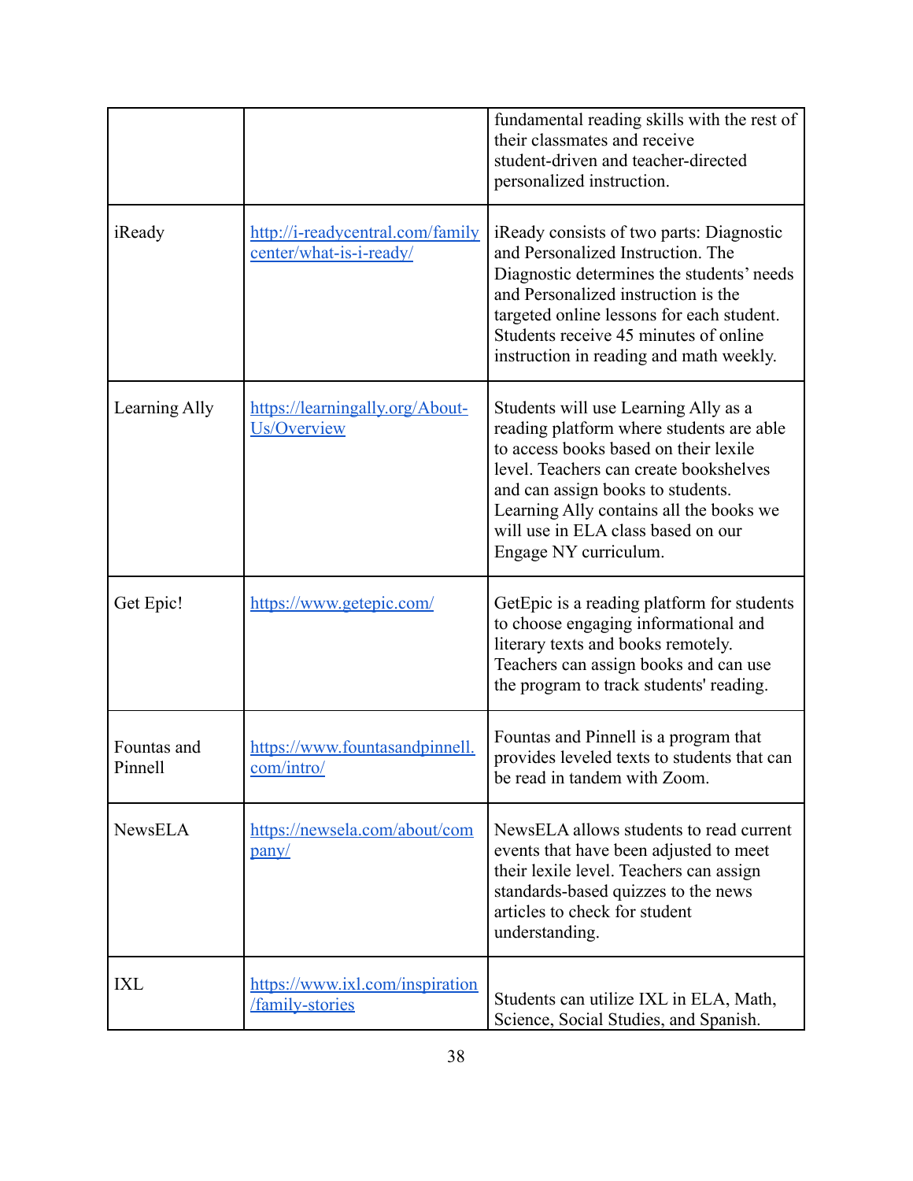| | | |
|---|---|---|
| | | fundamental reading skills with the rest of their classmates and receive student-driven and teacher-directed personalized instruction. |
| iReady | [http://i-readycentral.com/familycenter/what-is-i-ready/](http://i-readycentral.com/familycenter/what-is-i-ready/) | iReady consists of two parts: Diagnostic and Personalized Instruction. The Diagnostic determines the students' needs and Personalized instruction is the targeted online lessons for each student. Students receive 45 minutes of online instruction in reading and math weekly. |
| Learning Ally | [https://learningally.org/About-Us/Overview](https://learningally.org/About-Us/Overview) | Students will use Learning Ally as a reading platform where students are able to access books based on their lexile level. Teachers can create bookshelves and can assign books to students. Learning Ally contains all the books we will use in ELA class based on our Engage NY curriculum. |
| Get Epic! | [https://www.getepic.com/](https://www.getepic.com/) | GetEpic is a reading platform for students to choose engaging informational and literary texts and books remotely. Teachers can assign books and can use the program to track students' reading. |
| Fountas and Pinnell | [https://www.fountasandpinnell.com/intro/](https://www.fountasandpinnell.com/intro/) | Fountas and Pinnell is a program that provides leveled texts to students that can be read in tandem with Zoom. |
| NewsELA | [https://newsela.com/about/company/](https://newsela.com/about/company/) | NewsELA allows students to read current events that have been adjusted to meet their lexile level. Teachers can assign standards-based quizzes to the news articles to check for student understanding. |
| IXL | [https://www.ixl.com/inspiration/family-stories](https://www.ixl.com/inspiration/family-stories) | Students can utilize IXL in ELA, Math, Science, Social Studies, and Spanish. |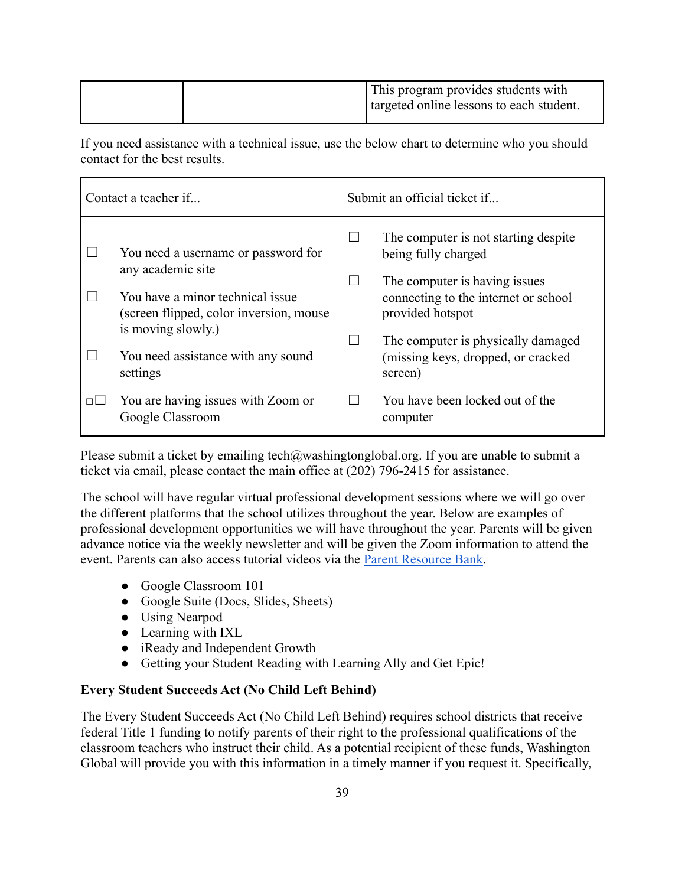| | | This program provides students with targeted online lessons to each student. |
|---|---|---|

If you need assistance with a technical issue, use the below chart to determine who you should contact for the best results.

| Contact a teacher if... | Submit an official ticket if... |
|---|---|
| ☐ You need a username or password for any academic site<br>☐ You have a minor technical issue (screen flipped, color inversion, mouse is moving slowly.)<br>☐ You need assistance with any sound settings<br>▫☐ You are having issues with Zoom or Google Classroom | ☐ The computer is not starting despite being fully charged<br>☐ The computer is having issues connecting to the internet or school provided hotspot<br>☐ The computer is physically damaged (missing keys, dropped, or cracked screen)<br>☐ You have been locked out of the computer |

Please submit a ticket by emailing tech@washingtonglobal.org. If you are unable to submit a ticket via email, please contact the main office at (202) 796-2415 for assistance.

The school will have regular virtual professional development sessions where we will go over the different platforms that the school utilizes throughout the year. Below are examples of professional development opportunities we will have throughout the year. Parents will be given advance notice via the weekly newsletter and will be given the Zoom information to attend the event. Parents can also access tutorial videos via the Parent Resource Bank.

- Google Classroom 101
- Google Suite (Docs, Slides, Sheets)
- Using Nearpod
- Learning with IXL
- iReady and Independent Growth
- Getting your Student Reading with Learning Ally and Get Epic!

**Every Student Succeeds Act (No Child Left Behind)**

The Every Student Succeeds Act (No Child Left Behind) requires school districts that receive federal Title 1 funding to notify parents of their right to the professional qualifications of the classroom teachers who instruct their child. As a potential recipient of these funds, Washington Global will provide you with this information in a timely manner if you request it. Specifically,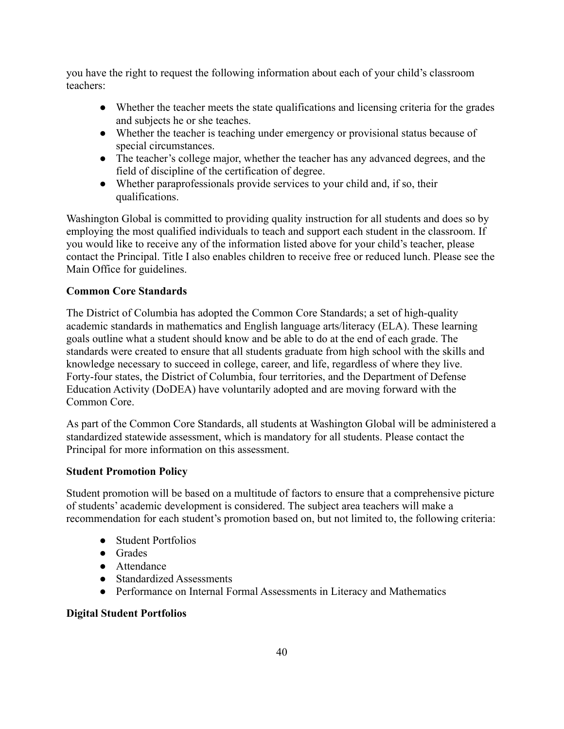you have the right to request the following information about each of your child's classroom teachers:

- Whether the teacher meets the state qualifications and licensing criteria for the grades and subjects he or she teaches.
- Whether the teacher is teaching under emergency or provisional status because of special circumstances.
- The teacher's college major, whether the teacher has any advanced degrees, and the field of discipline of the certification of degree.
- Whether paraprofessionals provide services to your child and, if so, their qualifications.

Washington Global is committed to providing quality instruction for all students and does so by employing the most qualified individuals to teach and support each student in the classroom. If you would like to receive any of the information listed above for your child's teacher, please contact the Principal. Title I also enables children to receive free or reduced lunch. Please see the Main Office for guidelines.

**Common Core Standards**

The District of Columbia has adopted the Common Core Standards; a set of high-quality academic standards in mathematics and English language arts/literacy (ELA). These learning goals outline what a student should know and be able to do at the end of each grade. The standards were created to ensure that all students graduate from high school with the skills and knowledge necessary to succeed in college, career, and life, regardless of where they live. Forty-four states, the District of Columbia, four territories, and the Department of Defense Education Activity (DoDEA) have voluntarily adopted and are moving forward with the Common Core.

As part of the Common Core Standards, all students at Washington Global will be administered a standardized statewide assessment, which is mandatory for all students. Please contact the Principal for more information on this assessment.

**Student Promotion Policy**

Student promotion will be based on a multitude of factors to ensure that a comprehensive picture of students' academic development is considered. The subject area teachers will make a recommendation for each student's promotion based on, but not limited to, the following criteria:

- Student Portfolios
- Grades
- Attendance
- Standardized Assessments
- Performance on Internal Formal Assessments in Literacy and Mathematics

**Digital Student Portfolios**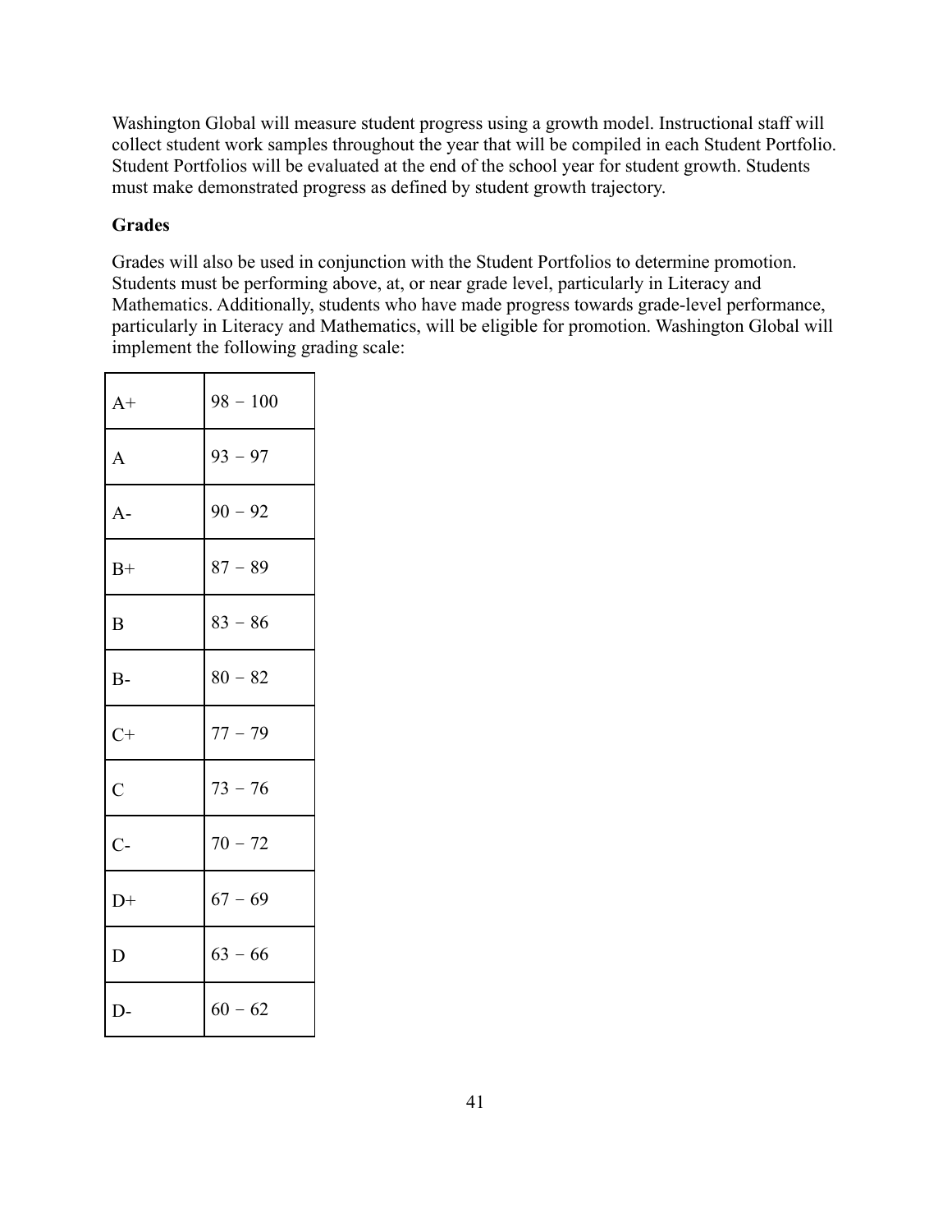Washington Global will measure student progress using a growth model. Instructional staff will collect student work samples throughout the year that will be compiled in each Student Portfolio. Student Portfolios will be evaluated at the end of the school year for student growth. Students must make demonstrated progress as defined by student growth trajectory.

**Grades**

Grades will also be used in conjunction with the Student Portfolios to determine promotion. Students must be performing above, at, or near grade level, particularly in Literacy and Mathematics. Additionally, students who have made progress towards grade-level performance, particularly in Literacy and Mathematics, will be eligible for promotion. Washington Global will implement the following grading scale:

| | |
|---|---|
| A+ | 98 – 100 |
| A | 93 – 97 |
| A- | 90 – 92 |
| B+ | 87 – 89 |
| B | 83 – 86 |
| B- | 80 – 82 |
| C+ | 77 – 79 |
| C | 73 – 76 |
| C- | 70 – 72 |
| D+ | 67 – 69 |
| D | 63 – 66 |
| D- | 60 – 62 |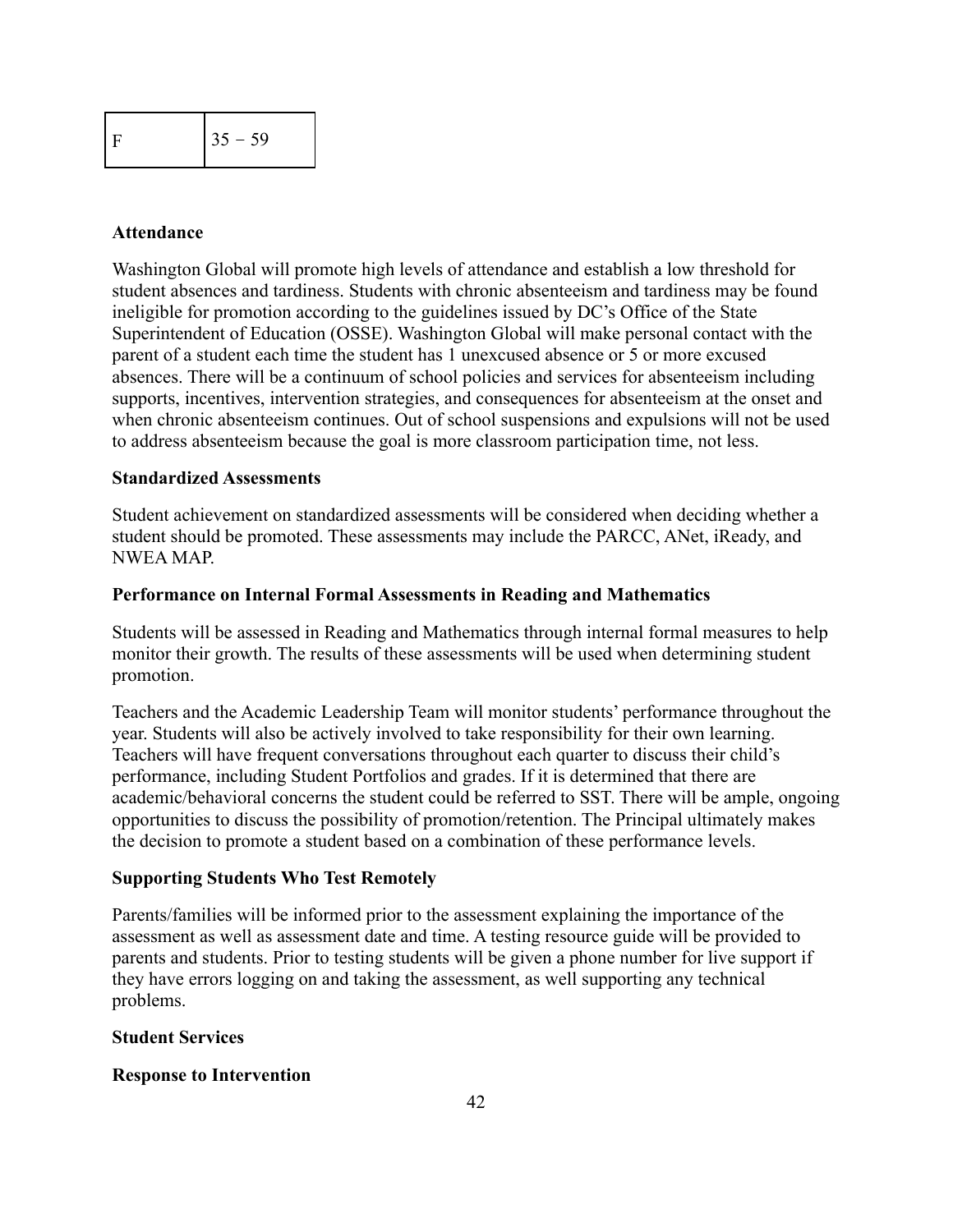| F | 35 − 59 |
|---|---|

**Attendance**

Washington Global will promote high levels of attendance and establish a low threshold for student absences and tardiness. Students with chronic absenteeism and tardiness may be found ineligible for promotion according to the guidelines issued by DC's Office of the State Superintendent of Education (OSSE). Washington Global will make personal contact with the parent of a student each time the student has 1 unexcused absence or 5 or more excused absences. There will be a continuum of school policies and services for absenteeism including supports, incentives, intervention strategies, and consequences for absenteeism at the onset and when chronic absenteeism continues. Out of school suspensions and expulsions will not be used to address absenteeism because the goal is more classroom participation time, not less.

**Standardized Assessments**

Student achievement on standardized assessments will be considered when deciding whether a student should be promoted. These assessments may include the PARCC, ANet, iReady, and NWEA MAP.

**Performance on Internal Formal Assessments in Reading and Mathematics**

Students will be assessed in Reading and Mathematics through internal formal measures to help monitor their growth. The results of these assessments will be used when determining student promotion.

Teachers and the Academic Leadership Team will monitor students' performance throughout the year. Students will also be actively involved to take responsibility for their own learning. Teachers will have frequent conversations throughout each quarter to discuss their child's performance, including Student Portfolios and grades. If it is determined that there are academic/behavioral concerns the student could be referred to SST. There will be ample, ongoing opportunities to discuss the possibility of promotion/retention. The Principal ultimately makes the decision to promote a student based on a combination of these performance levels.

**Supporting Students Who Test Remotely**

Parents/families will be informed prior to the assessment explaining the importance of the assessment as well as assessment date and time. A testing resource guide will be provided to parents and students. Prior to testing students will be given a phone number for live support if they have errors logging on and taking the assessment, as well supporting any technical problems.

**Student Services**

**Response to Intervention**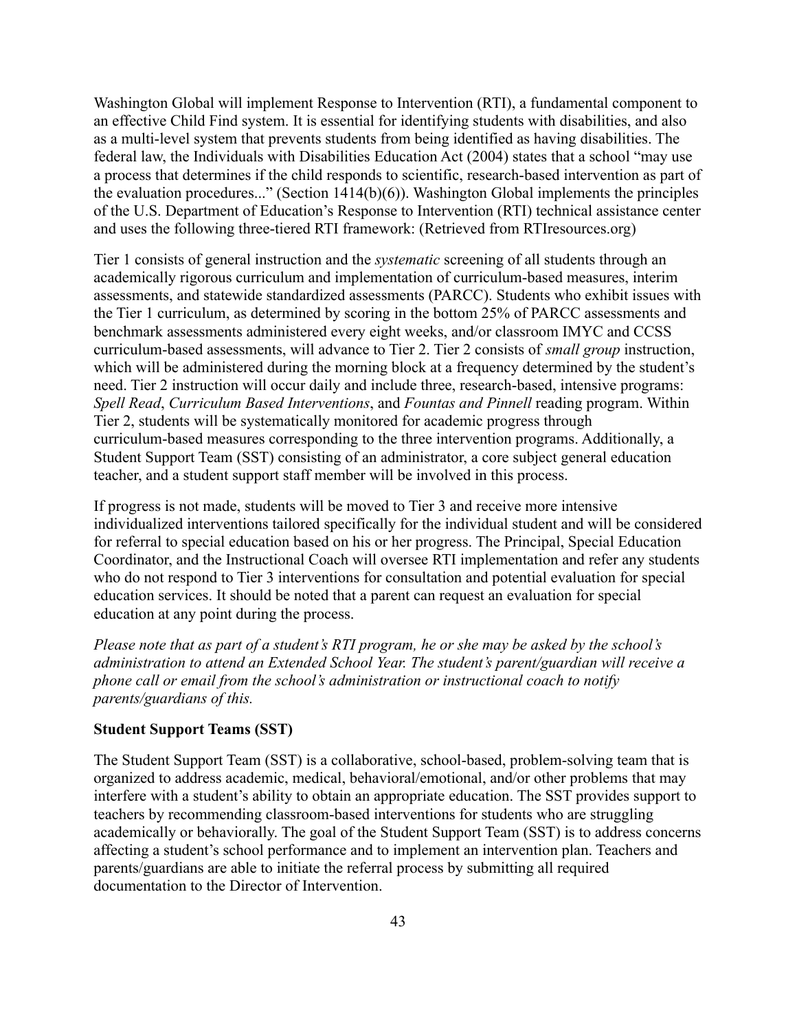Washington Global will implement Response to Intervention (RTI), a fundamental component to an effective Child Find system. It is essential for identifying students with disabilities, and also as a multi-level system that prevents students from being identified as having disabilities. The federal law, the Individuals with Disabilities Education Act (2004) states that a school "may use a process that determines if the child responds to scientific, research-based intervention as part of the evaluation procedures..." (Section 1414(b)(6)). Washington Global implements the principles of the U.S. Department of Education's Response to Intervention (RTI) technical assistance center and uses the following three-tiered RTI framework: (Retrieved from RTIresources.org)

Tier 1 consists of general instruction and the *systematic* screening of all students through an academically rigorous curriculum and implementation of curriculum-based measures, interim assessments, and statewide standardized assessments (PARCC). Students who exhibit issues with the Tier 1 curriculum, as determined by scoring in the bottom 25% of PARCC assessments and benchmark assessments administered every eight weeks, and/or classroom IMYC and CCSS curriculum-based assessments, will advance to Tier 2. Tier 2 consists of *small group* instruction, which will be administered during the morning block at a frequency determined by the student's need. Tier 2 instruction will occur daily and include three, research-based, intensive programs: *Spell Read*, *Curriculum Based Interventions*, and *Fountas and Pinnell* reading program. Within Tier 2, students will be systematically monitored for academic progress through curriculum-based measures corresponding to the three intervention programs. Additionally, a Student Support Team (SST) consisting of an administrator, a core subject general education teacher, and a student support staff member will be involved in this process.

If progress is not made, students will be moved to Tier 3 and receive more intensive individualized interventions tailored specifically for the individual student and will be considered for referral to special education based on his or her progress. The Principal, Special Education Coordinator, and the Instructional Coach will oversee RTI implementation and refer any students who do not respond to Tier 3 interventions for consultation and potential evaluation for special education services. It should be noted that a parent can request an evaluation for special education at any point during the process.

*Please note that as part of a student's RTI program, he or she may be asked by the school's administration to attend an Extended School Year. The student's parent/guardian will receive a phone call or email from the school's administration or instructional coach to notify parents/guardians of this.*

**Student Support Teams (SST)**

The Student Support Team (SST) is a collaborative, school-based, problem-solving team that is organized to address academic, medical, behavioral/emotional, and/or other problems that may interfere with a student's ability to obtain an appropriate education. The SST provides support to teachers by recommending classroom-based interventions for students who are struggling academically or behaviorally. The goal of the Student Support Team (SST) is to address concerns affecting a student's school performance and to implement an intervention plan. Teachers and parents/guardians are able to initiate the referral process by submitting all required documentation to the Director of Intervention.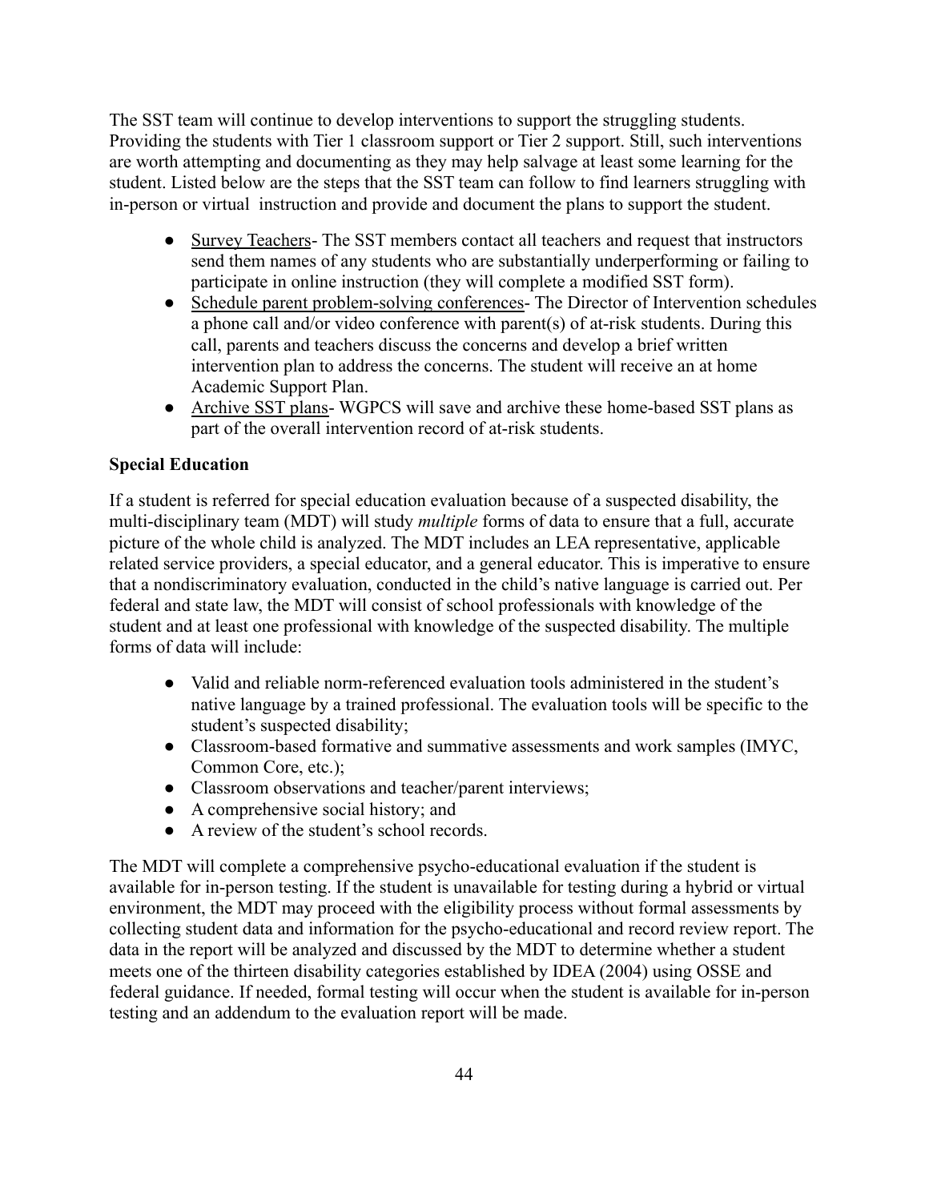The SST team will continue to develop interventions to support the struggling students. Providing the students with Tier 1 classroom support or Tier 2 support. Still, such interventions are worth attempting and documenting as they may help salvage at least some learning for the student. Listed below are the steps that the SST team can follow to find learners struggling with in-person or virtual instruction and provide and document the plans to support the student.

- <u>Survey Teachers</u>- The SST members contact all teachers and request that instructors send them names of any students who are substantially underperforming or failing to participate in online instruction (they will complete a modified SST form).
- <u>Schedule parent problem-solving conferences</u>- The Director of Intervention schedules a phone call and/or video conference with parent(s) of at-risk students. During this call, parents and teachers discuss the concerns and develop a brief written intervention plan to address the concerns. The student will receive an at home Academic Support Plan.
- <u>Archive SST plans</u>- WGPCS will save and archive these home-based SST plans as part of the overall intervention record of at-risk students.

**Special Education**

If a student is referred for special education evaluation because of a suspected disability, the multi-disciplinary team (MDT) will study *multiple* forms of data to ensure that a full, accurate picture of the whole child is analyzed. The MDT includes an LEA representative, applicable related service providers, a special educator, and a general educator. This is imperative to ensure that a nondiscriminatory evaluation, conducted in the child's native language is carried out. Per federal and state law, the MDT will consist of school professionals with knowledge of the student and at least one professional with knowledge of the suspected disability. The multiple forms of data will include:

- Valid and reliable norm-referenced evaluation tools administered in the student's native language by a trained professional. The evaluation tools will be specific to the student's suspected disability;
- Classroom-based formative and summative assessments and work samples (IMYC, Common Core, etc.);
- Classroom observations and teacher/parent interviews;
- A comprehensive social history; and
- A review of the student's school records.

The MDT will complete a comprehensive psycho-educational evaluation if the student is available for in-person testing. If the student is unavailable for testing during a hybrid or virtual environment, the MDT may proceed with the eligibility process without formal assessments by collecting student data and information for the psycho-educational and record review report. The data in the report will be analyzed and discussed by the MDT to determine whether a student meets one of the thirteen disability categories established by IDEA (2004) using OSSE and federal guidance. If needed, formal testing will occur when the student is available for in-person testing and an addendum to the evaluation report will be made.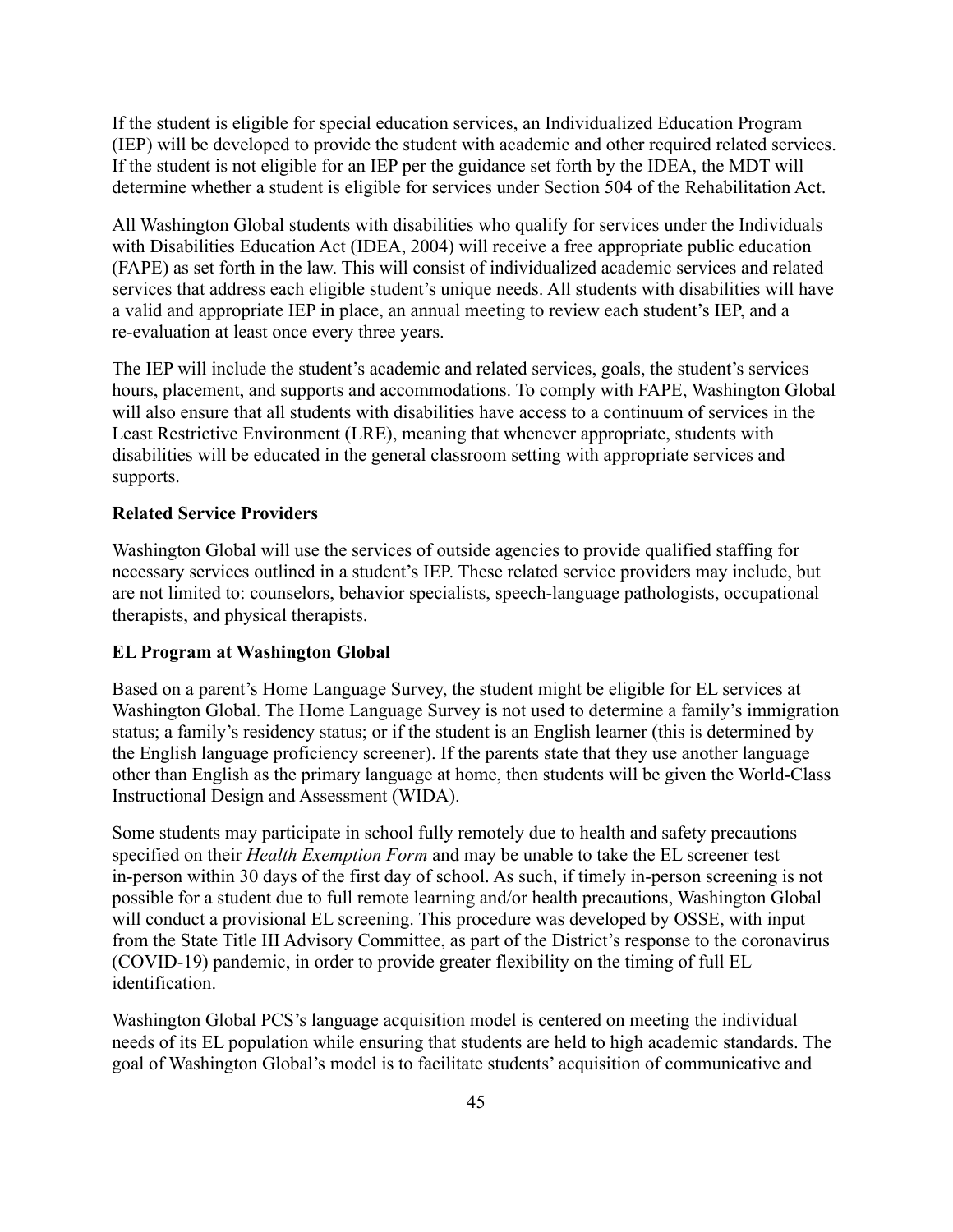If the student is eligible for special education services, an Individualized Education Program (IEP) will be developed to provide the student with academic and other required related services. If the student is not eligible for an IEP per the guidance set forth by the IDEA, the MDT will determine whether a student is eligible for services under Section 504 of the Rehabilitation Act.

All Washington Global students with disabilities who qualify for services under the Individuals with Disabilities Education Act (IDEA, 2004) will receive a free appropriate public education (FAPE) as set forth in the law. This will consist of individualized academic services and related services that address each eligible student's unique needs. All students with disabilities will have a valid and appropriate IEP in place, an annual meeting to review each student's IEP, and a re-evaluation at least once every three years.

The IEP will include the student's academic and related services, goals, the student's services hours, placement, and supports and accommodations. To comply with FAPE, Washington Global will also ensure that all students with disabilities have access to a continuum of services in the Least Restrictive Environment (LRE), meaning that whenever appropriate, students with disabilities will be educated in the general classroom setting with appropriate services and supports.

**Related Service Providers**

Washington Global will use the services of outside agencies to provide qualified staffing for necessary services outlined in a student's IEP. These related service providers may include, but are not limited to: counselors, behavior specialists, speech-language pathologists, occupational therapists, and physical therapists.

**EL Program at Washington Global**

Based on a parent's Home Language Survey, the student might be eligible for EL services at Washington Global. The Home Language Survey is not used to determine a family's immigration status; a family's residency status; or if the student is an English learner (this is determined by the English language proficiency screener). If the parents state that they use another language other than English as the primary language at home, then students will be given the World-Class Instructional Design and Assessment (WIDA).

Some students may participate in school fully remotely due to health and safety precautions specified on their *Health Exemption Form* and may be unable to take the EL screener test in-person within 30 days of the first day of school. As such, if timely in-person screening is not possible for a student due to full remote learning and/or health precautions, Washington Global will conduct a provisional EL screening. This procedure was developed by OSSE, with input from the State Title III Advisory Committee, as part of the District's response to the coronavirus (COVID-19) pandemic, in order to provide greater flexibility on the timing of full EL identification.

Washington Global PCS's language acquisition model is centered on meeting the individual needs of its EL population while ensuring that students are held to high academic standards. The goal of Washington Global's model is to facilitate students' acquisition of communicative and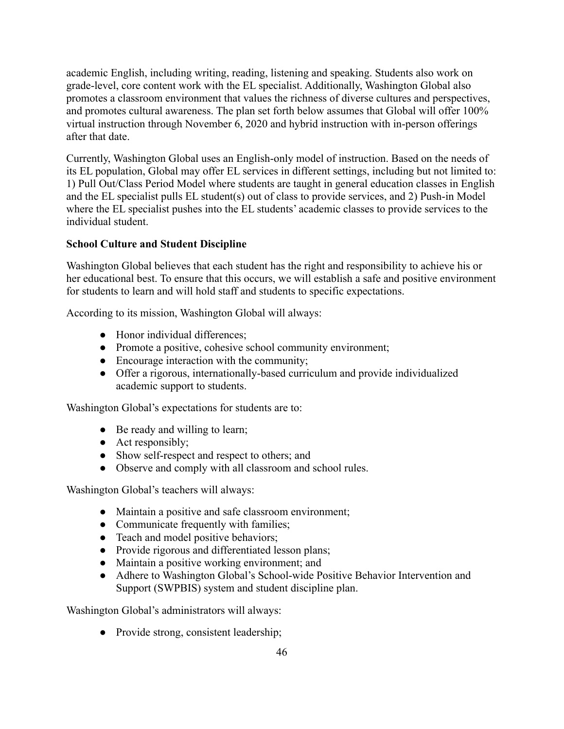academic English, including writing, reading, listening and speaking. Students also work on grade-level, core content work with the EL specialist. Additionally, Washington Global also promotes a classroom environment that values the richness of diverse cultures and perspectives, and promotes cultural awareness. The plan set forth below assumes that Global will offer 100% virtual instruction through November 6, 2020 and hybrid instruction with in-person offerings after that date.

Currently, Washington Global uses an English-only model of instruction. Based on the needs of its EL population, Global may offer EL services in different settings, including but not limited to: 1) Pull Out/Class Period Model where students are taught in general education classes in English and the EL specialist pulls EL student(s) out of class to provide services, and 2) Push-in Model where the EL specialist pushes into the EL students' academic classes to provide services to the individual student.

**School Culture and Student Discipline**

Washington Global believes that each student has the right and responsibility to achieve his or her educational best. To ensure that this occurs, we will establish a safe and positive environment for students to learn and will hold staff and students to specific expectations.

According to its mission, Washington Global will always:

- Honor individual differences;
- Promote a positive, cohesive school community environment;
- Encourage interaction with the community;
- Offer a rigorous, internationally-based curriculum and provide individualized academic support to students.

Washington Global's expectations for students are to:

- Be ready and willing to learn;
- Act responsibly;
- Show self-respect and respect to others; and
- Observe and comply with all classroom and school rules.

Washington Global's teachers will always:

- Maintain a positive and safe classroom environment;
- Communicate frequently with families;
- Teach and model positive behaviors;
- Provide rigorous and differentiated lesson plans;
- Maintain a positive working environment; and
- Adhere to Washington Global's School-wide Positive Behavior Intervention and Support (SWPBIS) system and student discipline plan.

Washington Global's administrators will always:

- Provide strong, consistent leadership;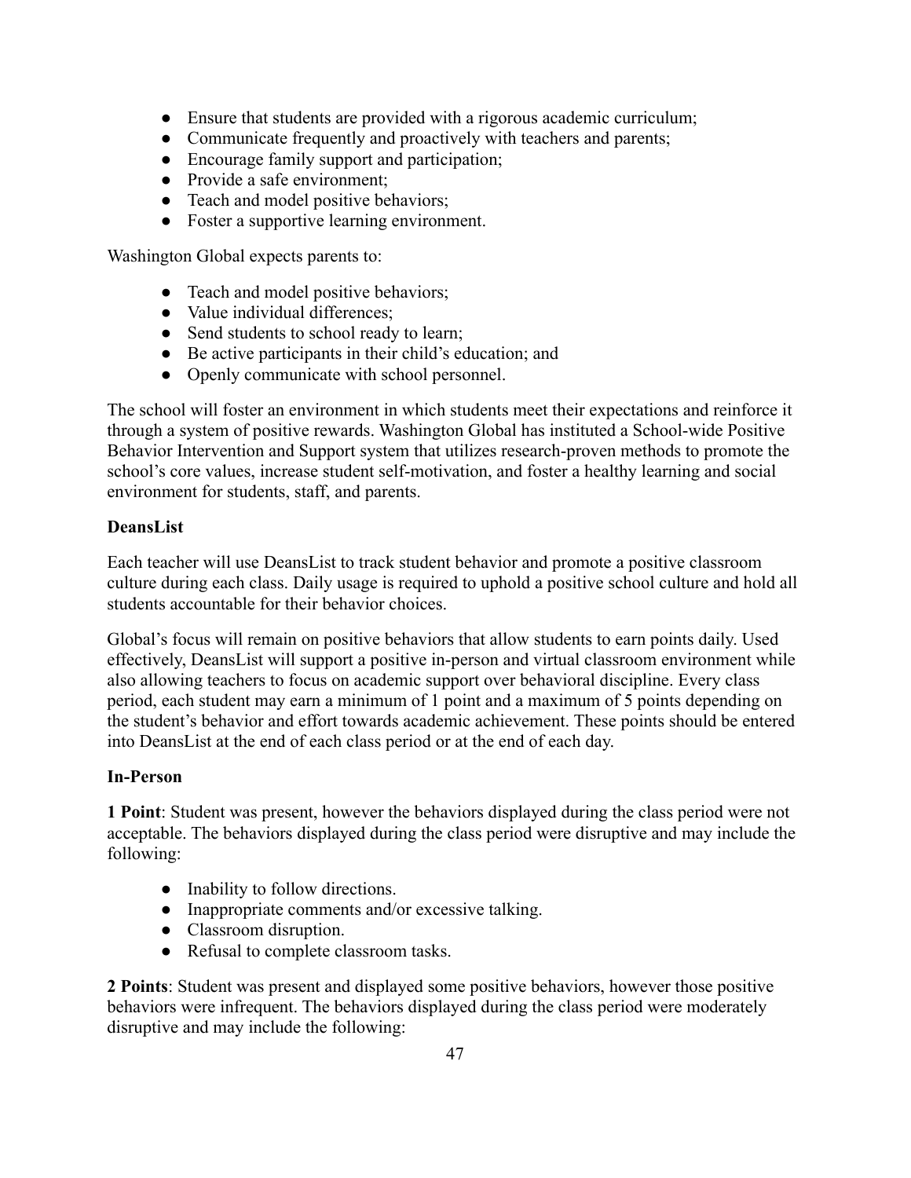- Ensure that students are provided with a rigorous academic curriculum;
- Communicate frequently and proactively with teachers and parents;
- Encourage family support and participation;
- Provide a safe environment;
- Teach and model positive behaviors;
- Foster a supportive learning environment.

Washington Global expects parents to:

- Teach and model positive behaviors;
- Value individual differences;
- Send students to school ready to learn;
- Be active participants in their child's education; and
- Openly communicate with school personnel.

The school will foster an environment in which students meet their expectations and reinforce it through a system of positive rewards. Washington Global has instituted a School-wide Positive Behavior Intervention and Support system that utilizes research-proven methods to promote the school's core values, increase student self-motivation, and foster a healthy learning and social environment for students, staff, and parents.

**DeansList**

Each teacher will use DeansList to track student behavior and promote a positive classroom culture during each class. Daily usage is required to uphold a positive school culture and hold all students accountable for their behavior choices.

Global's focus will remain on positive behaviors that allow students to earn points daily. Used effectively, DeansList will support a positive in-person and virtual classroom environment while also allowing teachers to focus on academic support over behavioral discipline. Every class period, each student may earn a minimum of 1 point and a maximum of 5 points depending on the student's behavior and effort towards academic achievement. These points should be entered into DeansList at the end of each class period or at the end of each day.

**In-Person**

**1 Point**: Student was present, however the behaviors displayed during the class period were not acceptable. The behaviors displayed during the class period were disruptive and may include the following:

- Inability to follow directions.
- Inappropriate comments and/or excessive talking.
- Classroom disruption.
- Refusal to complete classroom tasks.

**2 Points**: Student was present and displayed some positive behaviors, however those positive behaviors were infrequent. The behaviors displayed during the class period were moderately disruptive and may include the following: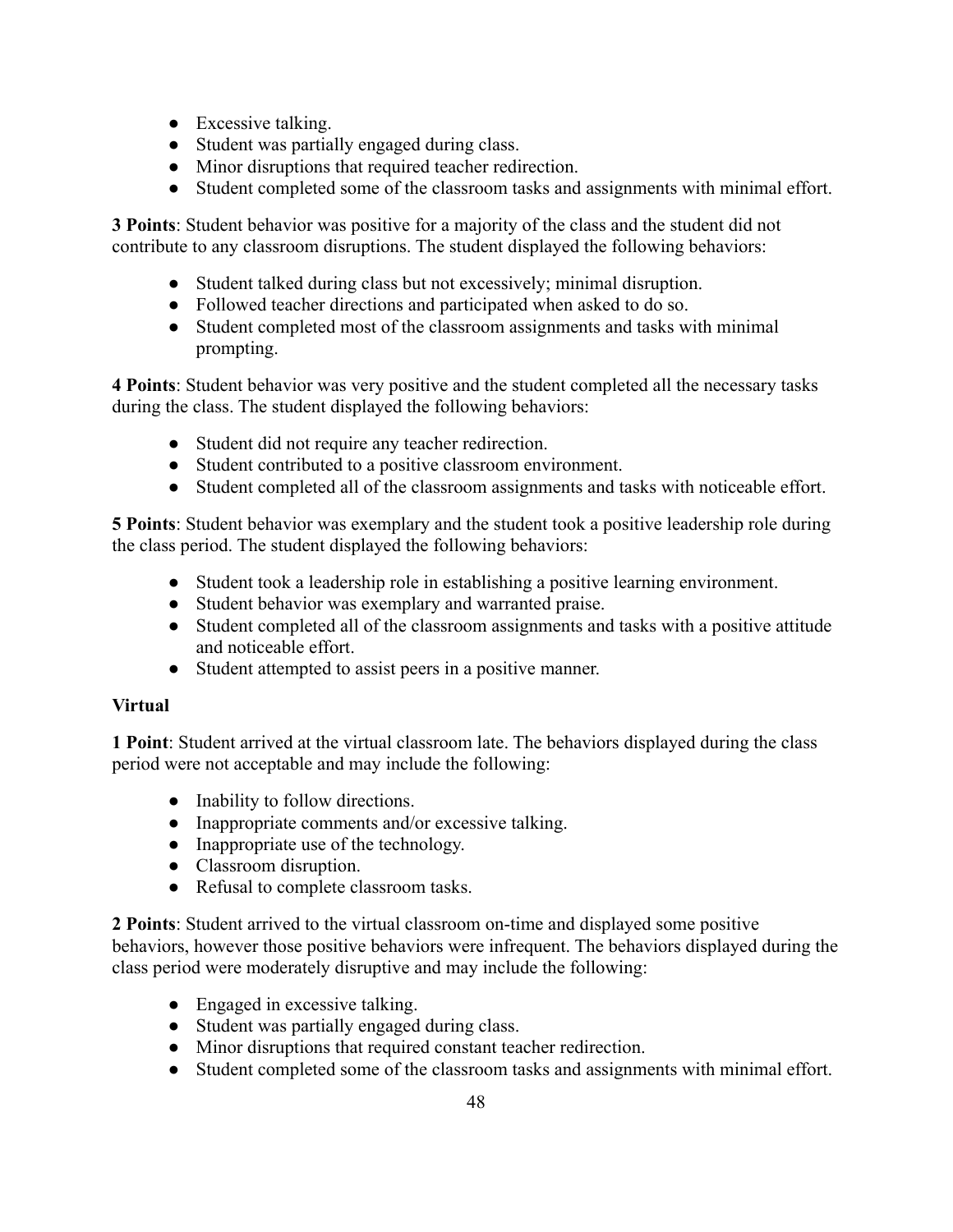- Excessive talking.
- Student was partially engaged during class.
- Minor disruptions that required teacher redirection.
- Student completed some of the classroom tasks and assignments with minimal effort.

**3 Points**: Student behavior was positive for a majority of the class and the student did not contribute to any classroom disruptions. The student displayed the following behaviors:

- Student talked during class but not excessively; minimal disruption.
- Followed teacher directions and participated when asked to do so.
- Student completed most of the classroom assignments and tasks with minimal prompting.

**4 Points**: Student behavior was very positive and the student completed all the necessary tasks during the class. The student displayed the following behaviors:

- Student did not require any teacher redirection.
- Student contributed to a positive classroom environment.
- Student completed all of the classroom assignments and tasks with noticeable effort.

**5 Points**: Student behavior was exemplary and the student took a positive leadership role during the class period. The student displayed the following behaviors:

- Student took a leadership role in establishing a positive learning environment.
- Student behavior was exemplary and warranted praise.
- Student completed all of the classroom assignments and tasks with a positive attitude and noticeable effort.
- Student attempted to assist peers in a positive manner.

**Virtual**

**1 Point**: Student arrived at the virtual classroom late. The behaviors displayed during the class period were not acceptable and may include the following:

- Inability to follow directions.
- Inappropriate comments and/or excessive talking.
- Inappropriate use of the technology.
- Classroom disruption.
- Refusal to complete classroom tasks.

**2 Points**: Student arrived to the virtual classroom on-time and displayed some positive behaviors, however those positive behaviors were infrequent. The behaviors displayed during the class period were moderately disruptive and may include the following:

- Engaged in excessive talking.
- Student was partially engaged during class.
- Minor disruptions that required constant teacher redirection.
- Student completed some of the classroom tasks and assignments with minimal effort.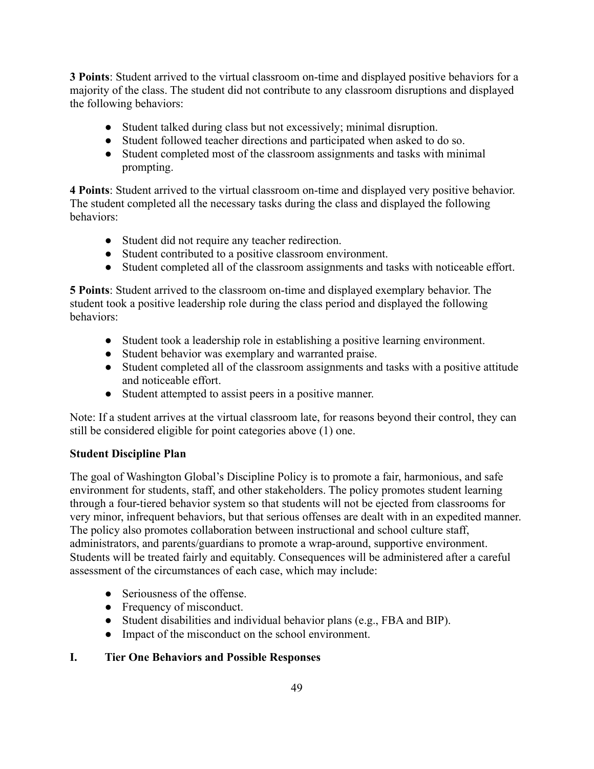**3 Points**: Student arrived to the virtual classroom on-time and displayed positive behaviors for a majority of the class. The student did not contribute to any classroom disruptions and displayed the following behaviors:

- Student talked during class but not excessively; minimal disruption.
- Student followed teacher directions and participated when asked to do so.
- Student completed most of the classroom assignments and tasks with minimal prompting.

**4 Points**: Student arrived to the virtual classroom on-time and displayed very positive behavior. The student completed all the necessary tasks during the class and displayed the following behaviors:

- Student did not require any teacher redirection.
- Student contributed to a positive classroom environment.
- Student completed all of the classroom assignments and tasks with noticeable effort.

**5 Points**: Student arrived to the classroom on-time and displayed exemplary behavior. The student took a positive leadership role during the class period and displayed the following behaviors:

- Student took a leadership role in establishing a positive learning environment.
- Student behavior was exemplary and warranted praise.
- Student completed all of the classroom assignments and tasks with a positive attitude and noticeable effort.
- Student attempted to assist peers in a positive manner.

Note: If a student arrives at the virtual classroom late, for reasons beyond their control, they can still be considered eligible for point categories above (1) one.

### Student Discipline Plan

The goal of Washington Global's Discipline Policy is to promote a fair, harmonious, and safe environment for students, staff, and other stakeholders. The policy promotes student learning through a four-tiered behavior system so that students will not be ejected from classrooms for very minor, infrequent behaviors, but that serious offenses are dealt with in an expedited manner. The policy also promotes collaboration between instructional and school culture staff, administrators, and parents/guardians to promote a wrap-around, supportive environment. Students will be treated fairly and equitably. Consequences will be administered after a careful assessment of the circumstances of each case, which may include:

- Seriousness of the offense.
- Frequency of misconduct.
- Student disabilities and individual behavior plans (e.g., FBA and BIP).
- Impact of the misconduct on the school environment.

### I. Tier One Behaviors and Possible Responses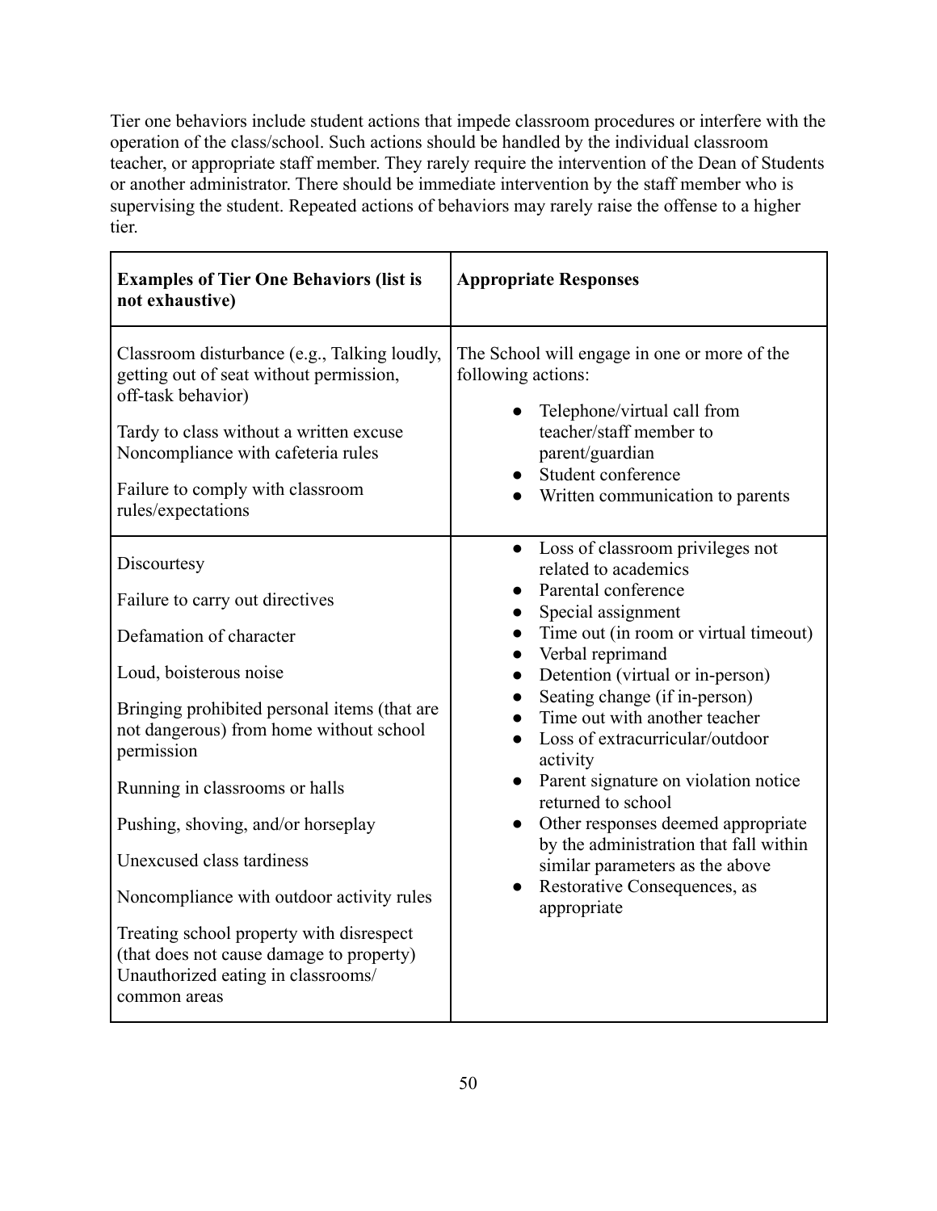Tier one behaviors include student actions that impede classroom procedures or interfere with the operation of the class/school. Such actions should be handled by the individual classroom teacher, or appropriate staff member. They rarely require the intervention of the Dean of Students or another administrator. There should be immediate intervention by the staff member who is supervising the student. Repeated actions of behaviors may rarely raise the offense to a higher tier.

| **Examples of Tier One Behaviors (list is not exhaustive)** | **Appropriate Responses** |
|---|---|
| Classroom disturbance (e.g., Talking loudly, getting out of seat without permission, off-task behavior)<br><br>Tardy to class without a written excuse<br>Noncompliance with cafeteria rules<br><br>Failure to comply with classroom rules/expectations | The School will engage in one or more of the following actions:<br>• Telephone/virtual call from teacher/staff member to parent/guardian<br>• Student conference<br>• Written communication to parents |
| Discourtesy<br><br>Failure to carry out directives<br><br>Defamation of character<br><br>Loud, boisterous noise<br><br>Bringing prohibited personal items (that are not dangerous) from home without school permission<br><br>Running in classrooms or halls<br><br>Pushing, shoving, and/or horseplay<br><br>Unexcused class tardiness<br><br>Noncompliance with outdoor activity rules<br><br>Treating school property with disrespect (that does not cause damage to property)<br>Unauthorized eating in classrooms/ common areas | • Loss of classroom privileges not related to academics<br>• Parental conference<br>• Special assignment<br>• Time out (in room or virtual timeout)<br>• Verbal reprimand<br>• Detention (virtual or in-person)<br>• Seating change (if in-person)<br>• Time out with another teacher<br>• Loss of extracurricular/outdoor activity<br>• Parent signature on violation notice returned to school<br>• Other responses deemed appropriate by the administration that fall within similar parameters as the above<br>• Restorative Consequences, as appropriate |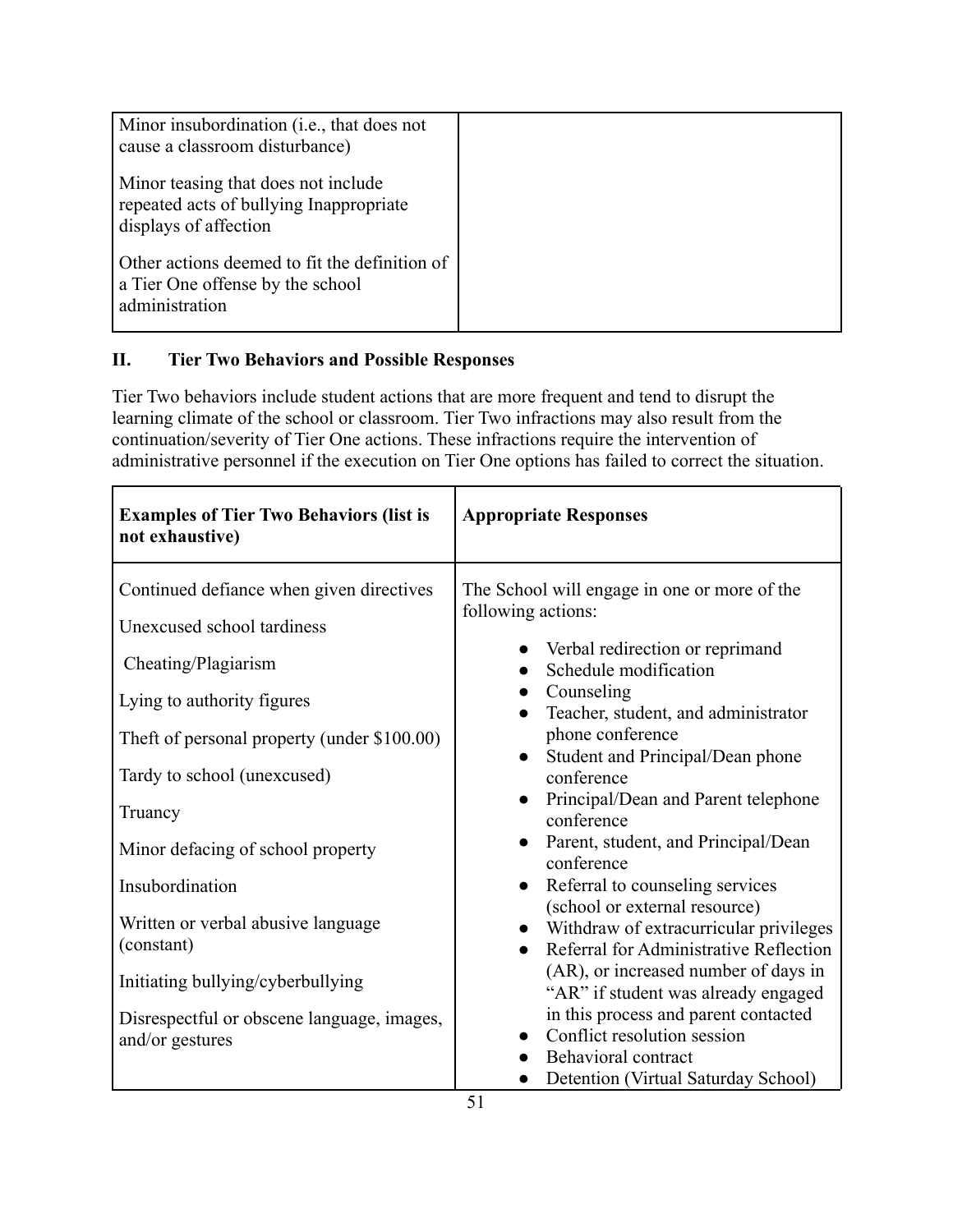| | |
|---|---|
| Minor insubordination (i.e., that does not cause a classroom disturbance)<br><br>Minor teasing that does not include repeated acts of bullying Inappropriate displays of affection<br><br>Other actions deemed to fit the definition of a Tier One offense by the school administration | |

## II. Tier Two Behaviors and Possible Responses

Tier Two behaviors include student actions that are more frequent and tend to disrupt the learning climate of the school or classroom. Tier Two infractions may also result from the continuation/severity of Tier One actions. These infractions require the intervention of administrative personnel if the execution on Tier One options has failed to correct the situation.

| **Examples of Tier Two Behaviors (list is not exhaustive)** | **Appropriate Responses** |
|---|---|
| Continued defiance when given directives<br><br>Unexcused school tardiness<br><br>Cheating/Plagiarism<br><br>Lying to authority figures<br><br>Theft of personal property (under $100.00)<br><br>Tardy to school (unexcused)<br><br>Truancy<br><br>Minor defacing of school property<br><br>Insubordination<br><br>Written or verbal abusive language (constant)<br><br>Initiating bullying/cyberbullying<br><br>Disrespectful or obscene language, images, and/or gestures | The School will engage in one or more of the following actions:<br><br>● Verbal redirection or reprimand<br>● Schedule modification<br>● Counseling<br>● Teacher, student, and administrator phone conference<br>● Student and Principal/Dean phone conference<br>● Principal/Dean and Parent telephone conference<br>● Parent, student, and Principal/Dean conference<br>● Referral to counseling services (school or external resource)<br>● Withdraw of extracurricular privileges<br>● Referral for Administrative Reflection (AR), or increased number of days in "AR" if student was already engaged in this process and parent contacted<br>● Conflict resolution session<br>● Behavioral contract<br>● Detention (Virtual Saturday School) |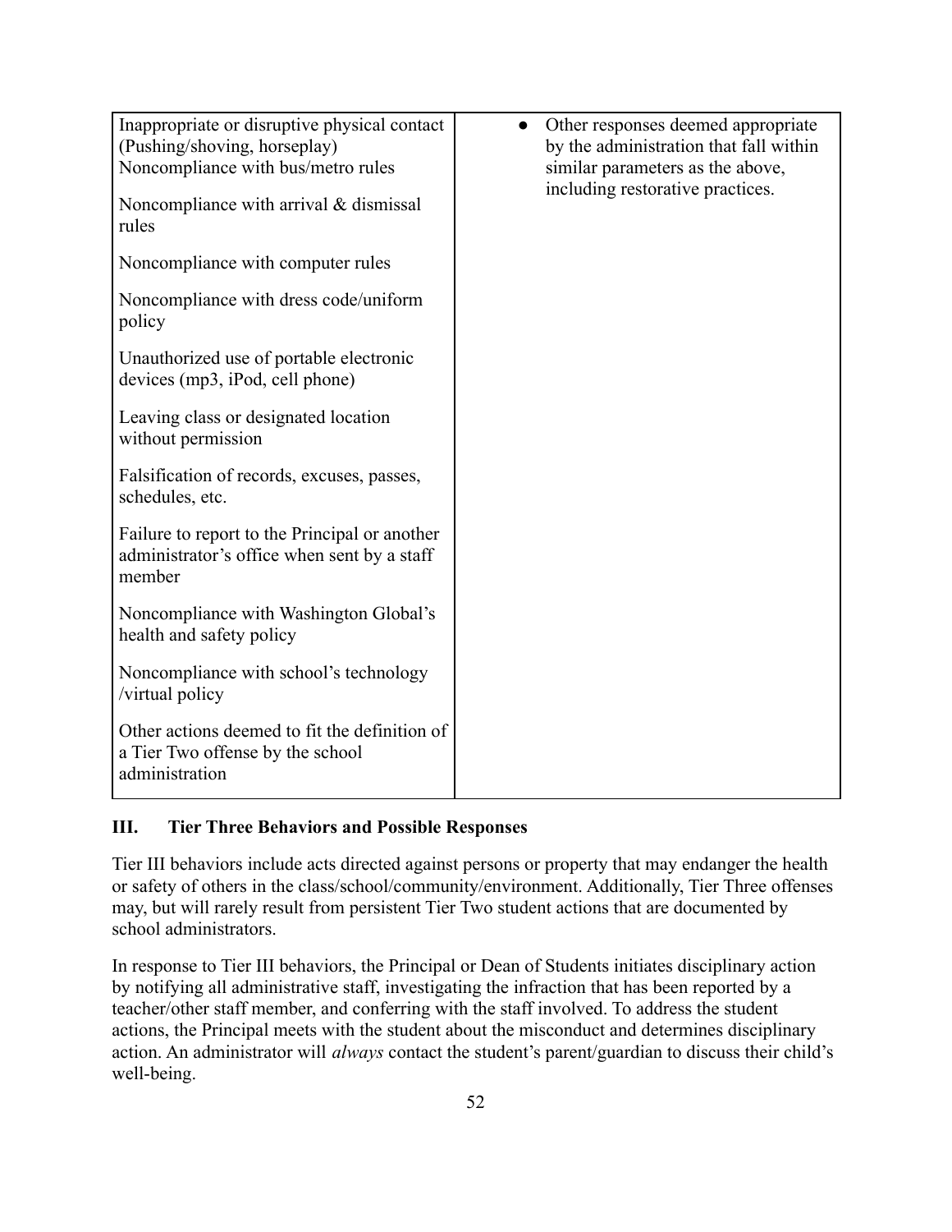| | |
|---|---|
| Inappropriate or disruptive physical contact (Pushing/shoving, horseplay)<br>Noncompliance with bus/metro rules<br><br>Noncompliance with arrival & dismissal rules<br><br>Noncompliance with computer rules<br><br>Noncompliance with dress code/uniform policy<br><br>Unauthorized use of portable electronic devices (mp3, iPod, cell phone)<br><br>Leaving class or designated location without permission<br><br>Falsification of records, excuses, passes, schedules, etc.<br><br>Failure to report to the Principal or another administrator's office when sent by a staff member<br><br>Noncompliance with Washington Global's health and safety policy<br><br>Noncompliance with school's technology /virtual policy<br><br>Other actions deemed to fit the definition of a Tier Two offense by the school administration | • Other responses deemed appropriate by the administration that fall within similar parameters as the above, including restorative practices. |

### III. Tier Three Behaviors and Possible Responses

Tier III behaviors include acts directed against persons or property that may endanger the health or safety of others in the class/school/community/environment. Additionally, Tier Three offenses may, but will rarely result from persistent Tier Two student actions that are documented by school administrators.

In response to Tier III behaviors, the Principal or Dean of Students initiates disciplinary action by notifying all administrative staff, investigating the infraction that has been reported by a teacher/other staff member, and conferring with the staff involved. To address the student actions, the Principal meets with the student about the misconduct and determines disciplinary action. An administrator will *always* contact the student's parent/guardian to discuss their child's well-being.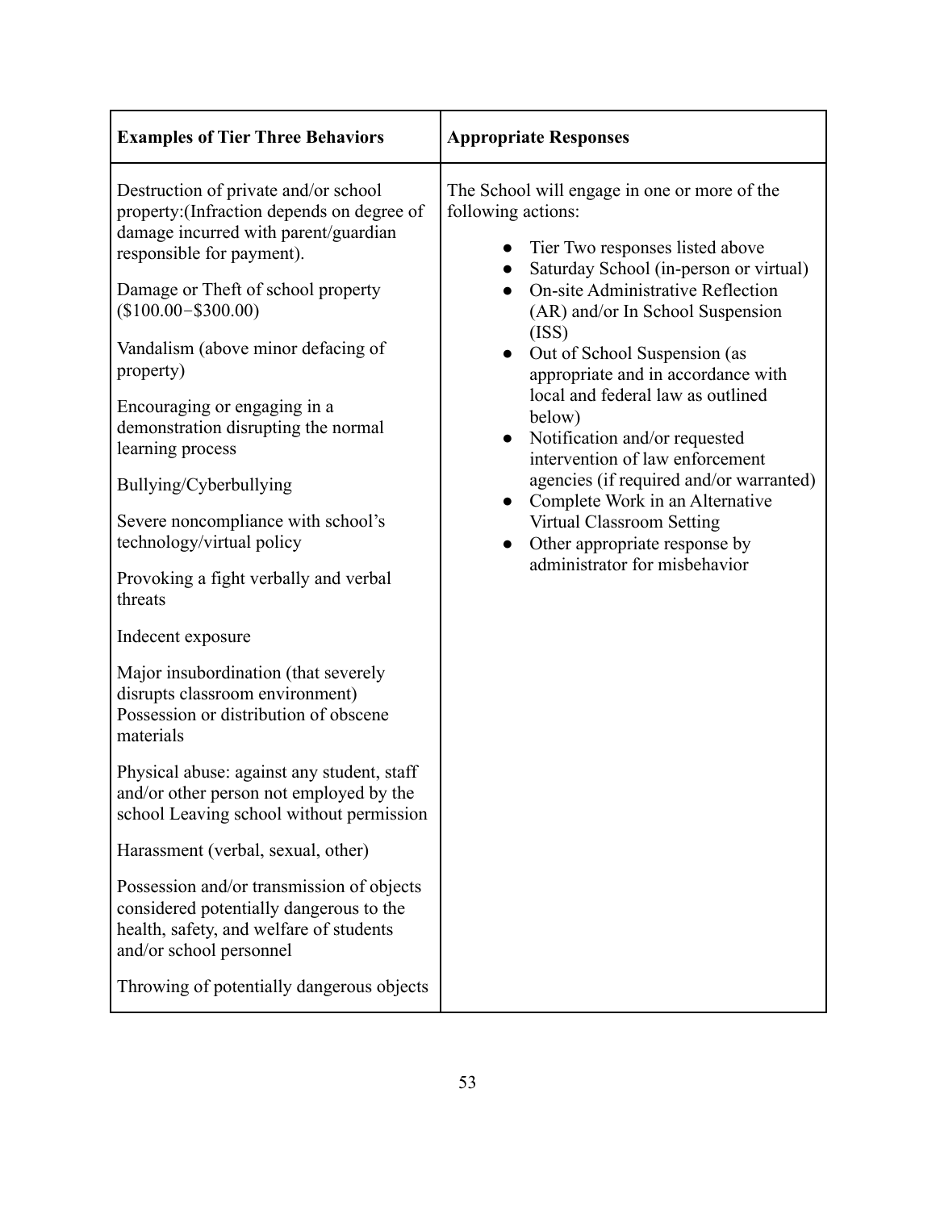| Examples of Tier Three Behaviors | Appropriate Responses |
|---|---|
| Destruction of private and/or school property:(Infraction depends on degree of damage incurred with parent/guardian responsible for payment).<br><br>Damage or Theft of school property ($100.00−$300.00)<br><br>Vandalism (above minor defacing of property)<br><br>Encouraging or engaging in a demonstration disrupting the normal learning process<br><br>Bullying/Cyberbullying<br><br>Severe noncompliance with school's technology/virtual policy<br><br>Provoking a fight verbally and verbal threats<br><br>Indecent exposure<br><br>Major insubordination (that severely disrupts classroom environment) Possession or distribution of obscene materials<br><br>Physical abuse: against any student, staff and/or other person not employed by the school Leaving school without permission<br><br>Harassment (verbal, sexual, other)<br><br>Possession and/or transmission of objects considered potentially dangerous to the health, safety, and welfare of students and/or school personnel<br><br>Throwing of potentially dangerous objects | The School will engage in one or more of the following actions:<br><br>• Tier Two responses listed above<br>• Saturday School (in-person or virtual)<br>• On-site Administrative Reflection (AR) and/or In School Suspension (ISS)<br>• Out of School Suspension (as appropriate and in accordance with local and federal law as outlined below)<br>• Notification and/or requested intervention of law enforcement agencies (if required and/or warranted)<br>• Complete Work in an Alternative Virtual Classroom Setting<br>• Other appropriate response by administrator for misbehavior |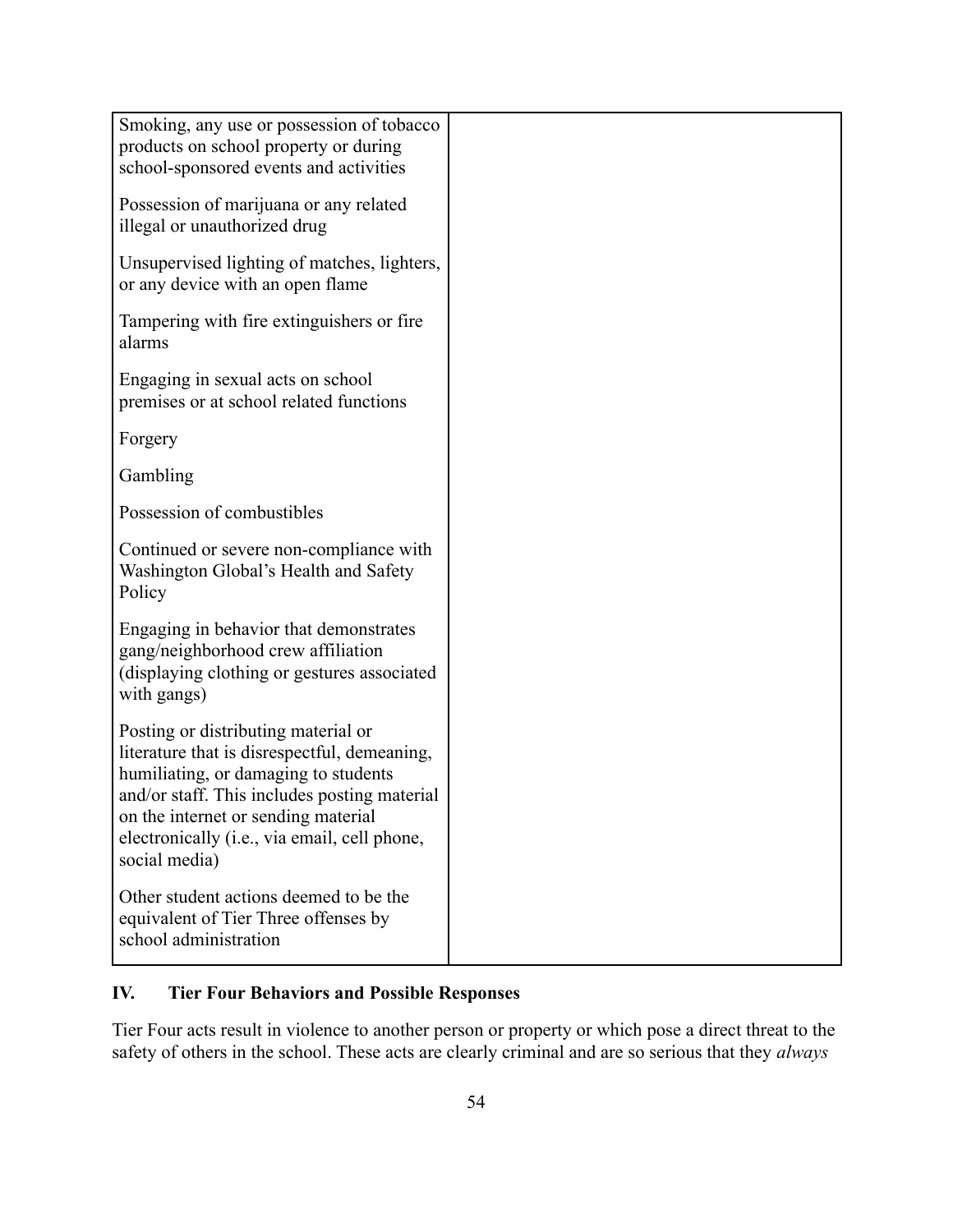| | |
|---|---|
| Smoking, any use or possession of tobacco products on school property or during school-sponsored events and activities<br><br>Possession of marijuana or any related illegal or unauthorized drug<br><br>Unsupervised lighting of matches, lighters, or any device with an open flame<br><br>Tampering with fire extinguishers or fire alarms<br><br>Engaging in sexual acts on school premises or at school related functions<br><br>Forgery<br><br>Gambling<br><br>Possession of combustibles<br><br>Continued or severe non-compliance with Washington Global's Health and Safety Policy<br><br>Engaging in behavior that demonstrates gang/neighborhood crew affiliation (displaying clothing or gestures associated with gangs)<br><br>Posting or distributing material or literature that is disrespectful, demeaning, humiliating, or damaging to students and/or staff. This includes posting material on the internet or sending material electronically (i.e., via email, cell phone, social media)<br><br>Other student actions deemed to be the equivalent of Tier Three offenses by school administration | |

## IV. Tier Four Behaviors and Possible Responses

Tier Four acts result in violence to another person or property or which pose a direct threat to the safety of others in the school. These acts are clearly criminal and are so serious that they *always*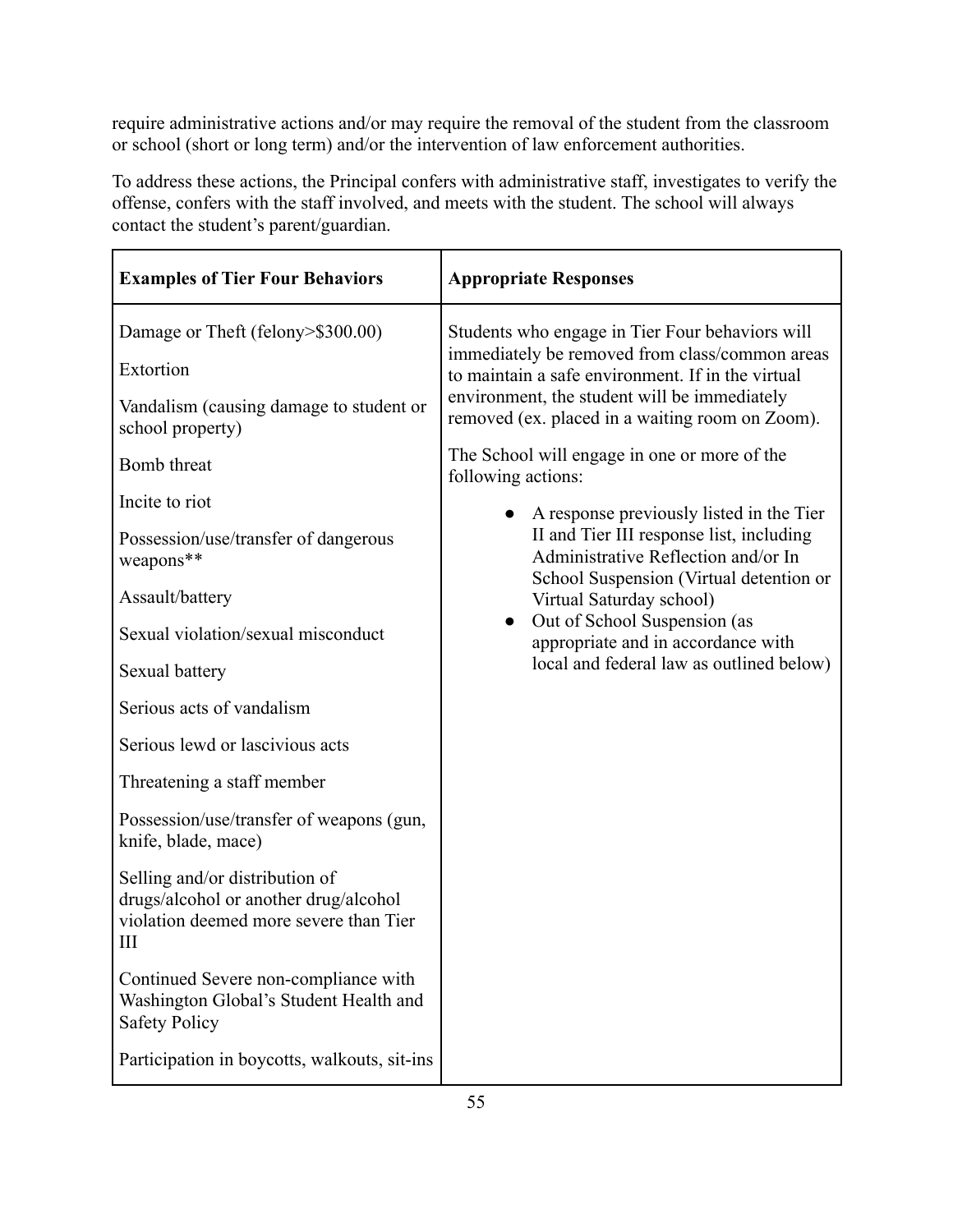require administrative actions and/or may require the removal of the student from the classroom or school (short or long term) and/or the intervention of law enforcement authorities.

To address these actions, the Principal confers with administrative staff, investigates to verify the offense, confers with the staff involved, and meets with the student. The school will always contact the student's parent/guardian.

| **Examples of Tier Four Behaviors** | **Appropriate Responses** |
|---|---|
| Damage or Theft (felony>$300.00)<br><br>Extortion<br><br>Vandalism (causing damage to student or school property)<br><br>Bomb threat<br><br>Incite to riot<br><br>Possession/use/transfer of dangerous weapons**<br><br>Assault/battery<br><br>Sexual violation/sexual misconduct<br><br>Sexual battery<br><br>Serious acts of vandalism<br><br>Serious lewd or lascivious acts<br><br>Threatening a staff member<br><br>Possession/use/transfer of weapons (gun, knife, blade, mace)<br><br>Selling and/or distribution of drugs/alcohol or another drug/alcohol violation deemed more severe than Tier III<br><br>Continued Severe non-compliance with Washington Global's Student Health and Safety Policy<br><br>Participation in boycotts, walkouts, sit-ins | Students who engage in Tier Four behaviors will immediately be removed from class/common areas to maintain a safe environment. If in the virtual environment, the student will be immediately removed (ex. placed in a waiting room on Zoom).<br><br>The School will engage in one or more of the following actions:<br><br>• A response previously listed in the Tier II and Tier III response list, including Administrative Reflection and/or In School Suspension (Virtual detention or Virtual Saturday school)<br>• Out of School Suspension (as appropriate and in accordance with local and federal law as outlined below) |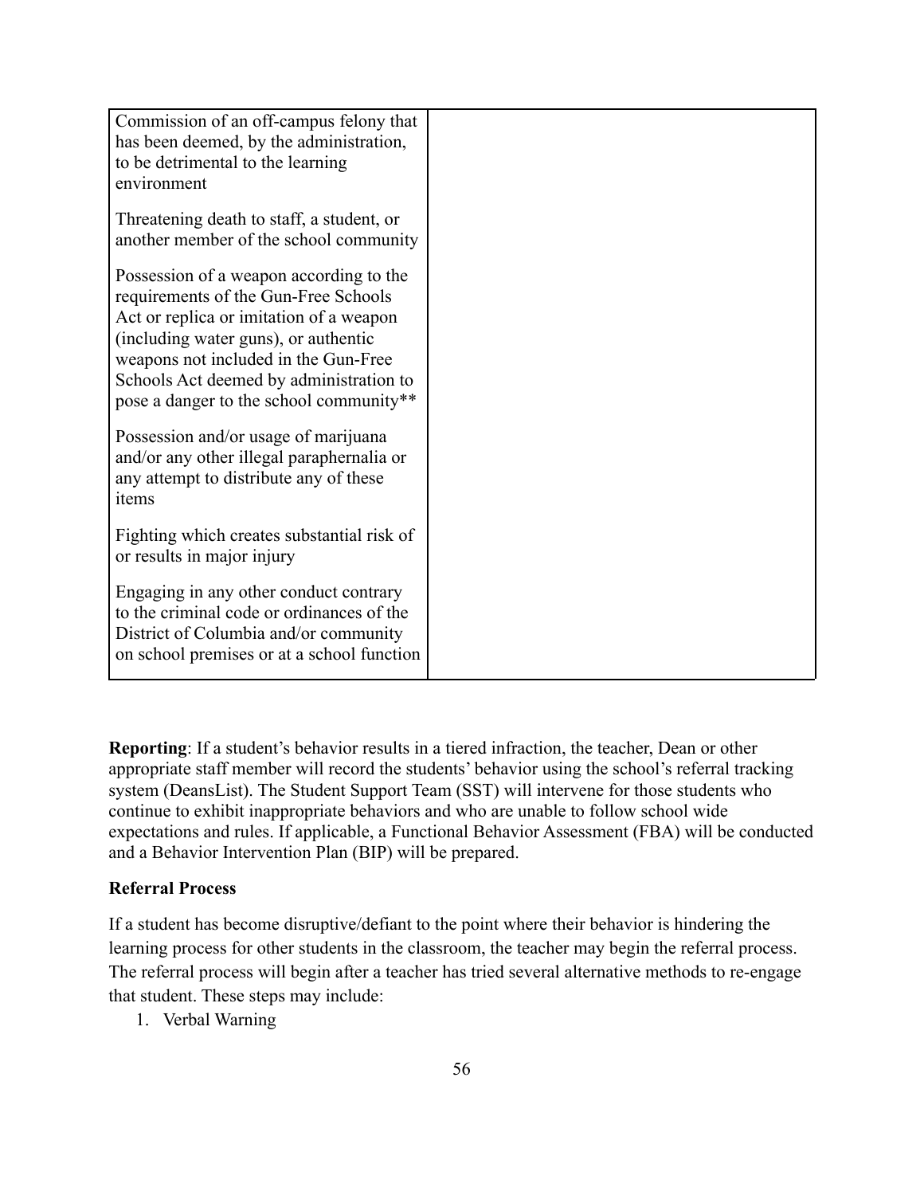| | |
|---|---|
| Commission of an off-campus felony that has been deemed, by the administration, to be detrimental to the learning environment<br><br>Threatening death to staff, a student, or another member of the school community<br><br>Possession of a weapon according to the requirements of the Gun-Free Schools Act or replica or imitation of a weapon (including water guns), or authentic weapons not included in the Gun-Free Schools Act deemed by administration to pose a danger to the school community**<br><br>Possession and/or usage of marijuana and/or any other illegal paraphernalia or any attempt to distribute any of these items<br><br>Fighting which creates substantial risk of or results in major injury<br><br>Engaging in any other conduct contrary to the criminal code or ordinances of the District of Columbia and/or community on school premises or at a school function | |

**Reporting**: If a student's behavior results in a tiered infraction, the teacher, Dean or other appropriate staff member will record the students' behavior using the school's referral tracking system (DeansList). The Student Support Team (SST) will intervene for those students who continue to exhibit inappropriate behaviors and who are unable to follow school wide expectations and rules. If applicable, a Functional Behavior Assessment (FBA) will be conducted and a Behavior Intervention Plan (BIP) will be prepared.

**Referral Process**

If a student has become disruptive/defiant to the point where their behavior is hindering the learning process for other students in the classroom, the teacher may begin the referral process. The referral process will begin after a teacher has tried several alternative methods to re-engage that student. These steps may include:

1. Verbal Warning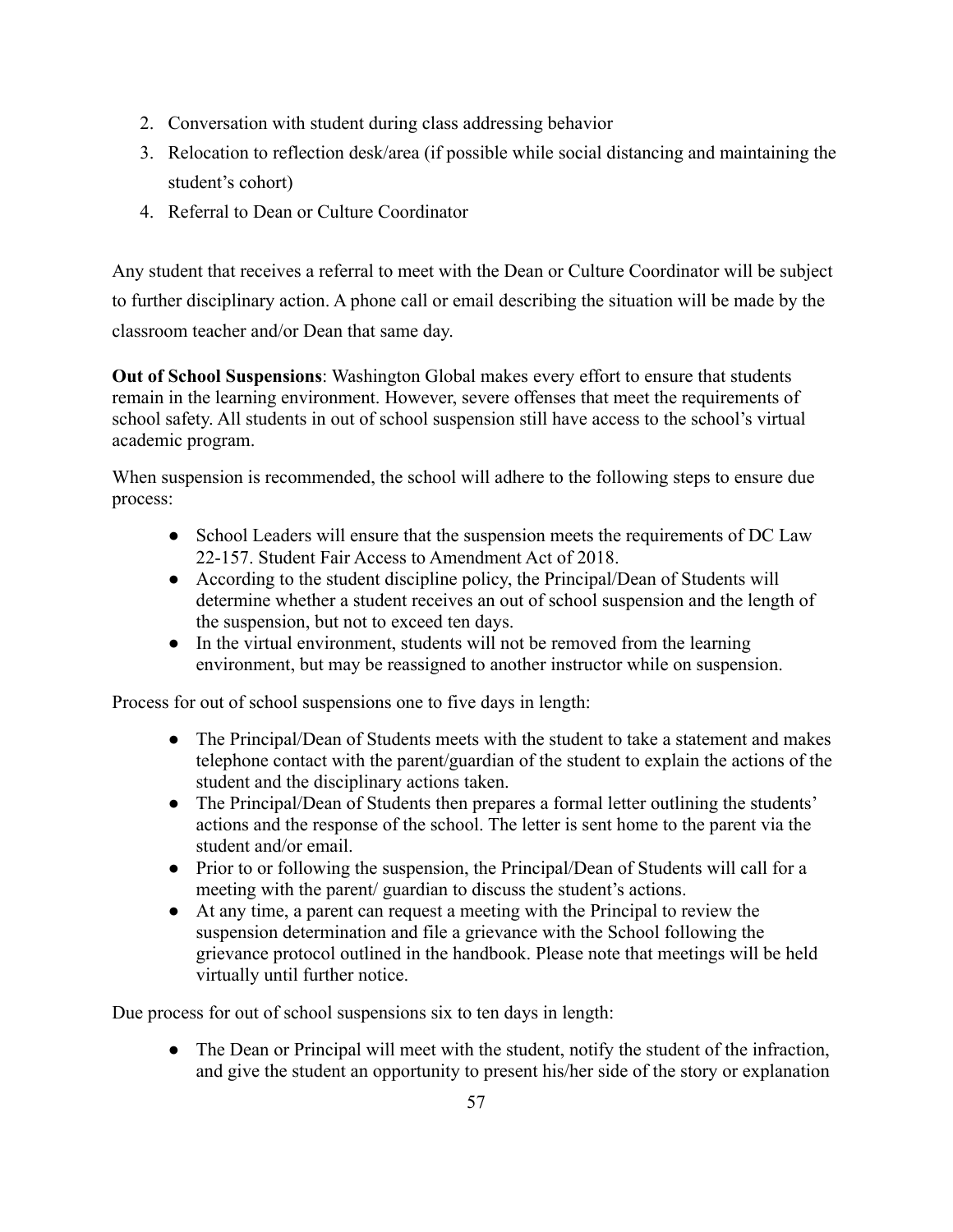2. Conversation with student during class addressing behavior
3. Relocation to reflection desk/area (if possible while social distancing and maintaining the student's cohort)
4. Referral to Dean or Culture Coordinator

Any student that receives a referral to meet with the Dean or Culture Coordinator will be subject to further disciplinary action. A phone call or email describing the situation will be made by the classroom teacher and/or Dean that same day.

**Out of School Suspensions**: Washington Global makes every effort to ensure that students remain in the learning environment. However, severe offenses that meet the requirements of school safety. All students in out of school suspension still have access to the school's virtual academic program.

When suspension is recommended, the school will adhere to the following steps to ensure due process:

- School Leaders will ensure that the suspension meets the requirements of DC Law 22-157. Student Fair Access to Amendment Act of 2018.
- According to the student discipline policy, the Principal/Dean of Students will determine whether a student receives an out of school suspension and the length of the suspension, but not to exceed ten days.
- In the virtual environment, students will not be removed from the learning environment, but may be reassigned to another instructor while on suspension.

Process for out of school suspensions one to five days in length:

- The Principal/Dean of Students meets with the student to take a statement and makes telephone contact with the parent/guardian of the student to explain the actions of the student and the disciplinary actions taken.
- The Principal/Dean of Students then prepares a formal letter outlining the students' actions and the response of the school. The letter is sent home to the parent via the student and/or email.
- Prior to or following the suspension, the Principal/Dean of Students will call for a meeting with the parent/ guardian to discuss the student's actions.
- At any time, a parent can request a meeting with the Principal to review the suspension determination and file a grievance with the School following the grievance protocol outlined in the handbook. Please note that meetings will be held virtually until further notice.

Due process for out of school suspensions six to ten days in length:

- The Dean or Principal will meet with the student, notify the student of the infraction, and give the student an opportunity to present his/her side of the story or explanation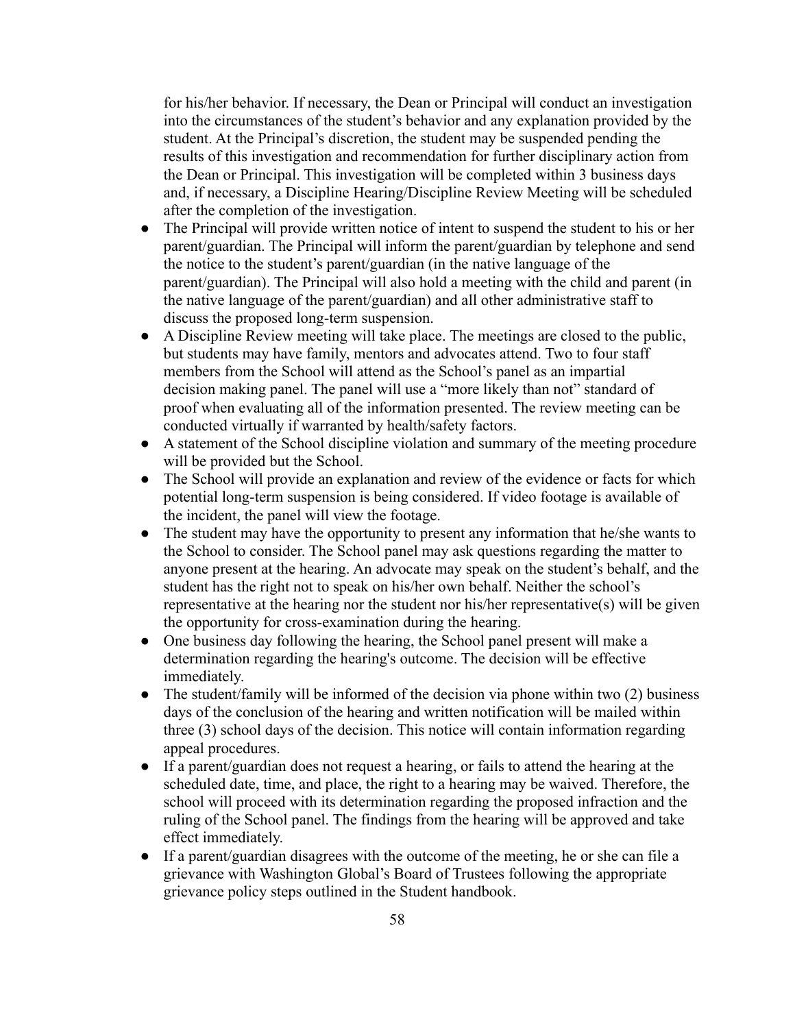for his/her behavior. If necessary, the Dean or Principal will conduct an investigation into the circumstances of the student's behavior and any explanation provided by the student. At the Principal's discretion, the student may be suspended pending the results of this investigation and recommendation for further disciplinary action from the Dean or Principal. This investigation will be completed within 3 business days and, if necessary, a Discipline Hearing/Discipline Review Meeting will be scheduled after the completion of the investigation.

- The Principal will provide written notice of intent to suspend the student to his or her parent/guardian. The Principal will inform the parent/guardian by telephone and send the notice to the student's parent/guardian (in the native language of the parent/guardian). The Principal will also hold a meeting with the child and parent (in the native language of the parent/guardian) and all other administrative staff to discuss the proposed long-term suspension.
- A Discipline Review meeting will take place. The meetings are closed to the public, but students may have family, mentors and advocates attend. Two to four staff members from the School will attend as the School's panel as an impartial decision making panel. The panel will use a "more likely than not" standard of proof when evaluating all of the information presented. The review meeting can be conducted virtually if warranted by health/safety factors.
- A statement of the School discipline violation and summary of the meeting procedure will be provided but the School.
- The School will provide an explanation and review of the evidence or facts for which potential long-term suspension is being considered. If video footage is available of the incident, the panel will view the footage.
- The student may have the opportunity to present any information that he/she wants to the School to consider. The School panel may ask questions regarding the matter to anyone present at the hearing. An advocate may speak on the student's behalf, and the student has the right not to speak on his/her own behalf. Neither the school's representative at the hearing nor the student nor his/her representative(s) will be given the opportunity for cross-examination during the hearing.
- One business day following the hearing, the School panel present will make a determination regarding the hearing's outcome. The decision will be effective immediately.
- The student/family will be informed of the decision via phone within two (2) business days of the conclusion of the hearing and written notification will be mailed within three (3) school days of the decision. This notice will contain information regarding appeal procedures.
- If a parent/guardian does not request a hearing, or fails to attend the hearing at the scheduled date, time, and place, the right to a hearing may be waived. Therefore, the school will proceed with its determination regarding the proposed infraction and the ruling of the School panel. The findings from the hearing will be approved and take effect immediately.
- If a parent/guardian disagrees with the outcome of the meeting, he or she can file a grievance with Washington Global's Board of Trustees following the appropriate grievance policy steps outlined in the Student handbook.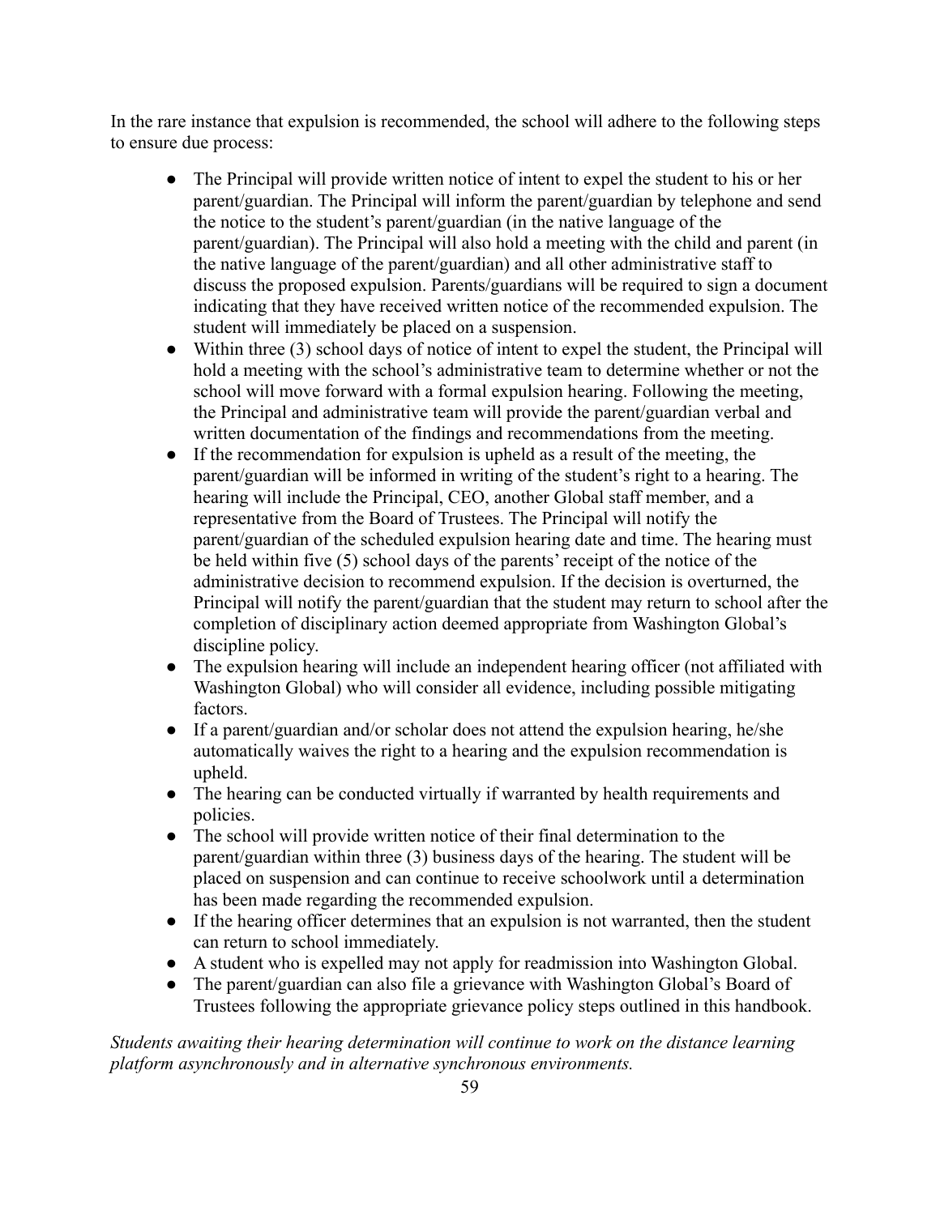In the rare instance that expulsion is recommended, the school will adhere to the following steps to ensure due process:

- The Principal will provide written notice of intent to expel the student to his or her parent/guardian. The Principal will inform the parent/guardian by telephone and send the notice to the student's parent/guardian (in the native language of the parent/guardian). The Principal will also hold a meeting with the child and parent (in the native language of the parent/guardian) and all other administrative staff to discuss the proposed expulsion. Parents/guardians will be required to sign a document indicating that they have received written notice of the recommended expulsion. The student will immediately be placed on a suspension.
- Within three (3) school days of notice of intent to expel the student, the Principal will hold a meeting with the school's administrative team to determine whether or not the school will move forward with a formal expulsion hearing. Following the meeting, the Principal and administrative team will provide the parent/guardian verbal and written documentation of the findings and recommendations from the meeting.
- If the recommendation for expulsion is upheld as a result of the meeting, the parent/guardian will be informed in writing of the student's right to a hearing. The hearing will include the Principal, CEO, another Global staff member, and a representative from the Board of Trustees. The Principal will notify the parent/guardian of the scheduled expulsion hearing date and time. The hearing must be held within five (5) school days of the parents' receipt of the notice of the administrative decision to recommend expulsion. If the decision is overturned, the Principal will notify the parent/guardian that the student may return to school after the completion of disciplinary action deemed appropriate from Washington Global's discipline policy.
- The expulsion hearing will include an independent hearing officer (not affiliated with Washington Global) who will consider all evidence, including possible mitigating factors.
- If a parent/guardian and/or scholar does not attend the expulsion hearing, he/she automatically waives the right to a hearing and the expulsion recommendation is upheld.
- The hearing can be conducted virtually if warranted by health requirements and policies.
- The school will provide written notice of their final determination to the parent/guardian within three (3) business days of the hearing. The student will be placed on suspension and can continue to receive schoolwork until a determination has been made regarding the recommended expulsion.
- If the hearing officer determines that an expulsion is not warranted, then the student can return to school immediately.
- A student who is expelled may not apply for readmission into Washington Global.
- The parent/guardian can also file a grievance with Washington Global's Board of Trustees following the appropriate grievance policy steps outlined in this handbook.

*Students awaiting their hearing determination will continue to work on the distance learning platform asynchronously and in alternative synchronous environments.*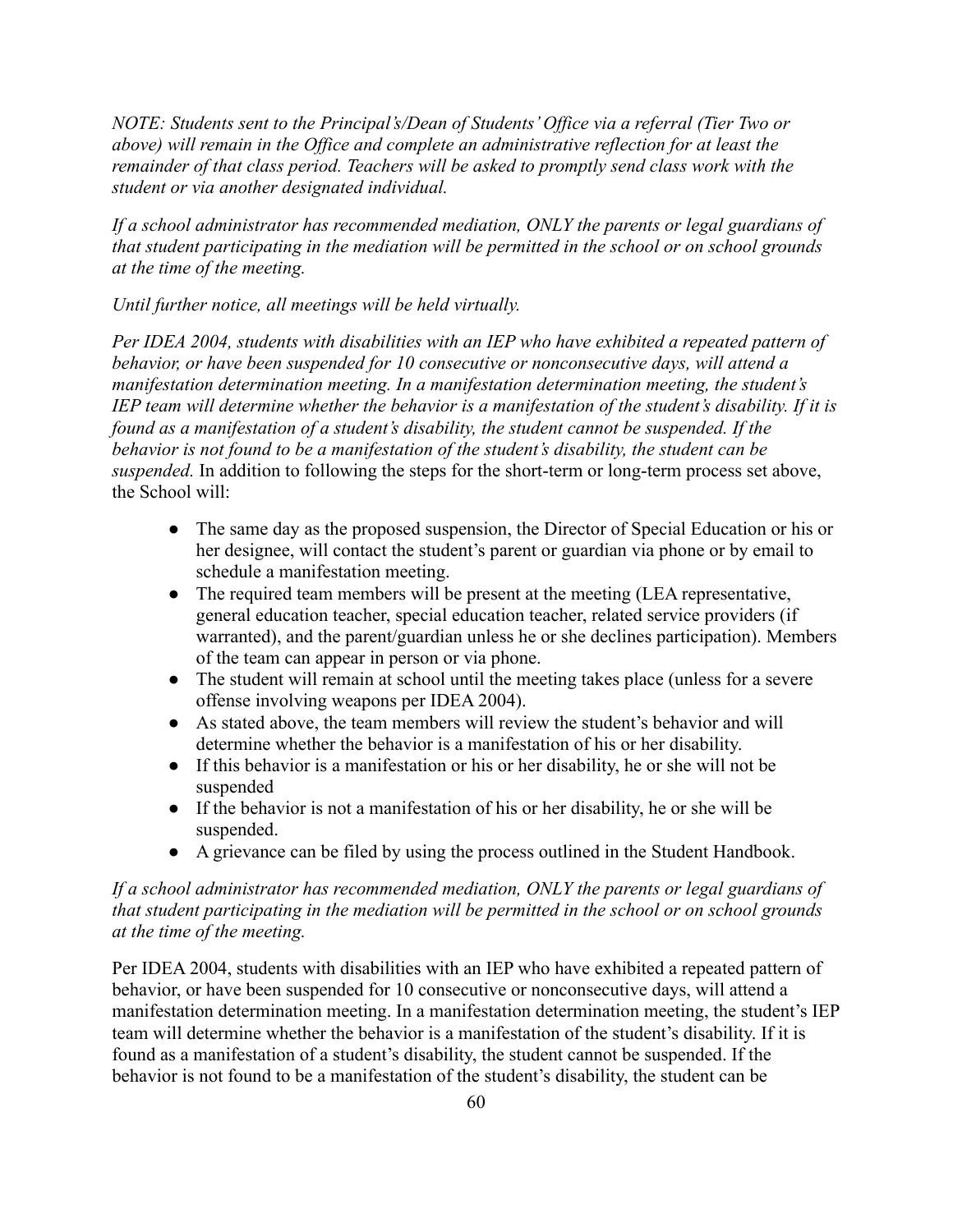*NOTE: Students sent to the Principal's/Dean of Students' Office via a referral (Tier Two or above) will remain in the Office and complete an administrative reflection for at least the remainder of that class period. Teachers will be asked to promptly send class work with the student or via another designated individual.*

*If a school administrator has recommended mediation, ONLY the parents or legal guardians of that student participating in the mediation will be permitted in the school or on school grounds at the time of the meeting.*

*Until further notice, all meetings will be held virtually.*

*Per IDEA 2004, students with disabilities with an IEP who have exhibited a repeated pattern of behavior, or have been suspended for 10 consecutive or nonconsecutive days, will attend a manifestation determination meeting. In a manifestation determination meeting, the student's IEP team will determine whether the behavior is a manifestation of the student's disability. If it is found as a manifestation of a student's disability, the student cannot be suspended. If the behavior is not found to be a manifestation of the student's disability, the student can be suspended.* In addition to following the steps for the short-term or long-term process set above, the School will:

- The same day as the proposed suspension, the Director of Special Education or his or her designee, will contact the student's parent or guardian via phone or by email to schedule a manifestation meeting.
- The required team members will be present at the meeting (LEA representative, general education teacher, special education teacher, related service providers (if warranted), and the parent/guardian unless he or she declines participation). Members of the team can appear in person or via phone.
- The student will remain at school until the meeting takes place (unless for a severe offense involving weapons per IDEA 2004).
- As stated above, the team members will review the student's behavior and will determine whether the behavior is a manifestation of his or her disability.
- If this behavior is a manifestation or his or her disability, he or she will not be suspended
- If the behavior is not a manifestation of his or her disability, he or she will be suspended.
- A grievance can be filed by using the process outlined in the Student Handbook.

*If a school administrator has recommended mediation, ONLY the parents or legal guardians of that student participating in the mediation will be permitted in the school or on school grounds at the time of the meeting.*

Per IDEA 2004, students with disabilities with an IEP who have exhibited a repeated pattern of behavior, or have been suspended for 10 consecutive or nonconsecutive days, will attend a manifestation determination meeting. In a manifestation determination meeting, the student's IEP team will determine whether the behavior is a manifestation of the student's disability. If it is found as a manifestation of a student's disability, the student cannot be suspended. If the behavior is not found to be a manifestation of the student's disability, the student can be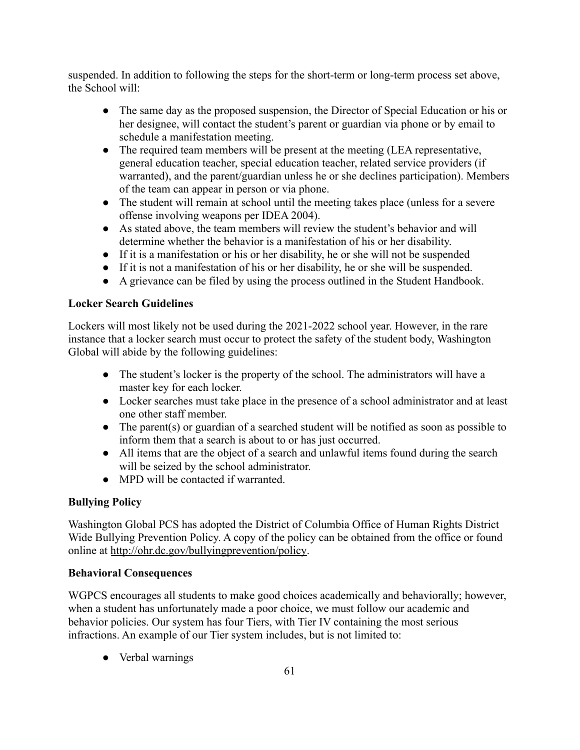suspended. In addition to following the steps for the short-term or long-term process set above, the School will:

- The same day as the proposed suspension, the Director of Special Education or his or her designee, will contact the student's parent or guardian via phone or by email to schedule a manifestation meeting.
- The required team members will be present at the meeting (LEA representative, general education teacher, special education teacher, related service providers (if warranted), and the parent/guardian unless he or she declines participation). Members of the team can appear in person or via phone.
- The student will remain at school until the meeting takes place (unless for a severe offense involving weapons per IDEA 2004).
- As stated above, the team members will review the student's behavior and will determine whether the behavior is a manifestation of his or her disability.
- If it is a manifestation or his or her disability, he or she will not be suspended
- If it is not a manifestation of his or her disability, he or she will be suspended.
- A grievance can be filed by using the process outlined in the Student Handbook.

**Locker Search Guidelines**

Lockers will most likely not be used during the 2021-2022 school year. However, in the rare instance that a locker search must occur to protect the safety of the student body, Washington Global will abide by the following guidelines:

- The student's locker is the property of the school. The administrators will have a master key for each locker.
- Locker searches must take place in the presence of a school administrator and at least one other staff member.
- The parent(s) or guardian of a searched student will be notified as soon as possible to inform them that a search is about to or has just occurred.
- All items that are the object of a search and unlawful items found during the search will be seized by the school administrator.
- MPD will be contacted if warranted.

**Bullying Policy**

Washington Global PCS has adopted the District of Columbia Office of Human Rights District Wide Bullying Prevention Policy. A copy of the policy can be obtained from the office or found online at http://ohr.dc.gov/bullyingprevention/policy.

**Behavioral Consequences**

WGPCS encourages all students to make good choices academically and behaviorally; however, when a student has unfortunately made a poor choice, we must follow our academic and behavior policies. Our system has four Tiers, with Tier IV containing the most serious infractions. An example of our Tier system includes, but is not limited to:

- Verbal warnings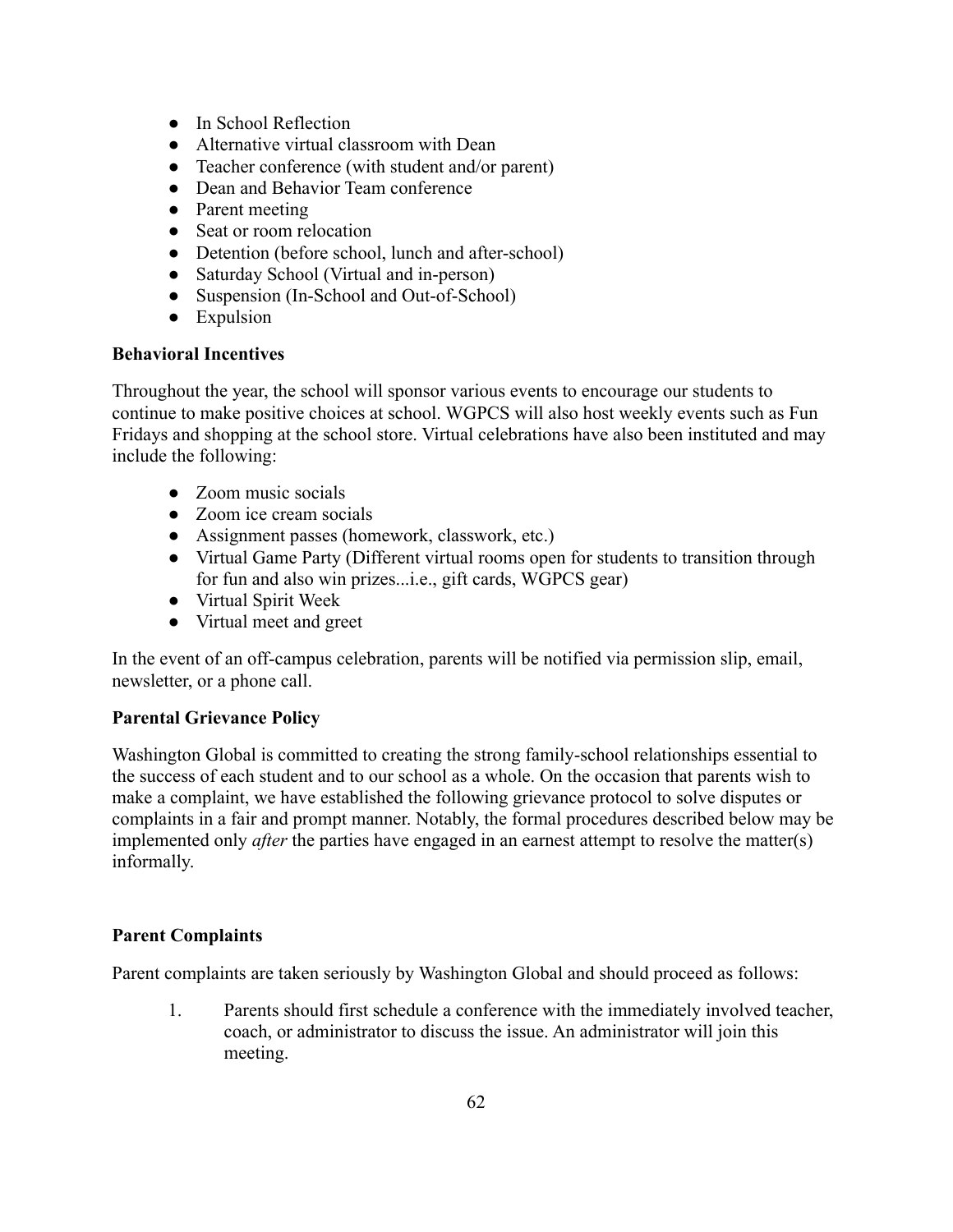- In School Reflection
- Alternative virtual classroom with Dean
- Teacher conference (with student and/or parent)
- Dean and Behavior Team conference
- Parent meeting
- Seat or room relocation
- Detention (before school, lunch and after-school)
- Saturday School (Virtual and in-person)
- Suspension (In-School and Out-of-School)
- Expulsion

**Behavioral Incentives**

Throughout the year, the school will sponsor various events to encourage our students to continue to make positive choices at school. WGPCS will also host weekly events such as Fun Fridays and shopping at the school store. Virtual celebrations have also been instituted and may include the following:

- Zoom music socials
- Zoom ice cream socials
- Assignment passes (homework, classwork, etc.)
- Virtual Game Party (Different virtual rooms open for students to transition through for fun and also win prizes...i.e., gift cards, WGPCS gear)
- Virtual Spirit Week
- Virtual meet and greet

In the event of an off-campus celebration, parents will be notified via permission slip, email, newsletter, or a phone call.

**Parental Grievance Policy**

Washington Global is committed to creating the strong family-school relationships essential to the success of each student and to our school as a whole. On the occasion that parents wish to make a complaint, we have established the following grievance protocol to solve disputes or complaints in a fair and prompt manner. Notably, the formal procedures described below may be implemented only *after* the parties have engaged in an earnest attempt to resolve the matter(s) informally.

**Parent Complaints**

Parent complaints are taken seriously by Washington Global and should proceed as follows:

1. Parents should first schedule a conference with the immediately involved teacher, coach, or administrator to discuss the issue. An administrator will join this meeting.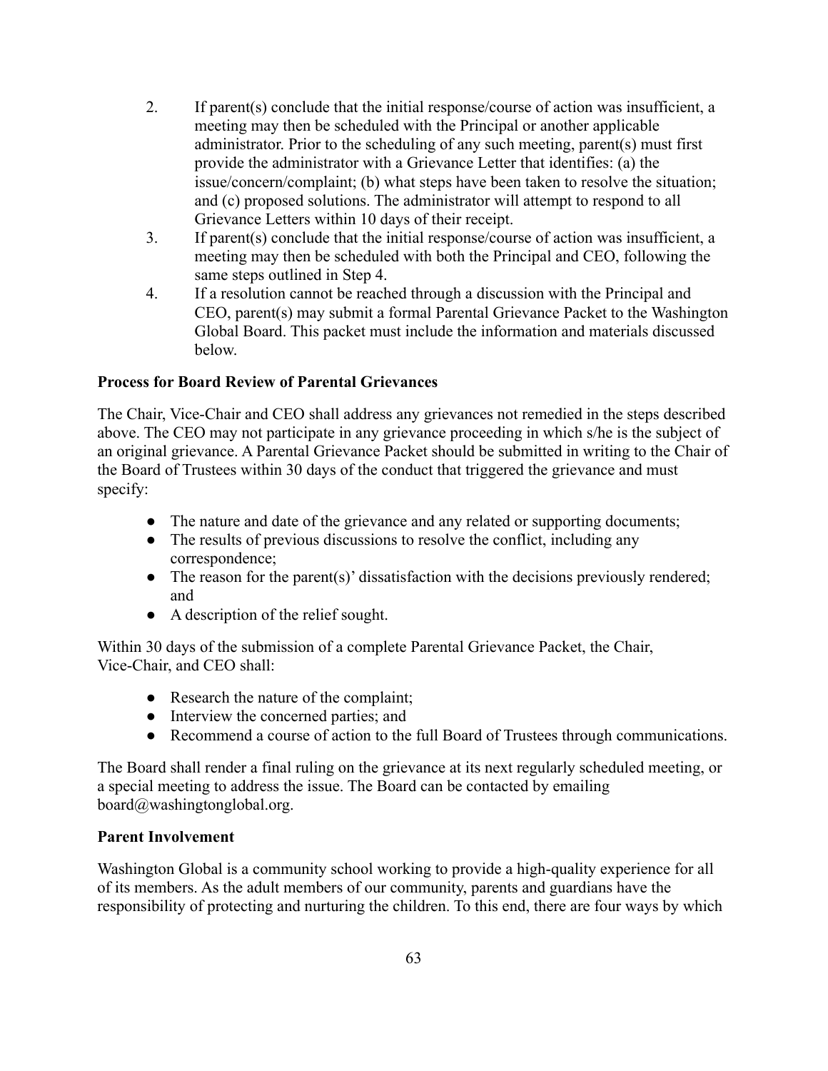2. If parent(s) conclude that the initial response/course of action was insufficient, a meeting may then be scheduled with the Principal or another applicable administrator. Prior to the scheduling of any such meeting, parent(s) must first provide the administrator with a Grievance Letter that identifies: (a) the issue/concern/complaint; (b) what steps have been taken to resolve the situation; and (c) proposed solutions. The administrator will attempt to respond to all Grievance Letters within 10 days of their receipt.
3. If parent(s) conclude that the initial response/course of action was insufficient, a meeting may then be scheduled with both the Principal and CEO, following the same steps outlined in Step 4.
4. If a resolution cannot be reached through a discussion with the Principal and CEO, parent(s) may submit a formal Parental Grievance Packet to the Washington Global Board. This packet must include the information and materials discussed below.

**Process for Board Review of Parental Grievances**

The Chair, Vice-Chair and CEO shall address any grievances not remedied in the steps described above. The CEO may not participate in any grievance proceeding in which s/he is the subject of an original grievance. A Parental Grievance Packet should be submitted in writing to the Chair of the Board of Trustees within 30 days of the conduct that triggered the grievance and must specify:

- The nature and date of the grievance and any related or supporting documents;
- The results of previous discussions to resolve the conflict, including any correspondence;
- The reason for the parent(s)' dissatisfaction with the decisions previously rendered; and
- A description of the relief sought.

Within 30 days of the submission of a complete Parental Grievance Packet, the Chair, Vice-Chair, and CEO shall:

- Research the nature of the complaint;
- Interview the concerned parties; and
- Recommend a course of action to the full Board of Trustees through communications.

The Board shall render a final ruling on the grievance at its next regularly scheduled meeting, or a special meeting to address the issue. The Board can be contacted by emailing board@washingtonglobal.org.

**Parent Involvement**

Washington Global is a community school working to provide a high-quality experience for all of its members. As the adult members of our community, parents and guardians have the responsibility of protecting and nurturing the children. To this end, there are four ways by which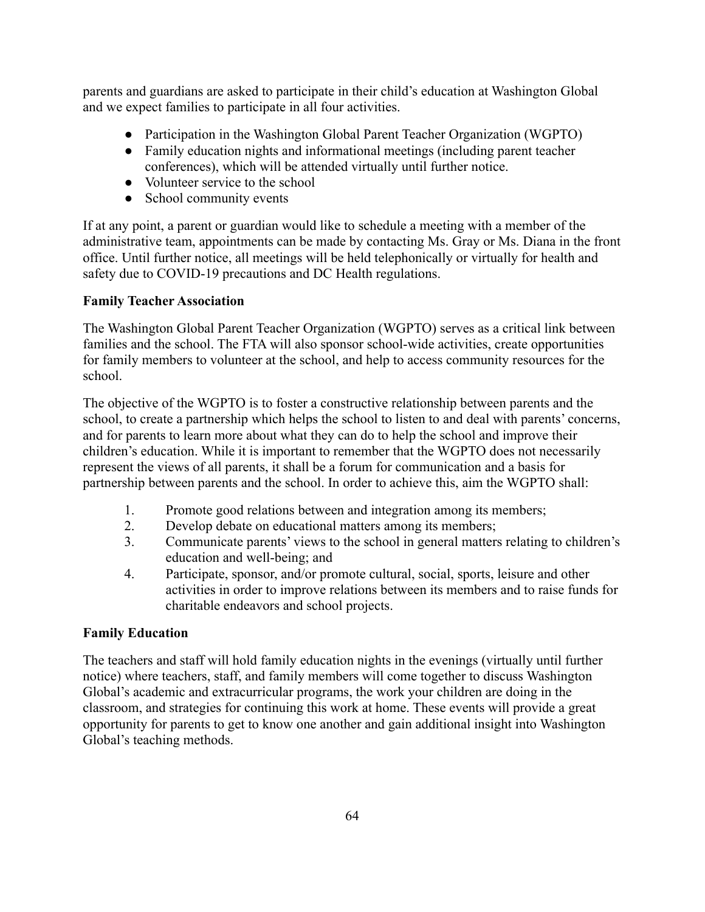parents and guardians are asked to participate in their child's education at Washington Global and we expect families to participate in all four activities.

- Participation in the Washington Global Parent Teacher Organization (WGPTO)
- Family education nights and informational meetings (including parent teacher conferences), which will be attended virtually until further notice.
- Volunteer service to the school
- School community events

If at any point, a parent or guardian would like to schedule a meeting with a member of the administrative team, appointments can be made by contacting Ms. Gray or Ms. Diana in the front office. Until further notice, all meetings will be held telephonically or virtually for health and safety due to COVID-19 precautions and DC Health regulations.

**Family Teacher Association**

The Washington Global Parent Teacher Organization (WGPTO) serves as a critical link between families and the school. The FTA will also sponsor school-wide activities, create opportunities for family members to volunteer at the school, and help to access community resources for the school.

The objective of the WGPTO is to foster a constructive relationship between parents and the school, to create a partnership which helps the school to listen to and deal with parents' concerns, and for parents to learn more about what they can do to help the school and improve their children's education. While it is important to remember that the WGPTO does not necessarily represent the views of all parents, it shall be a forum for communication and a basis for partnership between parents and the school. In order to achieve this, aim the WGPTO shall:

1. Promote good relations between and integration among its members;
2. Develop debate on educational matters among its members;
3. Communicate parents' views to the school in general matters relating to children's education and well-being; and
4. Participate, sponsor, and/or promote cultural, social, sports, leisure and other activities in order to improve relations between its members and to raise funds for charitable endeavors and school projects.

**Family Education**

The teachers and staff will hold family education nights in the evenings (virtually until further notice) where teachers, staff, and family members will come together to discuss Washington Global's academic and extracurricular programs, the work your children are doing in the classroom, and strategies for continuing this work at home. These events will provide a great opportunity for parents to get to know one another and gain additional insight into Washington Global's teaching methods.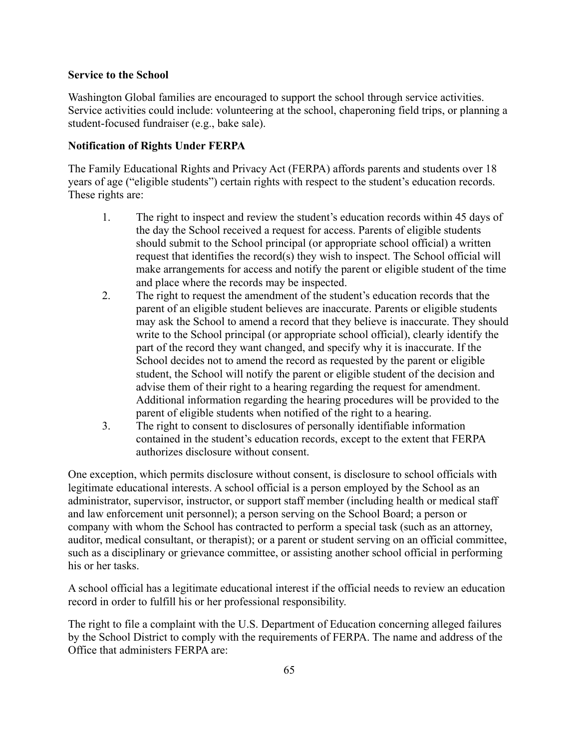**Service to the School**

Washington Global families are encouraged to support the school through service activities. Service activities could include: volunteering at the school, chaperoning field trips, or planning a student-focused fundraiser (e.g., bake sale).

**Notification of Rights Under FERPA**

The Family Educational Rights and Privacy Act (FERPA) affords parents and students over 18 years of age ("eligible students") certain rights with respect to the student's education records. These rights are:

1. The right to inspect and review the student's education records within 45 days of the day the School received a request for access. Parents of eligible students should submit to the School principal (or appropriate school official) a written request that identifies the record(s) they wish to inspect. The School official will make arrangements for access and notify the parent or eligible student of the time and place where the records may be inspected.
2. The right to request the amendment of the student's education records that the parent of an eligible student believes are inaccurate. Parents or eligible students may ask the School to amend a record that they believe is inaccurate. They should write to the School principal (or appropriate school official), clearly identify the part of the record they want changed, and specify why it is inaccurate. If the School decides not to amend the record as requested by the parent or eligible student, the School will notify the parent or eligible student of the decision and advise them of their right to a hearing regarding the request for amendment. Additional information regarding the hearing procedures will be provided to the parent of eligible students when notified of the right to a hearing.
3. The right to consent to disclosures of personally identifiable information contained in the student's education records, except to the extent that FERPA authorizes disclosure without consent.

One exception, which permits disclosure without consent, is disclosure to school officials with legitimate educational interests. A school official is a person employed by the School as an administrator, supervisor, instructor, or support staff member (including health or medical staff and law enforcement unit personnel); a person serving on the School Board; a person or company with whom the School has contracted to perform a special task (such as an attorney, auditor, medical consultant, or therapist); or a parent or student serving on an official committee, such as a disciplinary or grievance committee, or assisting another school official in performing his or her tasks.

A school official has a legitimate educational interest if the official needs to review an education record in order to fulfill his or her professional responsibility.

The right to file a complaint with the U.S. Department of Education concerning alleged failures by the School District to comply with the requirements of FERPA. The name and address of the Office that administers FERPA are: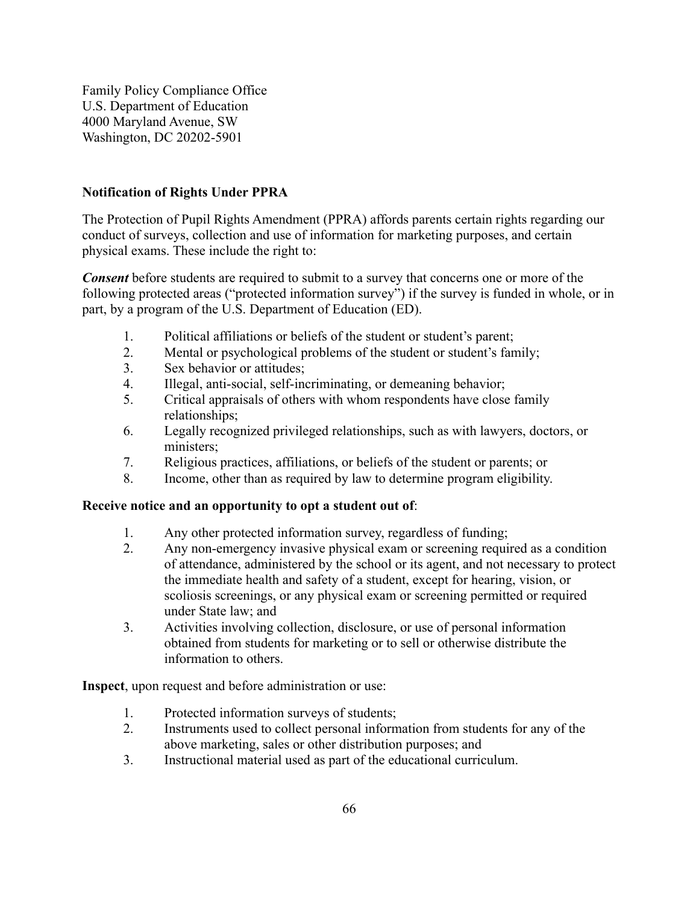Family Policy Compliance Office
U.S. Department of Education
4000 Maryland Avenue, SW
Washington, DC 20202-5901

**Notification of Rights Under PPRA**

The Protection of Pupil Rights Amendment (PPRA) affords parents certain rights regarding our conduct of surveys, collection and use of information for marketing purposes, and certain physical exams. These include the right to:

***Consent*** before students are required to submit to a survey that concerns one or more of the following protected areas ("protected information survey") if the survey is funded in whole, or in part, by a program of the U.S. Department of Education (ED).

1. Political affiliations or beliefs of the student or student's parent;
2. Mental or psychological problems of the student or student's family;
3. Sex behavior or attitudes;
4. Illegal, anti-social, self-incriminating, or demeaning behavior;
5. Critical appraisals of others with whom respondents have close family relationships;
6. Legally recognized privileged relationships, such as with lawyers, doctors, or ministers;
7. Religious practices, affiliations, or beliefs of the student or parents; or
8. Income, other than as required by law to determine program eligibility.

**Receive notice and an opportunity to opt a student out of**:

1. Any other protected information survey, regardless of funding;
2. Any non-emergency invasive physical exam or screening required as a condition of attendance, administered by the school or its agent, and not necessary to protect the immediate health and safety of a student, except for hearing, vision, or scoliosis screenings, or any physical exam or screening permitted or required under State law; and
3. Activities involving collection, disclosure, or use of personal information obtained from students for marketing or to sell or otherwise distribute the information to others.

**Inspect**, upon request and before administration or use:

1. Protected information surveys of students;
2. Instruments used to collect personal information from students for any of the above marketing, sales or other distribution purposes; and
3. Instructional material used as part of the educational curriculum.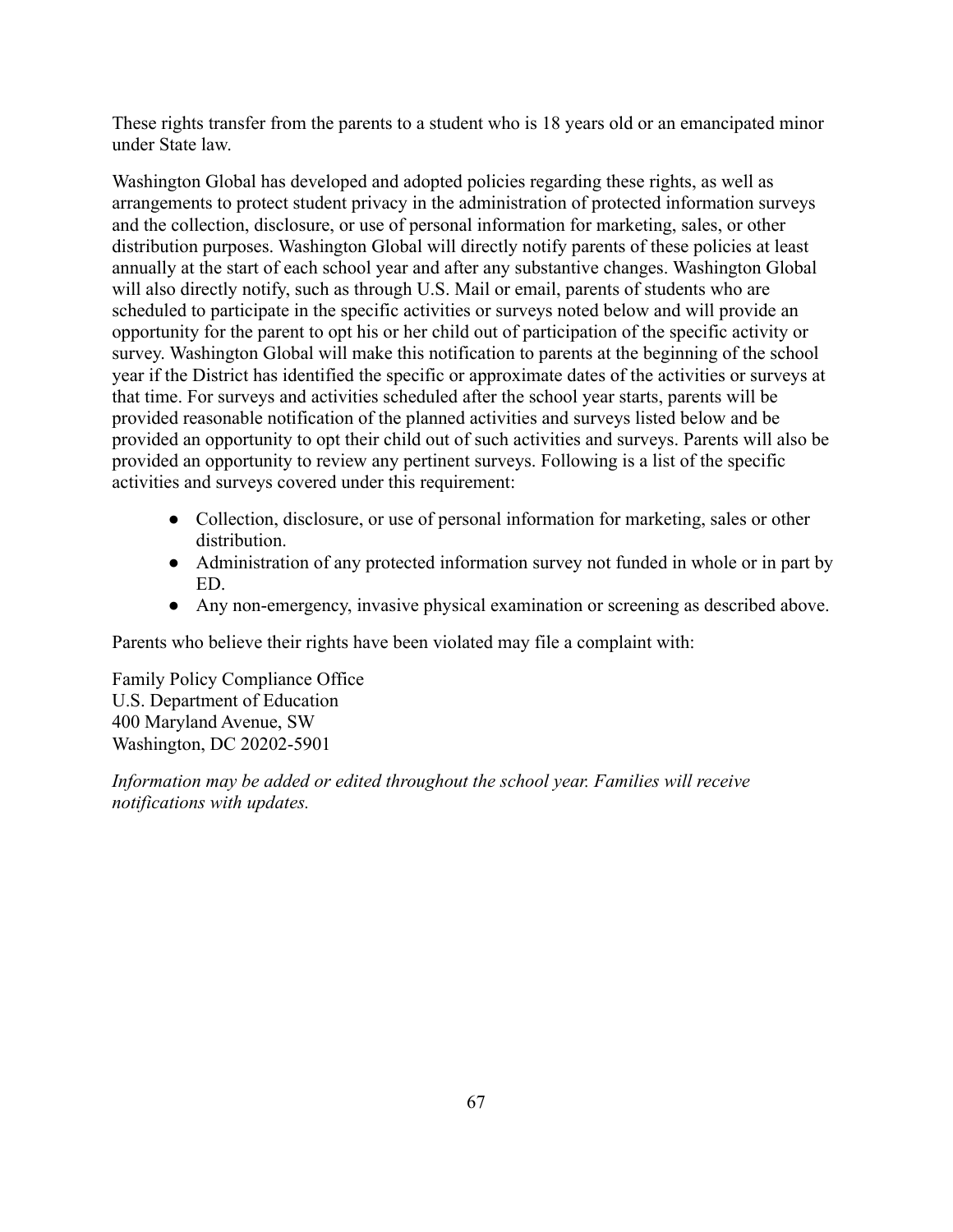These rights transfer from the parents to a student who is 18 years old or an emancipated minor under State law.

Washington Global has developed and adopted policies regarding these rights, as well as arrangements to protect student privacy in the administration of protected information surveys and the collection, disclosure, or use of personal information for marketing, sales, or other distribution purposes. Washington Global will directly notify parents of these policies at least annually at the start of each school year and after any substantive changes. Washington Global will also directly notify, such as through U.S. Mail or email, parents of students who are scheduled to participate in the specific activities or surveys noted below and will provide an opportunity for the parent to opt his or her child out of participation of the specific activity or survey. Washington Global will make this notification to parents at the beginning of the school year if the District has identified the specific or approximate dates of the activities or surveys at that time. For surveys and activities scheduled after the school year starts, parents will be provided reasonable notification of the planned activities and surveys listed below and be provided an opportunity to opt their child out of such activities and surveys. Parents will also be provided an opportunity to review any pertinent surveys. Following is a list of the specific activities and surveys covered under this requirement:

- Collection, disclosure, or use of personal information for marketing, sales or other distribution.
- Administration of any protected information survey not funded in whole or in part by ED.
- Any non-emergency, invasive physical examination or screening as described above.

Parents who believe their rights have been violated may file a complaint with:

Family Policy Compliance Office
U.S. Department of Education
400 Maryland Avenue, SW
Washington, DC 20202-5901

*Information may be added or edited throughout the school year. Families will receive notifications with updates.*